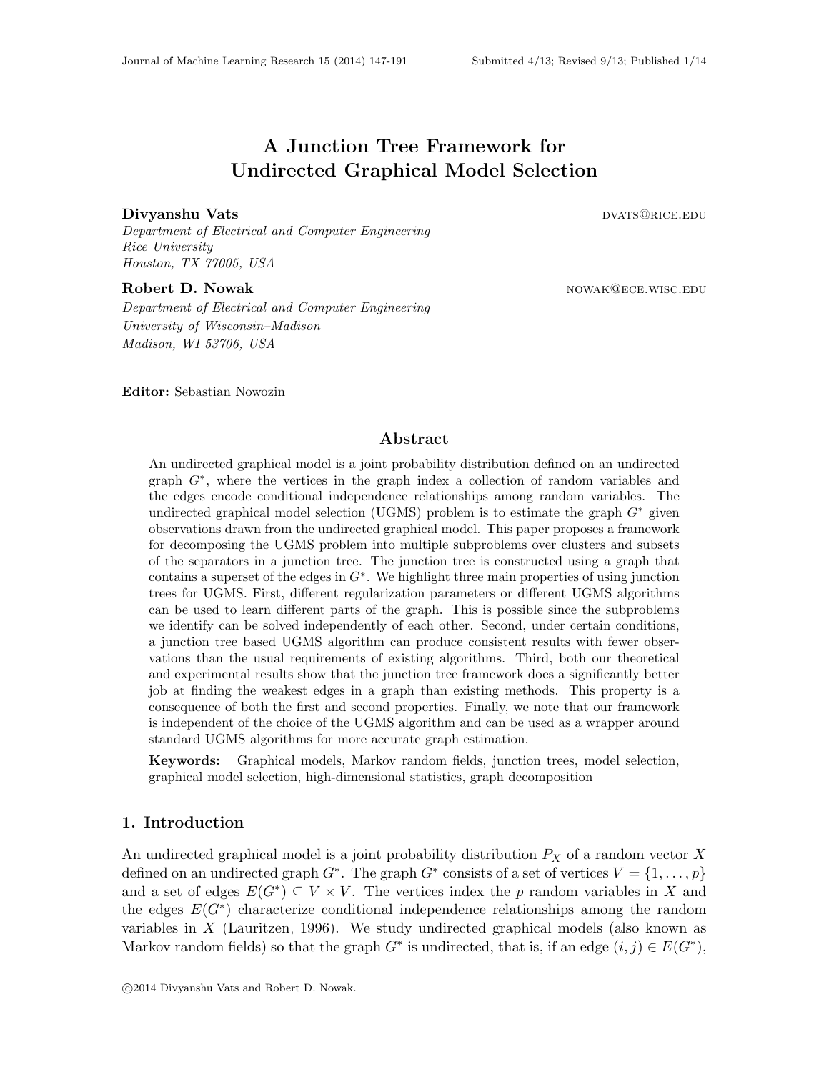# A Junction Tree Framework for Undirected Graphical Model Selection

**Divyanshu Vats** DVATS@RICE.EDU

*Department of Electrical and Computer Engineering*
*Rice University*
*Houston, TX 77005, USA*

**Robert D. Nowak** NOWAK@ECE.WISC.EDU

*Department of Electrical and Computer Engineering*
*University of Wisconsin–Madison*
*Madison, WI 53706, USA*

**Editor:** Sebastian Nowozin

## Abstract

An undirected graphical model is a joint probability distribution defined on an undirected graph $G^*$, where the vertices in the graph index a collection of random variables and the edges encode conditional independence relationships among random variables. The undirected graphical model selection (UGMS) problem is to estimate the graph $G^*$ given observations drawn from the undirected graphical model. This paper proposes a framework for decomposing the UGMS problem into multiple subproblems over clusters and subsets of the separators in a junction tree. The junction tree is constructed using a graph that contains a superset of the edges in $G^*$. We highlight three main properties of using junction trees for UGMS. First, different regularization parameters or different UGMS algorithms can be used to learn different parts of the graph. This is possible since the subproblems we identify can be solved independently of each other. Second, under certain conditions, a junction tree based UGMS algorithm can produce consistent results with fewer observations than the usual requirements of existing algorithms. Third, both our theoretical and experimental results show that the junction tree framework does a significantly better job at finding the weakest edges in a graph than existing methods. This property is a consequence of both the first and second properties. Finally, we note that our framework is independent of the choice of the UGMS algorithm and can be used as a wrapper around standard UGMS algorithms for more accurate graph estimation.

**Keywords:** Graphical models, Markov random fields, junction trees, model selection, graphical model selection, high-dimensional statistics, graph decomposition

## 1. Introduction

An undirected graphical model is a joint probability distribution $P_X$ of a random vector $X$ defined on an undirected graph $G^*$. The graph $G^*$ consists of a set of vertices $V = \{1, \ldots, p\}$ and a set of edges $E(G^*) \subseteq V \times V$. The vertices index the $p$ random variables in $X$ and the edges $E(G^*)$ characterize conditional independence relationships among the random variables in $X$ (Lauritzen, 1996). We study undirected graphical models (also known as Markov random fields) so that the graph $G^*$ is undirected, that is, if an edge $(i, j) \in E(G^*)$,

©2014 Divyanshu Vats and Robert D. Nowak.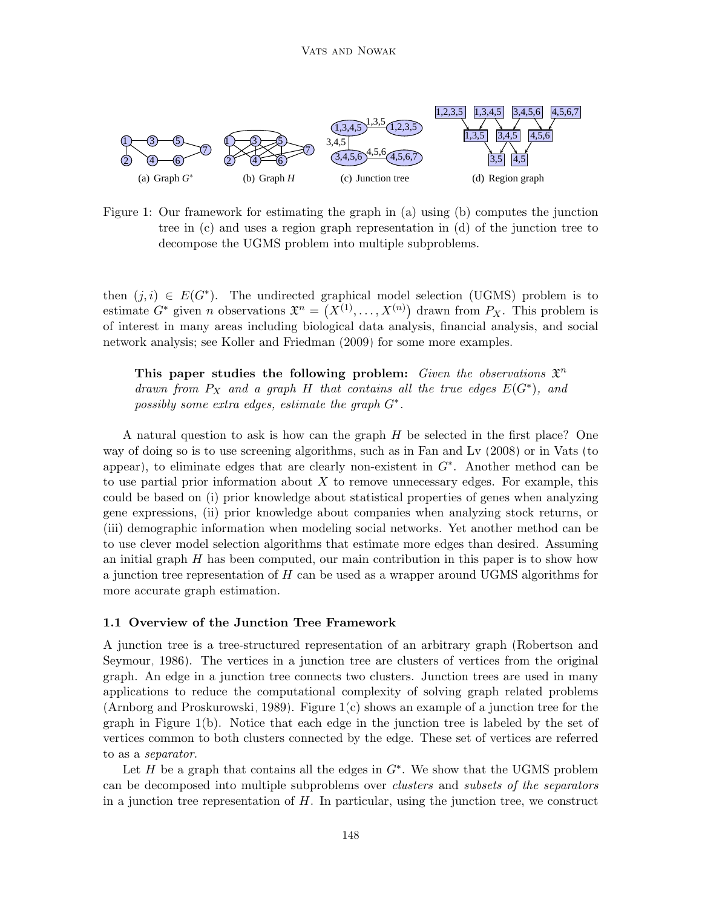Figure 1: Our framework for estimating the graph in (a) using (b) computes the junction tree in (c) and uses a region graph representation in (d) of the junction tree to decompose the UGMS problem into multiple subproblems.

then $(j,i) \in E(G^*)$. The undirected graphical model selection (UGMS) problem is to estimate $G^*$ given $n$ observations $\mathfrak{X}^n = \left(X^{(1)}, \ldots, X^{(n)}\right)$ drawn from $P_X$. This problem is of interest in many areas including biological data analysis, financial analysis, and social network analysis; see Koller and Friedman (2009) for some more examples.

> **This paper studies the following problem:** *Given the observations $\mathfrak{X}^n$ drawn from $P_X$ and a graph $H$ that contains all the true edges $E(G^*)$, and possibly some extra edges, estimate the graph $G^*$.*

A natural question to ask is how can the graph $H$ be selected in the first place? One way of doing so is to use screening algorithms, such as in Fan and Lv (2008) or in Vats (to appear), to eliminate edges that are clearly non-existent in $G^*$. Another method can be to use partial prior information about $X$ to remove unnecessary edges. For example, this could be based on (i) prior knowledge about statistical properties of genes when analyzing gene expressions, (ii) prior knowledge about companies when analyzing stock returns, or (iii) demographic information when modeling social networks. Yet another method can be to use clever model selection algorithms that estimate more edges than desired. Assuming an initial graph $H$ has been computed, our main contribution in this paper is to show how a junction tree representation of $H$ can be used as a wrapper around UGMS algorithms for more accurate graph estimation.

### 1.1 Overview of the Junction Tree Framework

A junction tree is a tree-structured representation of an arbitrary graph (Robertson and Seymour, 1986). The vertices in a junction tree are clusters of vertices from the original graph. An edge in a junction tree connects two clusters. Junction trees are used in many applications to reduce the computational complexity of solving graph related problems (Arnborg and Proskurowski, 1989). Figure 1(c) shows an example of a junction tree for the graph in Figure 1(b). Notice that each edge in the junction tree is labeled by the set of vertices common to both clusters connected by the edge. These set of vertices are referred to as a *separator*.

Let $H$ be a graph that contains all the edges in $G^*$. We show that the UGMS problem can be decomposed into multiple subproblems over *clusters* and *subsets of the separators* in a junction tree representation of $H$. In particular, using the junction tree, we construct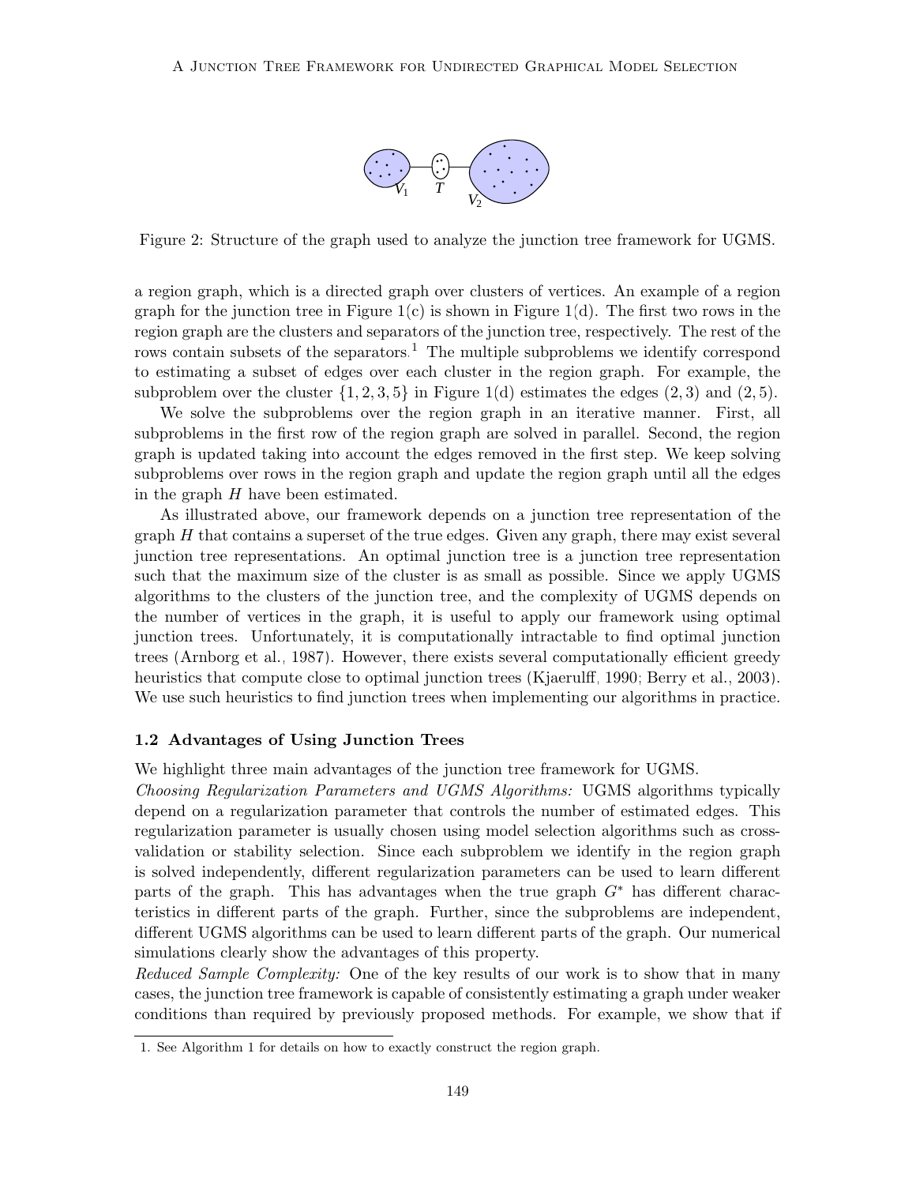Figure 2: Structure of the graph used to analyze the junction tree framework for UGMS.

a region graph, which is a directed graph over clusters of vertices. An example of a region graph for the junction tree in Figure 1(c) is shown in Figure 1(d). The first two rows in the region graph are the clusters and separators of the junction tree, respectively. The rest of the rows contain subsets of the separators.[1] The multiple subproblems we identify correspond to estimating a subset of edges over each cluster in the region graph. For example, the subproblem over the cluster $\{1, 2, 3, 5\}$ in Figure 1(d) estimates the edges $(2, 3)$ and $(2, 5)$.

We solve the subproblems over the region graph in an iterative manner. First, all subproblems in the first row of the region graph are solved in parallel. Second, the region graph is updated taking into account the edges removed in the first step. We keep solving subproblems over rows in the region graph and update the region graph until all the edges in the graph $H$ have been estimated.

As illustrated above, our framework depends on a junction tree representation of the graph $H$ that contains a superset of the true edges. Given any graph, there may exist several junction tree representations. An optimal junction tree is a junction tree representation such that the maximum size of the cluster is as small as possible. Since we apply UGMS algorithms to the clusters of the junction tree, and the complexity of UGMS depends on the number of vertices in the graph, it is useful to apply our framework using optimal junction trees. Unfortunately, it is computationally intractable to find optimal junction trees (Arnborg et al., 1987). However, there exists several computationally efficient greedy heuristics that compute close to optimal junction trees (Kjaerulff, 1990; Berry et al., 2003). We use such heuristics to find junction trees when implementing our algorithms in practice.

### 1.2 Advantages of Using Junction Trees

We highlight three main advantages of the junction tree framework for UGMS.

*Choosing Regularization Parameters and UGMS Algorithms:* UGMS algorithms typically depend on a regularization parameter that controls the number of estimated edges. This regularization parameter is usually chosen using model selection algorithms such as cross-validation or stability selection. Since each subproblem we identify in the region graph is solved independently, different regularization parameters can be used to learn different parts of the graph. This has advantages when the true graph $G^*$ has different characteristics in different parts of the graph. Further, since the subproblems are independent, different UGMS algorithms can be used to learn different parts of the graph. Our numerical simulations clearly show the advantages of this property.

*Reduced Sample Complexity:* One of the key results of our work is to show that in many cases, the junction tree framework is capable of consistently estimating a graph under weaker conditions than required by previously proposed methods. For example, we show that if

1. See Algorithm 1 for details on how to exactly construct the region graph.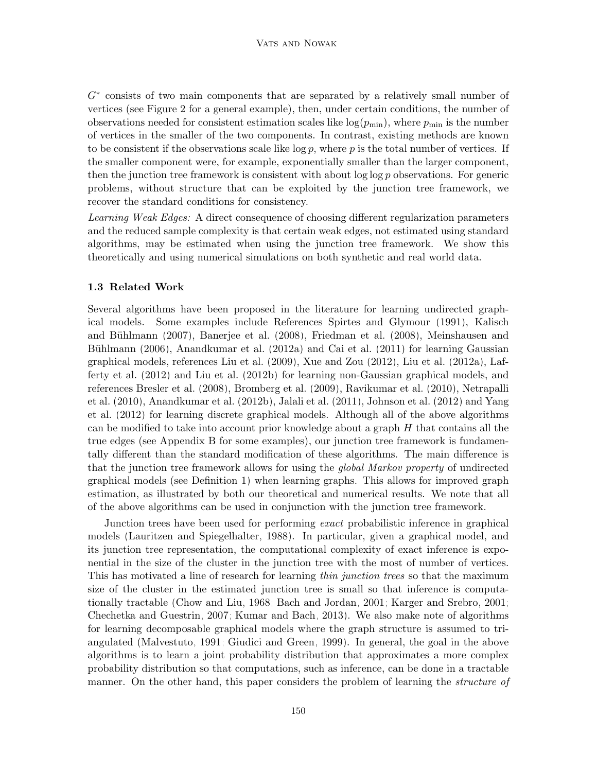$G^*$ consists of two main components that are separated by a relatively small number of vertices (see Figure 2 for a general example), then, under certain conditions, the number of observations needed for consistent estimation scales like $\log(p_{\min})$, where $p_{\min}$ is the number of vertices in the smaller of the two components. In contrast, existing methods are known to be consistent if the observations scale like $\log p$, where $p$ is the total number of vertices. If the smaller component were, for example, exponentially smaller than the larger component, then the junction tree framework is consistent with about $\log \log p$ observations. For generic problems, without structure that can be exploited by the junction tree framework, we recover the standard conditions for consistency.

*Learning Weak Edges:* A direct consequence of choosing different regularization parameters and the reduced sample complexity is that certain weak edges, not estimated using standard algorithms, may be estimated when using the junction tree framework. We show this theoretically and using numerical simulations on both synthetic and real world data.

### 1.3 Related Work

Several algorithms have been proposed in the literature for learning undirected graphical models. Some examples include References Spirtes and Glymour (1991), Kalisch and Bühlmann (2007), Banerjee et al. (2008), Friedman et al. (2008), Meinshausen and Bühlmann (2006), Anandkumar et al. (2012a) and Cai et al. (2011) for learning Gaussian graphical models, references Liu et al. (2009), Xue and Zou (2012), Liu et al. (2012a), Lafferty et al. (2012) and Liu et al. (2012b) for learning non-Gaussian graphical models, and references Bresler et al. (2008), Bromberg et al. (2009), Ravikumar et al. (2010), Netrapalli et al. (2010), Anandkumar et al. (2012b), Jalali et al. (2011), Johnson et al. (2012) and Yang et al. (2012) for learning discrete graphical models. Although all of the above algorithms can be modified to take into account prior knowledge about a graph $H$ that contains all the true edges (see Appendix B for some examples), our junction tree framework is fundamentally different than the standard modification of these algorithms. The main difference is that the junction tree framework allows for using the *global Markov property* of undirected graphical models (see Definition 1) when learning graphs. This allows for improved graph estimation, as illustrated by both our theoretical and numerical results. We note that all of the above algorithms can be used in conjunction with the junction tree framework.

Junction trees have been used for performing *exact* probabilistic inference in graphical models (Lauritzen and Spiegelhalter, 1988). In particular, given a graphical model, and its junction tree representation, the computational complexity of exact inference is exponential in the size of the cluster in the junction tree with the most of number of vertices. This has motivated a line of research for learning *thin junction trees* so that the maximum size of the cluster in the estimated junction tree is small so that inference is computationally tractable (Chow and Liu, 1968; Bach and Jordan, 2001; Karger and Srebro, 2001; Chechetka and Guestrin, 2007; Kumar and Bach, 2013). We also make note of algorithms for learning decomposable graphical models where the graph structure is assumed to triangulated (Malvestuto, 1991; Giudici and Green, 1999). In general, the goal in the above algorithms is to learn a joint probability distribution that approximates a more complex probability distribution so that computations, such as inference, can be done in a tractable manner. On the other hand, this paper considers the problem of learning the *structure of*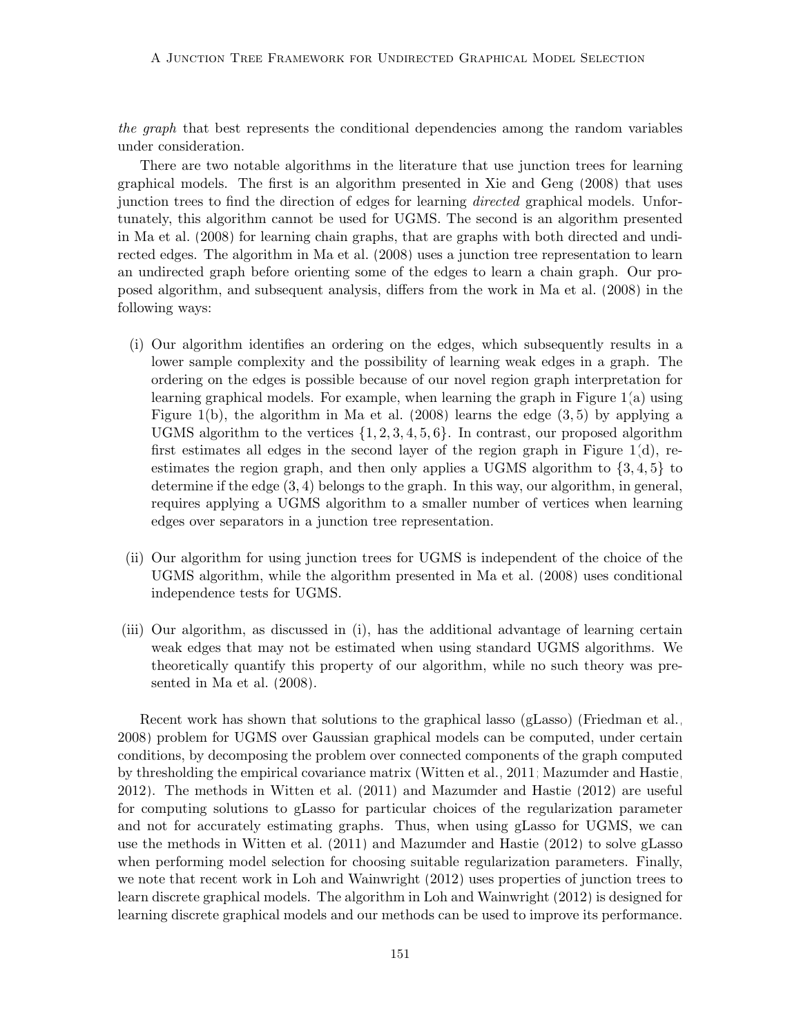*the graph* that best represents the conditional dependencies among the random variables under consideration.

There are two notable algorithms in the literature that use junction trees for learning graphical models. The first is an algorithm presented in Xie and Geng (2008) that uses junction trees to find the direction of edges for learning *directed* graphical models. Unfortunately, this algorithm cannot be used for UGMS. The second is an algorithm presented in Ma et al. (2008) for learning chain graphs, that are graphs with both directed and undirected edges. The algorithm in Ma et al. (2008) uses a junction tree representation to learn an undirected graph before orienting some of the edges to learn a chain graph. Our proposed algorithm, and subsequent analysis, differs from the work in Ma et al. (2008) in the following ways:

(i) Our algorithm identifies an ordering on the edges, which subsequently results in a lower sample complexity and the possibility of learning weak edges in a graph. The ordering on the edges is possible because of our novel region graph interpretation for learning graphical models. For example, when learning the graph in Figure 1(a) using Figure 1(b), the algorithm in Ma et al. (2008) learns the edge $(3, 5)$ by applying a UGMS algorithm to the vertices $\{1, 2, 3, 4, 5, 6\}$. In contrast, our proposed algorithm first estimates all edges in the second layer of the region graph in Figure 1(d), re-estimates the region graph, and then only applies a UGMS algorithm to $\{3, 4, 5\}$ to determine if the edge $(3, 4)$ belongs to the graph. In this way, our algorithm, in general, requires applying a UGMS algorithm to a smaller number of vertices when learning edges over separators in a junction tree representation.

(ii) Our algorithm for using junction trees for UGMS is independent of the choice of the UGMS algorithm, while the algorithm presented in Ma et al. (2008) uses conditional independence tests for UGMS.

(iii) Our algorithm, as discussed in (i), has the additional advantage of learning certain weak edges that may not be estimated when using standard UGMS algorithms. We theoretically quantify this property of our algorithm, while no such theory was presented in Ma et al. (2008).

Recent work has shown that solutions to the graphical lasso (gLasso) (Friedman et al., 2008) problem for UGMS over Gaussian graphical models can be computed, under certain conditions, by decomposing the problem over connected components of the graph computed by thresholding the empirical covariance matrix (Witten et al., 2011; Mazumder and Hastie, 2012). The methods in Witten et al. (2011) and Mazumder and Hastie (2012) are useful for computing solutions to gLasso for particular choices of the regularization parameter and not for accurately estimating graphs. Thus, when using gLasso for UGMS, we can use the methods in Witten et al. (2011) and Mazumder and Hastie (2012) to solve gLasso when performing model selection for choosing suitable regularization parameters. Finally, we note that recent work in Loh and Wainwright (2012) uses properties of junction trees to learn discrete graphical models. The algorithm in Loh and Wainwright (2012) is designed for learning discrete graphical models and our methods can be used to improve its performance.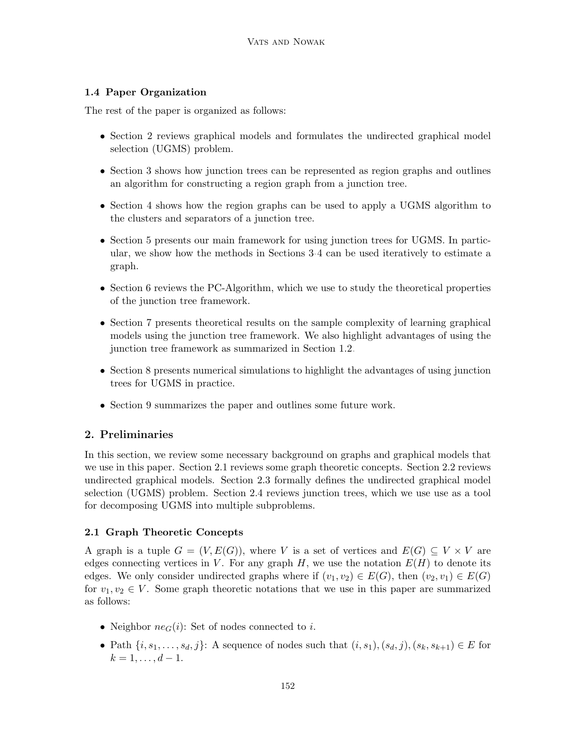### 1.4 Paper Organization

The rest of the paper is organized as follows:

- Section 2 reviews graphical models and formulates the undirected graphical model selection (UGMS) problem.
- Section 3 shows how junction trees can be represented as region graphs and outlines an algorithm for constructing a region graph from a junction tree.
- Section 4 shows how the region graphs can be used to apply a UGMS algorithm to the clusters and separators of a junction tree.
- Section 5 presents our main framework for using junction trees for UGMS. In particular, we show how the methods in Sections 3-4 can be used iteratively to estimate a graph.
- Section 6 reviews the PC-Algorithm, which we use to study the theoretical properties of the junction tree framework.
- Section 7 presents theoretical results on the sample complexity of learning graphical models using the junction tree framework. We also highlight advantages of using the junction tree framework as summarized in Section 1.2.
- Section 8 presents numerical simulations to highlight the advantages of using junction trees for UGMS in practice.
- Section 9 summarizes the paper and outlines some future work.

## 2. Preliminaries

In this section, we review some necessary background on graphs and graphical models that we use in this paper. Section 2.1 reviews some graph theoretic concepts. Section 2.2 reviews undirected graphical models. Section 2.3 formally defines the undirected graphical model selection (UGMS) problem. Section 2.4 reviews junction trees, which we use use as a tool for decomposing UGMS into multiple subproblems.

### 2.1 Graph Theoretic Concepts

A graph is a tuple $G = (V, E(G))$, where $V$ is a set of vertices and $E(G) \subseteq V \times V$ are edges connecting vertices in $V$. For any graph $H$, we use the notation $E(H)$ to denote its edges. We only consider undirected graphs where if $(v_1, v_2) \in E(G)$, then $(v_2, v_1) \in E(G)$ for $v_1, v_2 \in V$. Some graph theoretic notations that we use in this paper are summarized as follows:

- Neighbor $ne_G(i)$: Set of nodes connected to $i$.
- Path $\{i, s_1, \ldots, s_d, j\}$: A sequence of nodes such that $(i, s_1), (s_d, j), (s_k, s_{k+1}) \in E$ for $k = 1, \ldots, d-1$.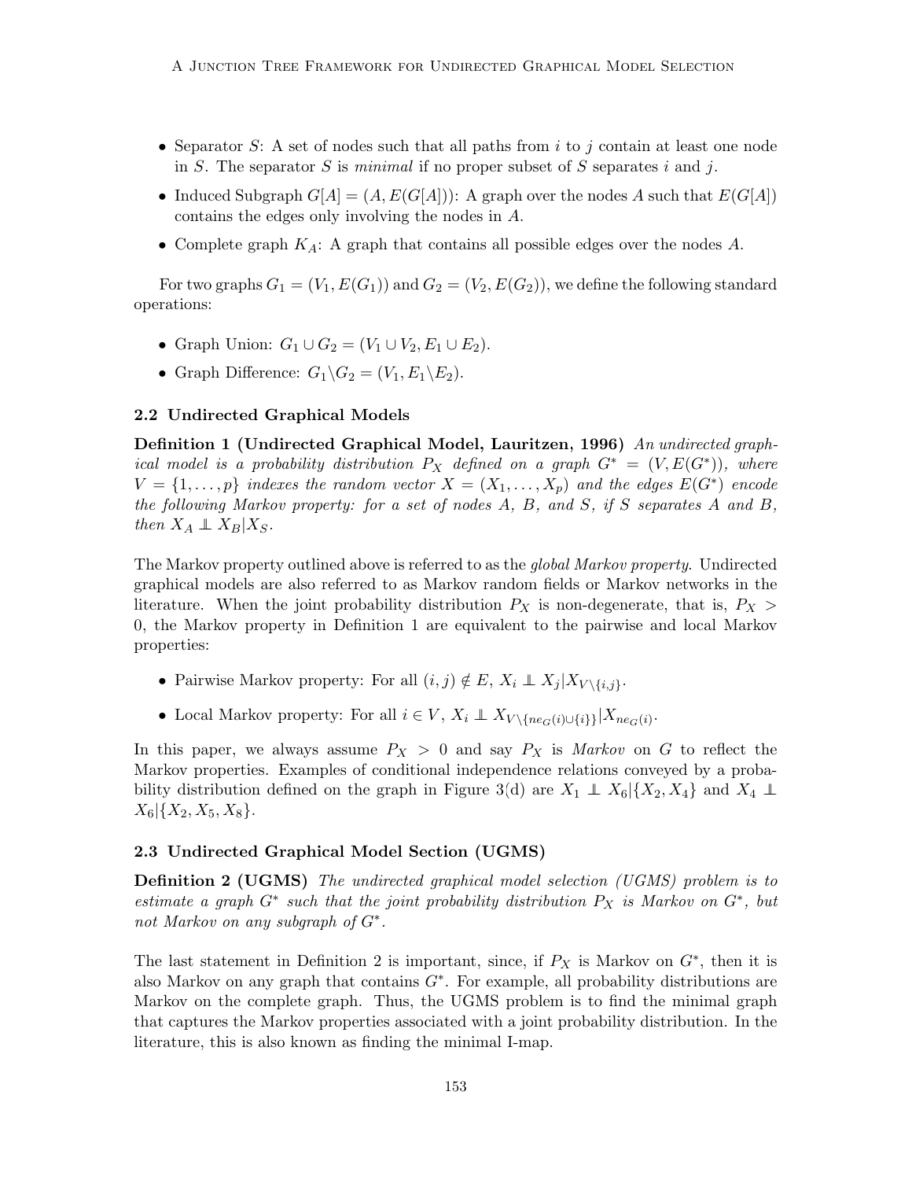- Separator $S$: A set of nodes such that all paths from $i$ to $j$ contain at least one node in $S$. The separator $S$ is *minimal* if no proper subset of $S$ separates $i$ and $j$.
- Induced Subgraph $G[A] = (A, E(G[A]))$: A graph over the nodes $A$ such that $E(G[A])$ contains the edges only involving the nodes in $A$.
- Complete graph $K_A$: A graph that contains all possible edges over the nodes $A$.

For two graphs $G_1 = (V_1, E(G_1))$ and $G_2 = (V_2, E(G_2))$, we define the following standard operations:

- Graph Union: $G_1 \cup G_2 = (V_1 \cup V_2, E_1 \cup E_2)$.
- Graph Difference: $G_1 \backslash G_2 = (V_1, E_1 \backslash E_2)$.

### 2.2 Undirected Graphical Models

**Definition 1 (Undirected Graphical Model, Lauritzen, 1996)** *An undirected graphical model is a probability distribution $P_X$ defined on a graph $G^* = (V, E(G^*))$, where $V = \{1, \ldots, p\}$ indexes the random vector $X = (X_1, \ldots, X_p)$ and the edges $E(G^*)$ encode the following Markov property: for a set of nodes $A$, $B$, and $S$, if $S$ separates $A$ and $B$, then $X_A \perp\!\!\!\perp X_B | X_S$.*

The Markov property outlined above is referred to as the *global Markov property*. Undirected graphical models are also referred to as Markov random fields or Markov networks in the literature. When the joint probability distribution $P_X$ is non-degenerate, that is, $P_X > 0$, the Markov property in Definition 1 are equivalent to the pairwise and local Markov properties:

- Pairwise Markov property: For all $(i, j) \notin E$, $X_i \perp\!\!\!\perp X_j | X_{V \backslash \{i,j\}}$.
- Local Markov property: For all $i \in V$, $X_i \perp\!\!\!\perp X_{V \backslash \{ne_G(i) \cup \{i\}\}} | X_{ne_G(i)}$.

In this paper, we always assume $P_X > 0$ and say $P_X$ is *Markov* on $G$ to reflect the Markov properties. Examples of conditional independence relations conveyed by a probability distribution defined on the graph in Figure 3(d) are $X_1 \perp\!\!\!\perp X_6 | \{X_2, X_4\}$ and $X_4 \perp\!\!\!\perp X_6 | \{X_2, X_5, X_8\}$.

### 2.3 Undirected Graphical Model Section (UGMS)

**Definition 2 (UGMS)** *The undirected graphical model selection (UGMS) problem is to estimate a graph $G^*$ such that the joint probability distribution $P_X$ is Markov on $G^*$, but not Markov on any subgraph of $G^*$.*

The last statement in Definition 2 is important, since, if $P_X$ is Markov on $G^*$, then it is also Markov on any graph that contains $G^*$. For example, all probability distributions are Markov on the complete graph. Thus, the UGMS problem is to find the minimal graph that captures the Markov properties associated with a joint probability distribution. In the literature, this is also known as finding the minimal I-map.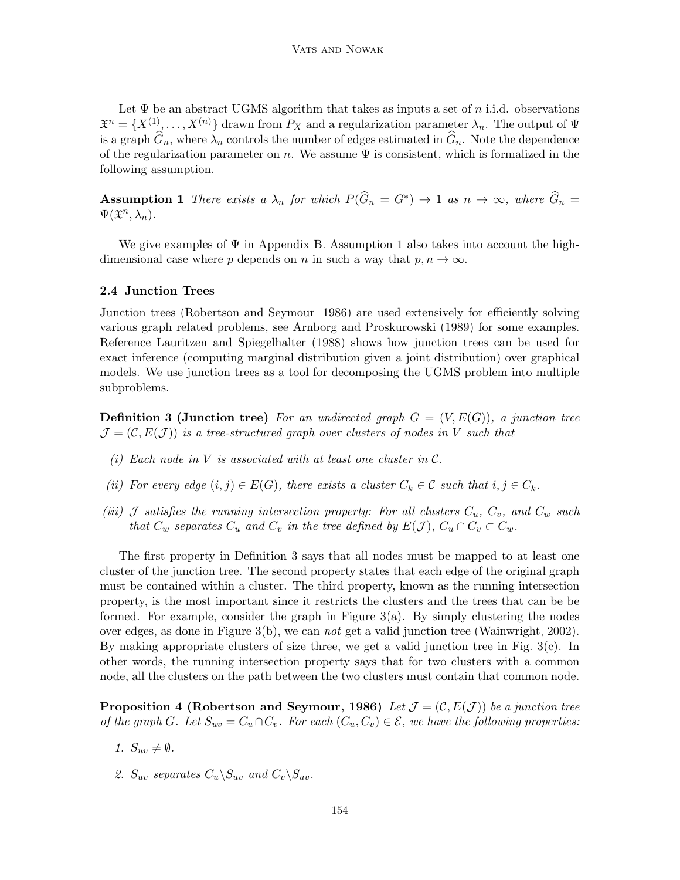Let $\Psi$ be an abstract UGMS algorithm that takes as inputs a set of $n$ i.i.d. observations $\mathfrak{X}^n = \{X^{(1)}, \ldots, X^{(n)}\}$ drawn from $P_X$ and a regularization parameter $\lambda_n$. The output of $\Psi$ is a graph $\widehat{G}_n$, where $\lambda_n$ controls the number of edges estimated in $\widehat{G}_n$. Note the dependence of the regularization parameter on $n$. We assume $\Psi$ is consistent, which is formalized in the following assumption.

**Assumption 1** *There exists a $\lambda_n$ for which $P(\widehat{G}_n = G^*) \to 1$ as $n \to \infty$, where $\widehat{G}_n = \Psi(\mathfrak{X}^n, \lambda_n)$.*

We give examples of $\Psi$ in Appendix B. Assumption 1 also takes into account the high-dimensional case where $p$ depends on $n$ in such a way that $p, n \to \infty$.

### 2.4 Junction Trees

Junction trees (Robertson and Seymour, 1986) are used extensively for efficiently solving various graph related problems, see Arnborg and Proskurowski (1989) for some examples. Reference Lauritzen and Spiegelhalter (1988) shows how junction trees can be used for exact inference (computing marginal distribution given a joint distribution) over graphical models. We use junction trees as a tool for decomposing the UGMS problem into multiple subproblems.

**Definition 3 (Junction tree)** *For an undirected graph $G = (V, E(G))$, a junction tree $\mathcal{J} = (\mathcal{C}, E(\mathcal{J}))$ is a tree-structured graph over clusters of nodes in $V$ such that*

*(i) Each node in $V$ is associated with at least one cluster in $\mathcal{C}$.*

*(ii) For every edge $(i, j) \in E(G)$, there exists a cluster $C_k \in \mathcal{C}$ such that $i, j \in C_k$.*

*(iii) $\mathcal{J}$ satisfies the running intersection property: For all clusters $C_u$, $C_v$, and $C_w$ such that $C_w$ separates $C_u$ and $C_v$ in the tree defined by $E(\mathcal{J})$, $C_u \cap C_v \subset C_w$.*

The first property in Definition 3 says that all nodes must be mapped to at least one cluster of the junction tree. The second property states that each edge of the original graph must be contained within a cluster. The third property, known as the running intersection property, is the most important since it restricts the clusters and the trees that can be be formed. For example, consider the graph in Figure 3(a). By simply clustering the nodes over edges, as done in Figure 3(b), we can *not* get a valid junction tree (Wainwright, 2002). By making appropriate clusters of size three, we get a valid junction tree in Fig. 3(c). In other words, the running intersection property says that for two clusters with a common node, all the clusters on the path between the two clusters must contain that common node.

**Proposition 4 (Robertson and Seymour, 1986)** *Let $\mathcal{J} = (\mathcal{C}, E(\mathcal{J}))$ be a junction tree of the graph $G$. Let $S_{uv} = C_u \cap C_v$. For each $(C_u, C_v) \in \mathcal{E}$, we have the following properties:*

1. *$S_{uv} \neq \emptyset$.*
2. *$S_{uv}$ separates $C_u \backslash S_{uv}$ and $C_v \backslash S_{uv}$.*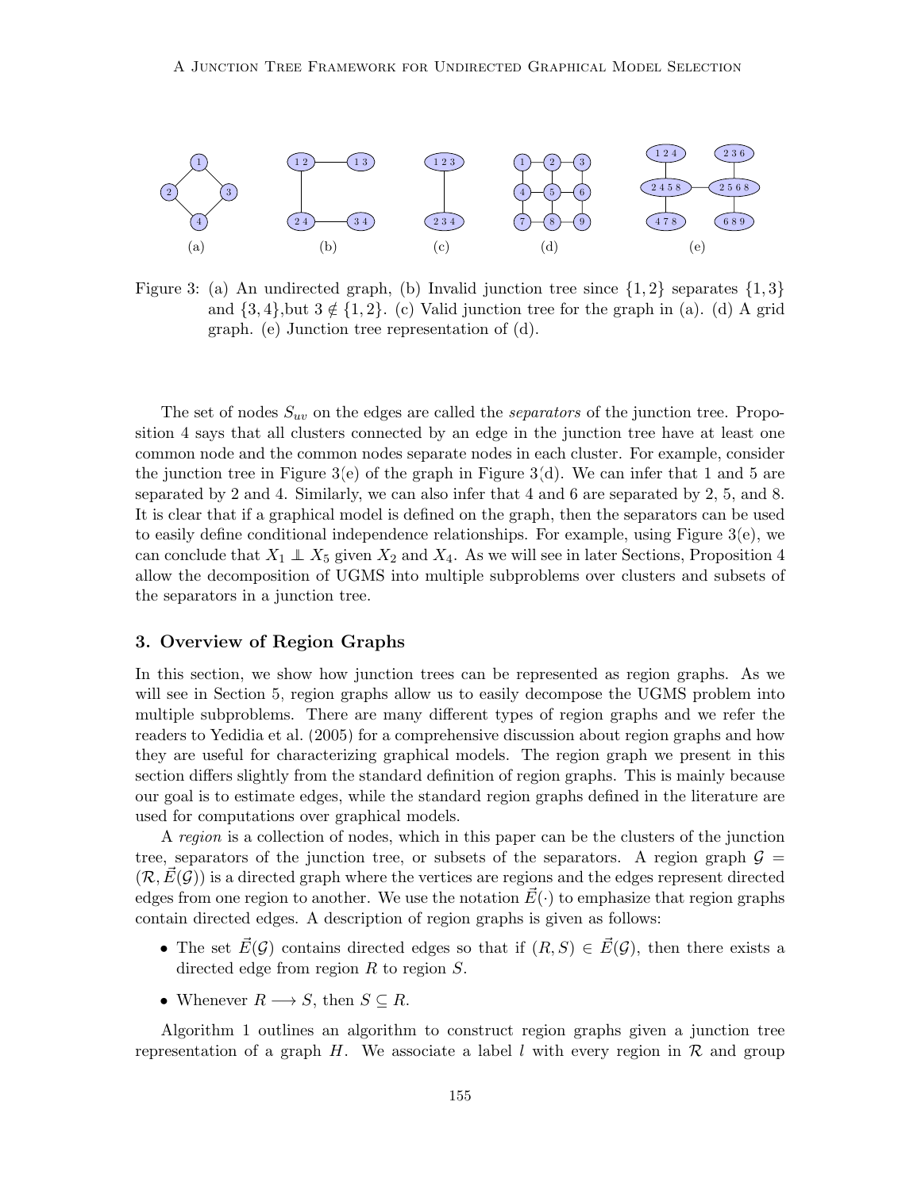Figure 3: (a) An undirected graph, (b) Invalid junction tree since $\{1,2\}$ separates $\{1,3\}$ and $\{3,4\}$,but $3 \notin \{1,2\}$. (c) Valid junction tree for the graph in (a). (d) A grid graph. (e) Junction tree representation of (d).

The set of nodes $S_{uv}$ on the edges are called the *separators* of the junction tree. Proposition 4 says that all clusters connected by an edge in the junction tree have at least one common node and the common nodes separate nodes in each cluster. For example, consider the junction tree in Figure 3(e) of the graph in Figure 3(d). We can infer that 1 and 5 are separated by 2 and 4. Similarly, we can also infer that 4 and 6 are separated by 2, 5, and 8. It is clear that if a graphical model is defined on the graph, then the separators can be used to easily define conditional independence relationships. For example, using Figure 3(e), we can conclude that $X_1 \perp\!\!\!\perp X_5$ given $X_2$ and $X_4$. As we will see in later Sections, Proposition 4 allow the decomposition of UGMS into multiple subproblems over clusters and subsets of the separators in a junction tree.

## 3. Overview of Region Graphs

In this section, we show how junction trees can be represented as region graphs. As we will see in Section 5, region graphs allow us to easily decompose the UGMS problem into multiple subproblems. There are many different types of region graphs and we refer the readers to Yedidia et al. (2005) for a comprehensive discussion about region graphs and how they are useful for characterizing graphical models. The region graph we present in this section differs slightly from the standard definition of region graphs. This is mainly because our goal is to estimate edges, while the standard region graphs defined in the literature are used for computations over graphical models.

A *region* is a collection of nodes, which in this paper can be the clusters of the junction tree, separators of the junction tree, or subsets of the separators. A region graph $\mathcal{G} = (\mathcal{R}, \vec{E}(\mathcal{G}))$ is a directed graph where the vertices are regions and the edges represent directed edges from one region to another. We use the notation $\vec{E}(\cdot)$ to emphasize that region graphs contain directed edges. A description of region graphs is given as follows:

- The set $\vec{E}(\mathcal{G})$ contains directed edges so that if $(R, S) \in \vec{E}(\mathcal{G})$, then there exists a directed edge from region $R$ to region $S$.
- Whenever $R \longrightarrow S$, then $S \subseteq R$.

Algorithm 1 outlines an algorithm to construct region graphs given a junction tree representation of a graph $H$. We associate a label $l$ with every region in $\mathcal{R}$ and group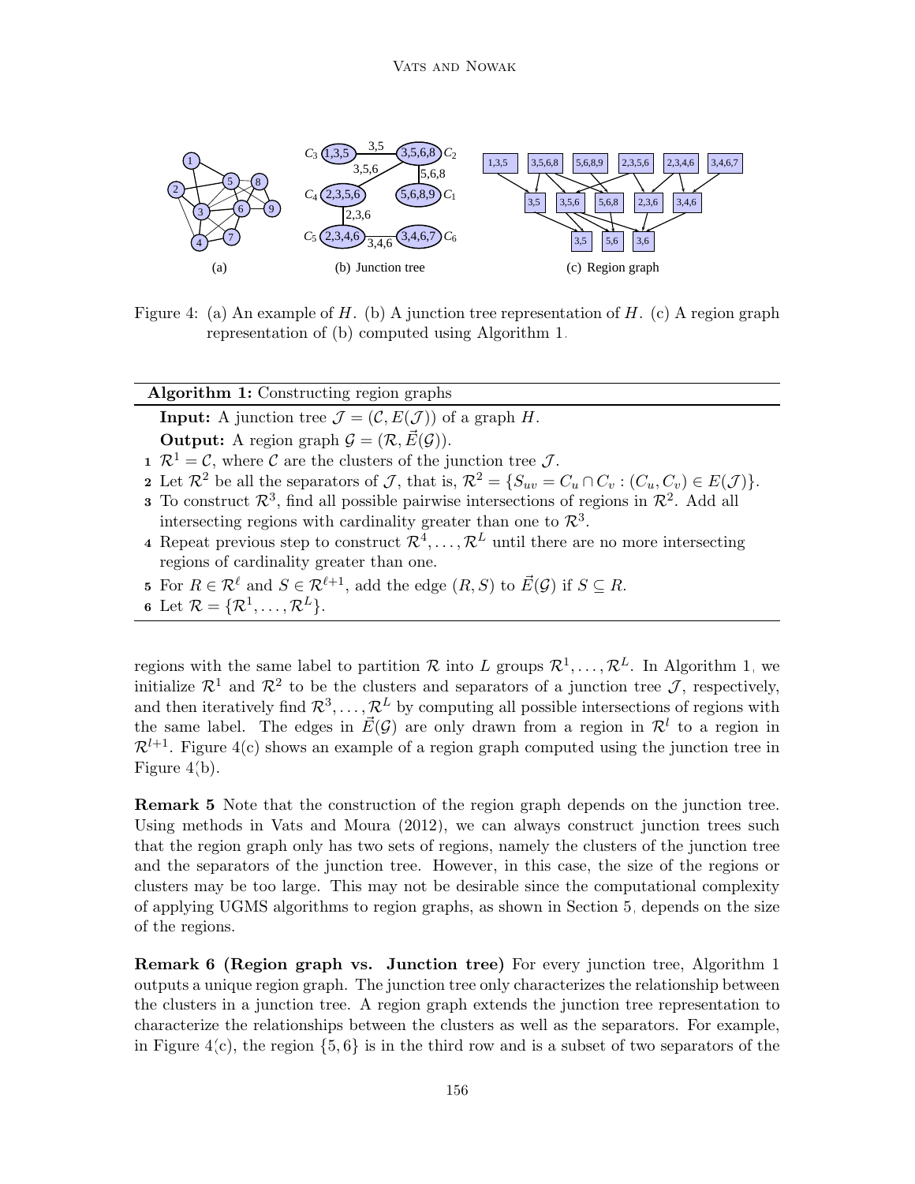Figure 4: (a) An example of $H$. (b) A junction tree representation of $H$. (c) A region graph representation of (b) computed using Algorithm 1.

---

**Algorithm 1:** Constructing region graphs

**Input:** A junction tree $\mathcal{J} = (\mathcal{C}, E(\mathcal{J}))$ of a graph $H$.

**Output:** A region graph $\mathcal{G} = (\mathcal{R}, \vec{E}(\mathcal{G}))$.

1. $\mathcal{R}^1 = \mathcal{C}$, where $\mathcal{C}$ are the clusters of the junction tree $\mathcal{J}$.
2. Let $\mathcal{R}^2$ be all the separators of $\mathcal{J}$, that is, $\mathcal{R}^2 = \{S_{uv} = C_u \cap C_v : (C_u, C_v) \in E(\mathcal{J})\}$.
3. To construct $\mathcal{R}^3$, find all possible pairwise intersections of regions in $\mathcal{R}^2$. Add all intersecting regions with cardinality greater than one to $\mathcal{R}^3$.
4. Repeat previous step to construct $\mathcal{R}^4, \ldots, \mathcal{R}^L$ until there are no more intersecting regions of cardinality greater than one.
5. For $R \in \mathcal{R}^\ell$ and $S \in \mathcal{R}^{\ell+1}$, add the edge $(R, S)$ to $\vec{E}(\mathcal{G})$ if $S \subseteq R$.
6. Let $\mathcal{R} = \{\mathcal{R}^1, \ldots, \mathcal{R}^L\}$.

---

regions with the same label to partition $\mathcal{R}$ into $L$ groups $\mathcal{R}^1, \ldots, \mathcal{R}^L$. In Algorithm 1, we initialize $\mathcal{R}^1$ and $\mathcal{R}^2$ to be the clusters and separators of a junction tree $\mathcal{J}$, respectively, and then iteratively find $\mathcal{R}^3, \ldots, \mathcal{R}^L$ by computing all possible intersections of regions with the same label. The edges in $\vec{E}(\mathcal{G})$ are only drawn from a region in $\mathcal{R}^l$ to a region in $\mathcal{R}^{l+1}$. Figure 4(c) shows an example of a region graph computed using the junction tree in Figure 4(b).

**Remark 5** Note that the construction of the region graph depends on the junction tree. Using methods in Vats and Moura (2012), we can always construct junction trees such that the region graph only has two sets of regions, namely the clusters of the junction tree and the separators of the junction tree. However, in this case, the size of the regions or clusters may be too large. This may not be desirable since the computational complexity of applying UGMS algorithms to region graphs, as shown in Section 5, depends on the size of the regions.

**Remark 6 (Region graph vs. Junction tree)** For every junction tree, Algorithm 1 outputs a unique region graph. The junction tree only characterizes the relationship between the clusters in a junction tree. A region graph extends the junction tree representation to characterize the relationships between the clusters as well as the separators. For example, in Figure 4(c), the region $\{5, 6\}$ is in the third row and is a subset of two separators of the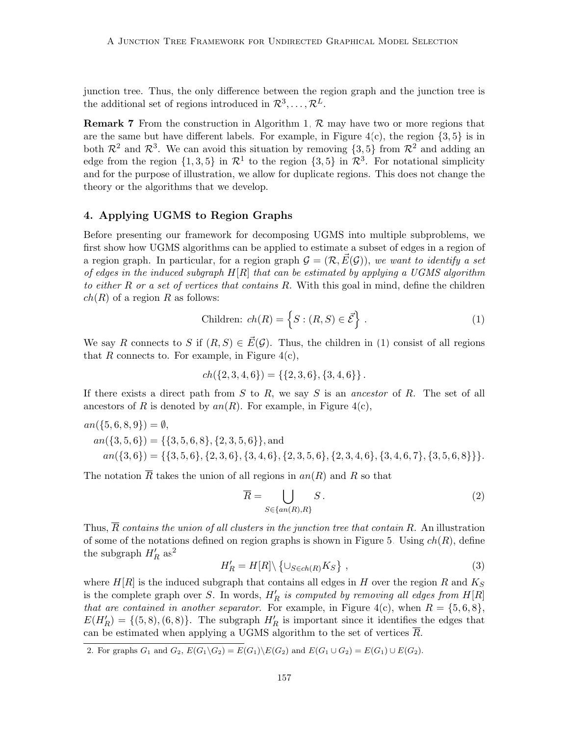junction tree. Thus, the only difference between the region graph and the junction tree is the additional set of regions introduced in $\mathcal{R}^3, \ldots, \mathcal{R}^L$.

**Remark 7** From the construction in Algorithm 1, $\mathcal{R}$ may have two or more regions that are the same but have different labels. For example, in Figure 4(c), the region $\{3,5\}$ is in both $\mathcal{R}^2$ and $\mathcal{R}^3$. We can avoid this situation by removing $\{3,5\}$ from $\mathcal{R}^2$ and adding an edge from the region $\{1,3,5\}$ in $\mathcal{R}^1$ to the region $\{3,5\}$ in $\mathcal{R}^3$. For notational simplicity and for the purpose of illustration, we allow for duplicate regions. This does not change the theory or the algorithms that we develop.

## 4. Applying UGMS to Region Graphs

Before presenting our framework for decomposing UGMS into multiple subproblems, we first show how UGMS algorithms can be applied to estimate a subset of edges in a region of a region graph. In particular, for a region graph $\mathcal{G} = (\mathcal{R}, \vec{E}(\mathcal{G}))$, *we want to identify a set of edges in the induced subgraph $H[R]$ that can be estimated by applying a UGMS algorithm to either $R$ or a set of vertices that contains $R$.* With this goal in mind, define the children $ch(R)$ of a region $R$ as follows:

$$\text{Children: } ch(R) = \left\{ S : (R,S) \in \vec{\mathcal{E}} \right\} . \tag{1}$$

We say $R$ connects to $S$ if $(R,S) \in \vec{E}(\mathcal{G})$. Thus, the children in (1) consist of all regions that $R$ connects to. For example, in Figure 4(c),

$$ch(\{2,3,4,6\}) = \{\{2,3,6\}, \{3,4,6\}\} .$$

If there exists a direct path from $S$ to $R$, we say $S$ is an *ancestor* of $R$. The set of all ancestors of $R$ is denoted by $an(R)$. For example, in Figure 4(c),

$$an(\{5,6,8,9\}) = \emptyset,$$
$$an(\{3,5,6\}) = \{\{3,5,6,8\}, \{2,3,5,6\}\}, \text{and}$$
$$an(\{3,6\}) = \{\{3,5,6\}, \{2,3,6\}, \{3,4,6\}, \{2,3,5,6\}, \{2,3,4,6\}, \{3,4,6,7\}, \{3,5,6,8\}\}.$$

The notation $\overline{R}$ takes the union of all regions in $an(R)$ and $R$ so that

$$\overline{R} = \bigcup_{S \in \{an(R), R\}} S . \tag{2}$$

Thus, *$\overline{R}$ contains the union of all clusters in the junction tree that contain $R$.* An illustration of some of the notations defined on region graphs is shown in Figure 5. Using $ch(R)$, define the subgraph $H'_R$ as[2]

$$H'_R = H[R] \backslash \left\{ \cup_{S \in ch(R)} K_S \right\} , \tag{3}$$

where $H[R]$ is the induced subgraph that contains all edges in $H$ over the region $R$ and $K_S$ is the complete graph over $S$. In words, *$H'_R$ is computed by removing all edges from $H[R]$ that are contained in another separator.* For example, in Figure 4(c), when $R = \{5,6,8\}$, $E(H'_R) = \{(5,8),(6,8)\}$. The subgraph $H'_R$ is important since it identifies the edges that can be estimated when applying a UGMS algorithm to the set of vertices $\overline{R}$.

2. For graphs $G_1$ and $G_2$, $E(G_1 \backslash G_2) = E(G_1) \backslash E(G_2)$ and $E(G_1 \cup G_2) = E(G_1) \cup E(G_2)$.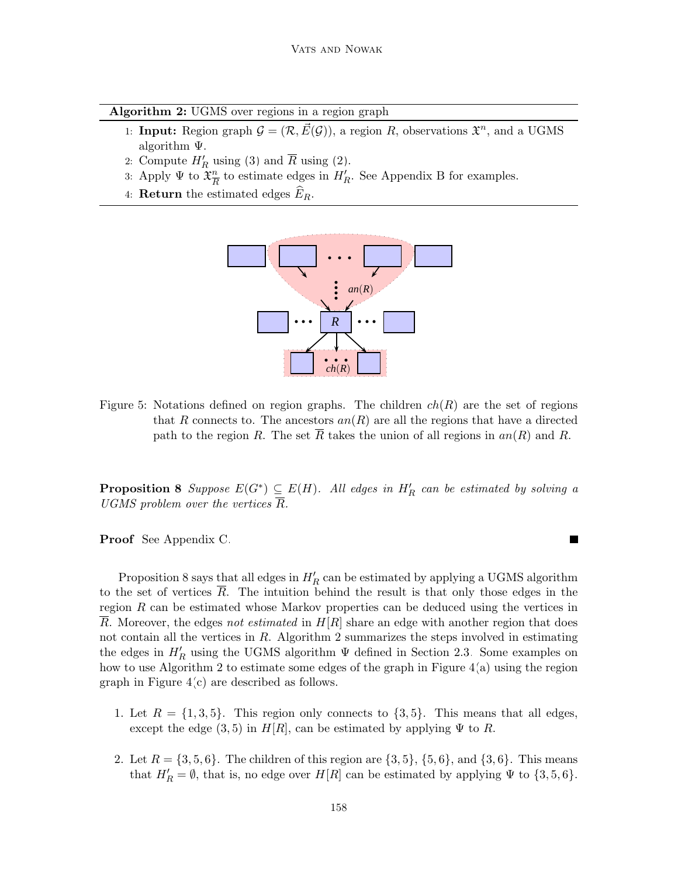**Algorithm 2:** UGMS over regions in a region graph

1: **Input:** Region graph $\mathcal{G} = (\mathcal{R}, \vec{E}(\mathcal{G}))$, a region $R$, observations $\mathfrak{X}^n$, and a UGMS algorithm $\Psi$.
2: Compute $H'_R$ using (3) and $\overline{R}$ using (2).
3: Apply $\Psi$ to $\mathfrak{X}^n_{\overline{R}}$ to estimate edges in $H'_R$. See Appendix B for examples.
4: **Return** the estimated edges $\widehat{E}_R$.

Figure 5: Notations defined on region graphs. The children $ch(R)$ are the set of regions that $R$ connects to. The ancestors $an(R)$ are all the regions that have a directed path to the region $R$. The set $\overline{R}$ takes the union of all regions in $an(R)$ and $R$.

**Proposition 8** *Suppose $E(G^*) \subseteq E(H)$. All edges in $H'_R$ can be estimated by solving a UGMS problem over the vertices $\overline{R}$.*

**Proof** See Appendix C. ■

Proposition 8 says that all edges in $H'_R$ can be estimated by applying a UGMS algorithm to the set of vertices $\overline{R}$. The intuition behind the result is that only those edges in the region $R$ can be estimated whose Markov properties can be deduced using the vertices in $\overline{R}$. Moreover, the edges *not estimated* in $H[R]$ share an edge with another region that does not contain all the vertices in $R$. Algorithm 2 summarizes the steps involved in estimating the edges in $H'_R$ using the UGMS algorithm $\Psi$ defined in Section 2.3. Some examples on how to use Algorithm 2 to estimate some edges of the graph in Figure 4(a) using the region graph in Figure 4(c) are described as follows.

1. Let $R = \{1, 3, 5\}$. This region only connects to $\{3, 5\}$. This means that all edges, except the edge $(3, 5)$ in $H[R]$, can be estimated by applying $\Psi$ to $R$.

2. Let $R = \{3, 5, 6\}$. The children of this region are $\{3, 5\}$, $\{5, 6\}$, and $\{3, 6\}$. This means that $H'_R = \emptyset$, that is, no edge over $H[R]$ can be estimated by applying $\Psi$ to $\{3, 5, 6\}$.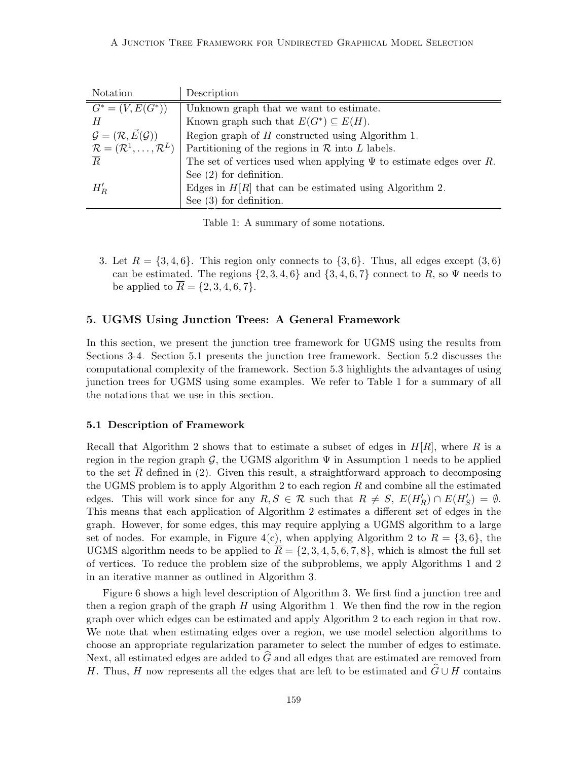| Notation | Description |
|---|---|
| $G^* = (V, E(G^*))$ | Unknown graph that we want to estimate. |
| $H$ | Known graph such that $E(G^*) \subseteq E(H)$. |
| $\mathcal{G} = (\mathcal{R}, \vec{E}(\mathcal{G}))$ | Region graph of $H$ constructed using Algorithm 1. |
| $\mathcal{R} = (\mathcal{R}^1, \ldots, \mathcal{R}^L)$ | Partitioning of the regions in $\mathcal{R}$ into $L$ labels. |
| $\overline{R}$ | The set of vertices used when applying $\Psi$ to estimate edges over $R$. See (2) for definition. |
| $H'_R$ | Edges in $H[R]$ that can be estimated using Algorithm 2. See (3) for definition. |

Table 1: A summary of some notations.

3. Let $R = \{3, 4, 6\}$. This region only connects to $\{3, 6\}$. Thus, all edges except $(3, 6)$ can be estimated. The regions $\{2, 3, 4, 6\}$ and $\{3, 4, 6, 7\}$ connect to $R$, so $\Psi$ needs to be applied to $\overline{R} = \{2, 3, 4, 6, 7\}$.

## 5. UGMS Using Junction Trees: A General Framework

In this section, we present the junction tree framework for UGMS using the results from Sections 3-4. Section 5.1 presents the junction tree framework. Section 5.2 discusses the computational complexity of the framework. Section 5.3 highlights the advantages of using junction trees for UGMS using some examples. We refer to Table 1 for a summary of all the notations that we use in this section.

### 5.1 Description of Framework

Recall that Algorithm 2 shows that to estimate a subset of edges in $H[R]$, where $R$ is a region in the region graph $\mathcal{G}$, the UGMS algorithm $\Psi$ in Assumption 1 needs to be applied to the set $\overline{R}$ defined in (2). Given this result, a straightforward approach to decomposing the UGMS problem is to apply Algorithm 2 to each region $R$ and combine all the estimated edges. This will work since for any $R, S \in \mathcal{R}$ such that $R \neq S$, $E(H'_R) \cap E(H'_S) = \emptyset$. This means that each application of Algorithm 2 estimates a different set of edges in the graph. However, for some edges, this may require applying a UGMS algorithm to a large set of nodes. For example, in Figure 4(c), when applying Algorithm 2 to $R = \{3, 6\}$, the UGMS algorithm needs to be applied to $\overline{R} = \{2, 3, 4, 5, 6, 7, 8\}$, which is almost the full set of vertices. To reduce the problem size of the subproblems, we apply Algorithms 1 and 2 in an iterative manner as outlined in Algorithm 3.

Figure 6 shows a high level description of Algorithm 3. We first find a junction tree and then a region graph of the graph $H$ using Algorithm 1. We then find the row in the region graph over which edges can be estimated and apply Algorithm 2 to each region in that row. We note that when estimating edges over a region, we use model selection algorithms to choose an appropriate regularization parameter to select the number of edges to estimate. Next, all estimated edges are added to $\widehat{G}$ and all edges that are estimated are removed from $H$. Thus, $H$ now represents all the edges that are left to be estimated and $\widehat{G} \cup H$ contains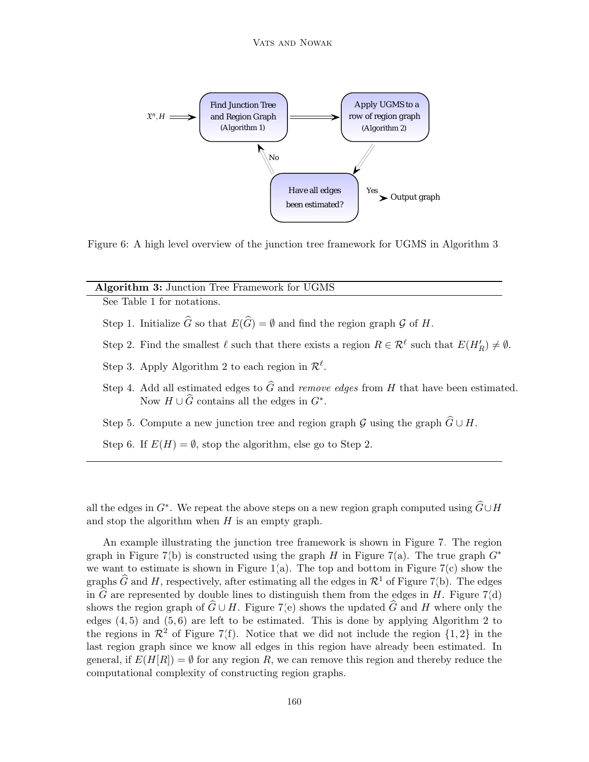Figure 6: A high level overview of the junction tree framework for UGMS in Algorithm 3.

---

**Algorithm 3:** Junction Tree Framework for UGMS

See Table 1 for notations.

Step 1. Initialize $\widehat{G}$ so that $E(\widehat{G}) = \emptyset$ and find the region graph $\mathcal{G}$ of $H$.

Step 2. Find the smallest $\ell$ such that there exists a region $R \in \mathcal{R}^{\ell}$ such that $E(H'_R) \neq \emptyset$.

Step 3. Apply Algorithm 2 to each region in $\mathcal{R}^{\ell}$.

Step 4. Add all estimated edges to $\widehat{G}$ and *remove edges* from $H$ that have been estimated. Now $H \cup \widehat{G}$ contains all the edges in $G^*$.

Step 5. Compute a new junction tree and region graph $\mathcal{G}$ using the graph $\widehat{G} \cup H$.

Step 6. If $E(H) = \emptyset$, stop the algorithm, else go to Step 2.

---

all the edges in $G^*$. We repeat the above steps on a new region graph computed using $\widehat{G} \cup H$ and stop the algorithm when $H$ is an empty graph.

An example illustrating the junction tree framework is shown in Figure 7. The region graph in Figure 7(b) is constructed using the graph $H$ in Figure 7(a). The true graph $G^*$ we want to estimate is shown in Figure 1(a). The top and bottom in Figure 7(c) show the graphs $\widehat{G}$ and $H$, respectively, after estimating all the edges in $\mathcal{R}^1$ of Figure 7(b). The edges in $\widehat{G}$ are represented by double lines to distinguish them from the edges in $H$. Figure 7(d) shows the region graph of $\widehat{G} \cup H$. Figure 7(e) shows the updated $\widehat{G}$ and $H$ where only the edges $(4, 5)$ and $(5, 6)$ are left to be estimated. This is done by applying Algorithm 2 to the regions in $\mathcal{R}^2$ of Figure 7(f). Notice that we did not include the region $\{1, 2\}$ in the last region graph since we know all edges in this region have already been estimated. In general, if $E(H[R]) = \emptyset$ for any region $R$, we can remove this region and thereby reduce the computational complexity of constructing region graphs.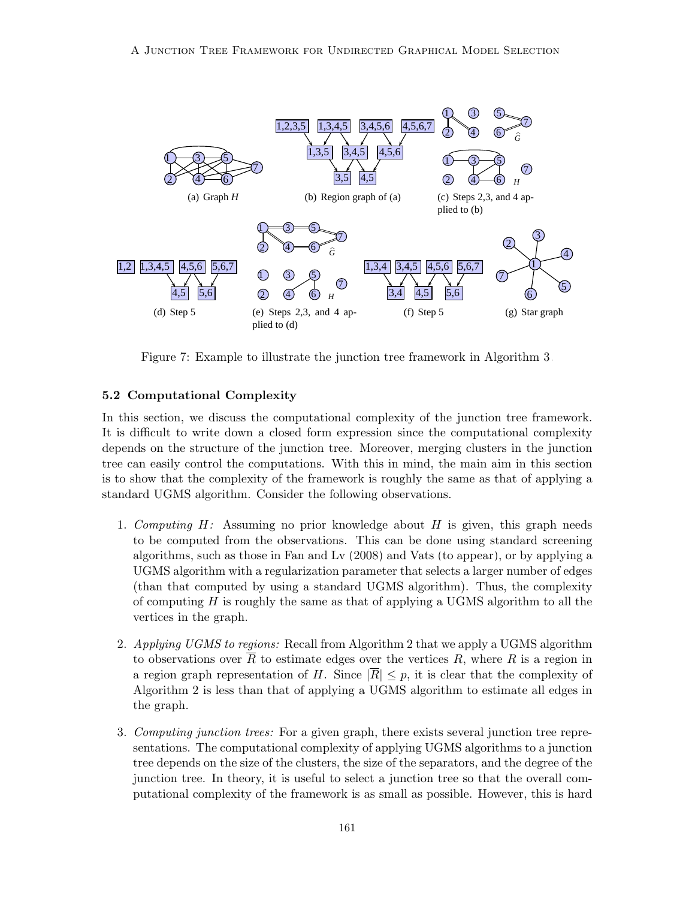(a) Graph $H$

(b) Region graph of (a)

(c) Steps 2,3, and 4 applied to (b)

(d) Step 5

(e) Steps 2,3, and 4 applied to (d)

(f) Step 5

(g) Star graph

Figure 7: Example to illustrate the junction tree framework in Algorithm 3.

### 5.2 Computational Complexity

In this section, we discuss the computational complexity of the junction tree framework. It is difficult to write down a closed form expression since the computational complexity depends on the structure of the junction tree. Moreover, merging clusters in the junction tree can easily control the computations. With this in mind, the main aim in this section is to show that the complexity of the framework is roughly the same as that of applying a standard UGMS algorithm. Consider the following observations.

1. *Computing $H$:* Assuming no prior knowledge about $H$ is given, this graph needs to be computed from the observations. This can be done using standard screening algorithms, such as those in Fan and Lv (2008) and Vats (to appear), or by applying a UGMS algorithm with a regularization parameter that selects a larger number of edges (than that computed by using a standard UGMS algorithm). Thus, the complexity of computing $H$ is roughly the same as that of applying a UGMS algorithm to all the vertices in the graph.

2. *Applying UGMS to regions:* Recall from Algorithm 2 that we apply a UGMS algorithm to observations over $\overline{R}$ to estimate edges over the vertices $R$, where $R$ is a region in a region graph representation of $H$. Since $|\overline{R}| \leq p$, it is clear that the complexity of Algorithm 2 is less than that of applying a UGMS algorithm to estimate all edges in the graph.

3. *Computing junction trees:* For a given graph, there exists several junction tree representations. The computational complexity of applying UGMS algorithms to a junction tree depends on the size of the clusters, the size of the separators, and the degree of the junction tree. In theory, it is useful to select a junction tree so that the overall computational complexity of the framework is as small as possible. However, this is hard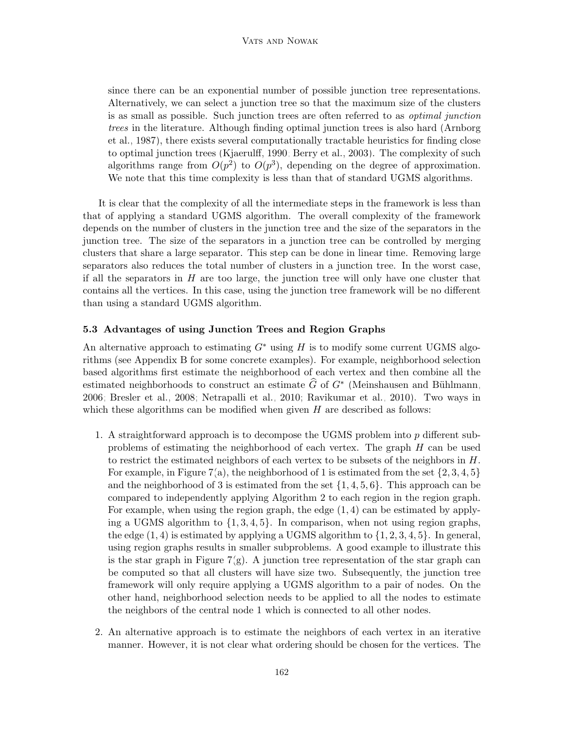since there can be an exponential number of possible junction tree representations. Alternatively, we can select a junction tree so that the maximum size of the clusters is as small as possible. Such junction trees are often referred to as *optimal junction trees* in the literature. Although finding optimal junction trees is also hard (Arnborg et al., 1987), there exists several computationally tractable heuristics for finding close to optimal junction trees (Kjaerulff, 1990; Berry et al., 2003). The complexity of such algorithms range from $O(p^2)$ to $O(p^3)$, depending on the degree of approximation. We note that this time complexity is less than that of standard UGMS algorithms.

It is clear that the complexity of all the intermediate steps in the framework is less than that of applying a standard UGMS algorithm. The overall complexity of the framework depends on the number of clusters in the junction tree and the size of the separators in the junction tree. The size of the separators in a junction tree can be controlled by merging clusters that share a large separator. This step can be done in linear time. Removing large separators also reduces the total number of clusters in a junction tree. In the worst case, if all the separators in $H$ are too large, the junction tree will only have one cluster that contains all the vertices. In this case, using the junction tree framework will be no different than using a standard UGMS algorithm.

### 5.3 Advantages of using Junction Trees and Region Graphs

An alternative approach to estimating $G^*$ using $H$ is to modify some current UGMS algorithms (see Appendix B for some concrete examples). For example, neighborhood selection based algorithms first estimate the neighborhood of each vertex and then combine all the estimated neighborhoods to construct an estimate $\widehat{G}$ of $G^*$ (Meinshausen and Bühlmann, 2006; Bresler et al., 2008; Netrapalli et al., 2010; Ravikumar et al., 2010). Two ways in which these algorithms can be modified when given $H$ are described as follows:

1. A straightforward approach is to decompose the UGMS problem into $p$ different subproblems of estimating the neighborhood of each vertex. The graph $H$ can be used to restrict the estimated neighbors of each vertex to be subsets of the neighbors in $H$. For example, in Figure 7(a), the neighborhood of 1 is estimated from the set $\{2, 3, 4, 5\}$ and the neighborhood of 3 is estimated from the set $\{1, 4, 5, 6\}$. This approach can be compared to independently applying Algorithm 2 to each region in the region graph. For example, when using the region graph, the edge $(1, 4)$ can be estimated by applying a UGMS algorithm to $\{1, 3, 4, 5\}$. In comparison, when not using region graphs, the edge $(1, 4)$ is estimated by applying a UGMS algorithm to $\{1, 2, 3, 4, 5\}$. In general, using region graphs results in smaller subproblems. A good example to illustrate this is the star graph in Figure 7(g). A junction tree representation of the star graph can be computed so that all clusters will have size two. Subsequently, the junction tree framework will only require applying a UGMS algorithm to a pair of nodes. On the other hand, neighborhood selection needs to be applied to all the nodes to estimate the neighbors of the central node 1 which is connected to all other nodes.

2. An alternative approach is to estimate the neighbors of each vertex in an iterative manner. However, it is not clear what ordering should be chosen for the vertices. The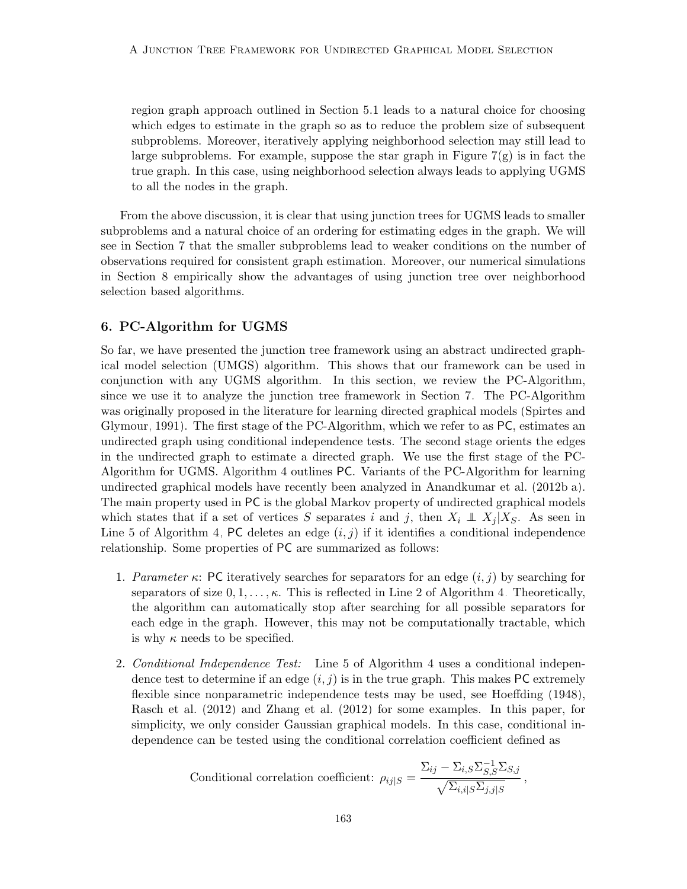region graph approach outlined in Section 5.1 leads to a natural choice for choosing which edges to estimate in the graph so as to reduce the problem size of subsequent subproblems. Moreover, iteratively applying neighborhood selection may still lead to large subproblems. For example, suppose the star graph in Figure 7(g) is in fact the true graph. In this case, using neighborhood selection always leads to applying UGMS to all the nodes in the graph.

From the above discussion, it is clear that using junction trees for UGMS leads to smaller subproblems and a natural choice of an ordering for estimating edges in the graph. We will see in Section 7 that the smaller subproblems lead to weaker conditions on the number of observations required for consistent graph estimation. Moreover, our numerical simulations in Section 8 empirically show the advantages of using junction tree over neighborhood selection based algorithms.

## 6. PC-Algorithm for UGMS

So far, we have presented the junction tree framework using an abstract undirected graphical model selection (UMGS) algorithm. This shows that our framework can be used in conjunction with any UGMS algorithm. In this section, we review the PC-Algorithm, since we use it to analyze the junction tree framework in Section 7. The PC-Algorithm was originally proposed in the literature for learning directed graphical models (Spirtes and Glymour, 1991). The first stage of the PC-Algorithm, which we refer to as PC, estimates an undirected graph using conditional independence tests. The second stage orients the edges in the undirected graph to estimate a directed graph. We use the first stage of the PC-Algorithm for UGMS. Algorithm 4 outlines PC. Variants of the PC-Algorithm for learning undirected graphical models have recently been analyzed in Anandkumar et al. (2012b a). The main property used in PC is the global Markov property of undirected graphical models which states that if a set of vertices $S$ separates $i$ and $j$, then $X_i \perp\!\!\!\perp X_j | X_S$. As seen in Line 5 of Algorithm 4, PC deletes an edge $(i, j)$ if it identifies a conditional independence relationship. Some properties of PC are summarized as follows:

1. *Parameter* $\kappa$: PC iteratively searches for separators for an edge $(i, j)$ by searching for separators of size $0, 1, \ldots, \kappa$. This is reflected in Line 2 of Algorithm 4. Theoretically, the algorithm can automatically stop after searching for all possible separators for each edge in the graph. However, this may not be computationally tractable, which is why $\kappa$ needs to be specified.

2. *Conditional Independence Test:* Line 5 of Algorithm 4 uses a conditional independence test to determine if an edge $(i, j)$ is in the true graph. This makes PC extremely flexible since nonparametric independence tests may be used, see Hoeffding (1948), Rasch et al. (2012) and Zhang et al. (2012) for some examples. In this paper, for simplicity, we only consider Gaussian graphical models. In this case, conditional independence can be tested using the conditional correlation coefficient defined as

$$\text{Conditional correlation coefficient: } \rho_{ij|S} = \frac{\Sigma_{ij} - \Sigma_{i,S}\Sigma_{S,S}^{-1}\Sigma_{S,j}}{\sqrt{\Sigma_{i,i|S}\Sigma_{j,j|S}}},$$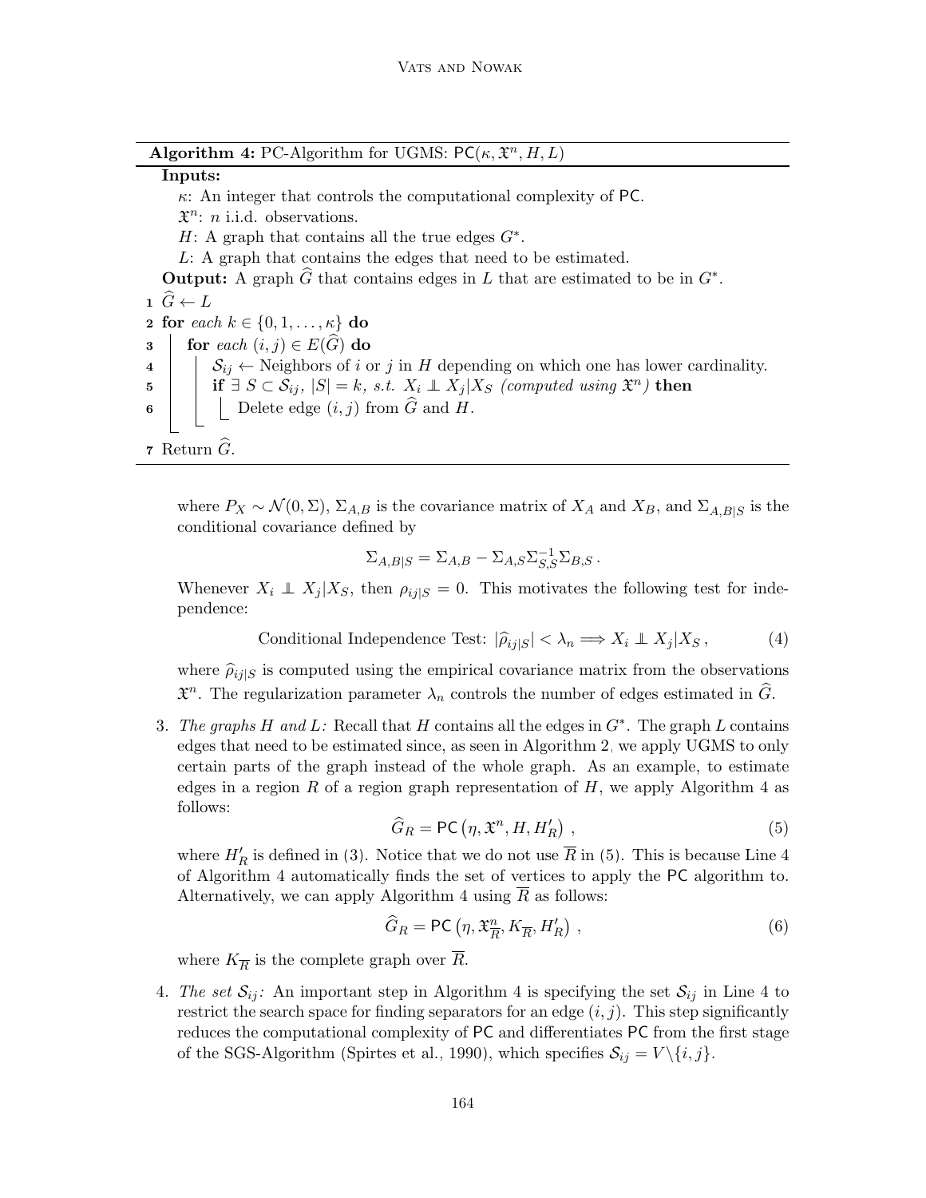**Algorithm 4:** PC-Algorithm for UGMS: $\mathsf{PC}(\kappa, \mathfrak{X}^n, H, L)$

**Inputs:**

$\kappa$: An integer that controls the computational complexity of $\mathsf{PC}$.

$\mathfrak{X}^n$: $n$ i.i.d. observations.

$H$: A graph that contains all the true edges $G^*$.

$L$: A graph that contains the edges that need to be estimated.

**Output:** A graph $\widehat{G}$ that contains edges in $L$ that are estimated to be in $G^*$.

```
1 Ĝ ← L
2 for each k ∈ {0, 1, ..., κ} do
3     for each (i, j) ∈ E(Ĝ) do
4         S_ij ← Neighbors of i or j in H depending on which one has lower cardinality.
5         if ∃ S ⊂ S_ij, |S| = k, s.t. X_i ⊥⊥ X_j | X_S (computed using 𝔛^n) then
6             Delete edge (i, j) from Ĝ and H.
7 Return Ĝ.
```

where $P_X \sim \mathcal{N}(0, \Sigma)$, $\Sigma_{A,B}$ is the covariance matrix of $X_A$ and $X_B$, and $\Sigma_{A,B|S}$ is the conditional covariance defined by

$$\Sigma_{A,B|S} = \Sigma_{A,B} - \Sigma_{A,S}\Sigma_{S,S}^{-1}\Sigma_{B,S}\,.$$

Whenever $X_i \perp\!\!\!\perp X_j | X_S$, then $\rho_{ij|S} = 0$. This motivates the following test for independence:

$$\text{Conditional Independence Test: } |\widehat{\rho}_{ij|S}| < \lambda_n \Longrightarrow X_i \perp\!\!\!\perp X_j | X_S\,, \tag{4}$$

where $\widehat{\rho}_{ij|S}$ is computed using the empirical covariance matrix from the observations $\mathfrak{X}^n$. The regularization parameter $\lambda_n$ controls the number of edges estimated in $\widehat{G}$.

3. *The graphs $H$ and $L$:* Recall that $H$ contains all the edges in $G^*$. The graph $L$ contains edges that need to be estimated since, as seen in Algorithm 2, we apply UGMS to only certain parts of the graph instead of the whole graph. As an example, to estimate edges in a region $R$ of a region graph representation of $H$, we apply Algorithm 4 as follows:

$$\widehat{G}_R = \mathsf{PC}\left(\eta, \mathfrak{X}^n, H, H'_R\right)\,, \tag{5}$$

where $H'_R$ is defined in (3). Notice that we do not use $\overline{R}$ in (5). This is because Line 4 of Algorithm 4 automatically finds the set of vertices to apply the $\mathsf{PC}$ algorithm to. Alternatively, we can apply Algorithm 4 using $\overline{R}$ as follows:

$$\widehat{G}_R = \mathsf{PC}\left(\eta, \mathfrak{X}^n_{\overline{R}}, K_{\overline{R}}, H'_R\right)\,, \tag{6}$$

where $K_{\overline{R}}$ is the complete graph over $\overline{R}$.

4. *The set $\mathcal{S}_{ij}$:* An important step in Algorithm 4 is specifying the set $\mathcal{S}_{ij}$ in Line 4 to restrict the search space for finding separators for an edge $(i, j)$. This step significantly reduces the computational complexity of $\mathsf{PC}$ and differentiates $\mathsf{PC}$ from the first stage of the SGS-Algorithm (Spirtes et al., 1990), which specifies $\mathcal{S}_{ij} = V \backslash \{i, j\}$.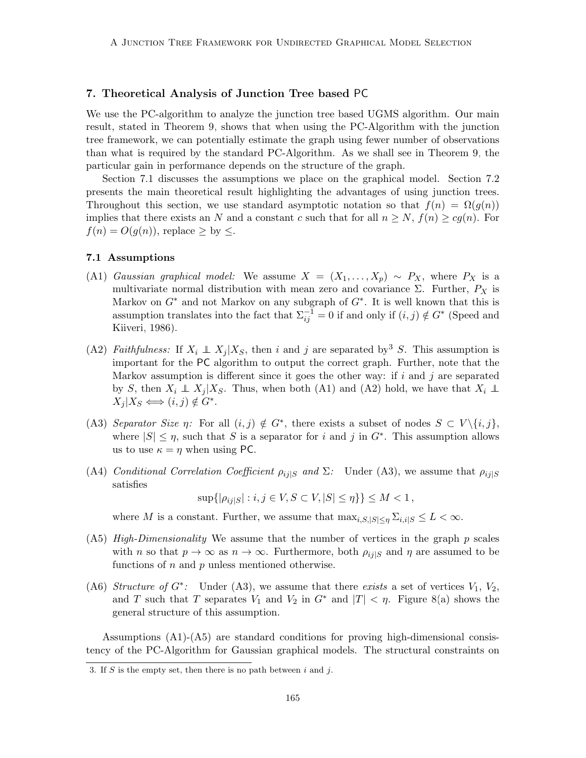## 7. Theoretical Analysis of Junction Tree based PC

We use the PC-algorithm to analyze the junction tree based UGMS algorithm. Our main result, stated in Theorem 9, shows that when using the PC-Algorithm with the junction tree framework, we can potentially estimate the graph using fewer number of observations than what is required by the standard PC-Algorithm. As we shall see in Theorem 9, the particular gain in performance depends on the structure of the graph.

Section 7.1 discusses the assumptions we place on the graphical model. Section 7.2 presents the main theoretical result highlighting the advantages of using junction trees. Throughout this section, we use standard asymptotic notation so that $f(n) = \Omega(g(n))$ implies that there exists an $N$ and a constant $c$ such that for all $n \geq N$, $f(n) \geq cg(n)$. For $f(n) = O(g(n))$, replace $\geq$ by $\leq$.

### 7.1 Assumptions

- (A1) *Gaussian graphical model:* We assume $X = (X_1, \ldots, X_p) \sim P_X$, where $P_X$ is a multivariate normal distribution with mean zero and covariance $\Sigma$. Further, $P_X$ is Markov on $G^*$ and not Markov on any subgraph of $G^*$. It is well known that this is assumption translates into the fact that $\Sigma^{-1}_{ij} = 0$ if and only if $(i,j) \notin G^*$ (Speed and Kiiveri, 1986).

- (A2) *Faithfulness:* If $X_i \perp\!\!\!\perp X_j | X_S$, then $i$ and $j$ are separated by[3] $S$. This assumption is important for the PC algorithm to output the correct graph. Further, note that the Markov assumption is different since it goes the other way: if $i$ and $j$ are separated by $S$, then $X_i \perp\!\!\!\perp X_j | X_S$. Thus, when both (A1) and (A2) hold, we have that $X_i \perp\!\!\!\perp X_j | X_S \Longleftrightarrow (i,j) \notin G^*$.

- (A3) *Separator Size $\eta$:* For all $(i,j) \notin G^*$, there exists a subset of nodes $S \subset V \backslash \{i,j\}$, where $|S| \leq \eta$, such that $S$ is a separator for $i$ and $j$ in $G^*$. This assumption allows us to use $\kappa = \eta$ when using PC.

- (A4) *Conditional Correlation Coefficient $\rho_{ij|S}$ and $\Sigma$:* Under (A3), we assume that $\rho_{ij|S}$ satisfies

$$\sup\{|\rho_{ij|S}| : i,j \in V, S \subset V, |S| \leq \eta\}\} \leq M < 1\,,$$

  where $M$ is a constant. Further, we assume that $\max_{i,S,|S|\leq \eta} \Sigma_{i,i|S} \leq L < \infty$.

- (A5) *High-Dimensionality* We assume that the number of vertices in the graph $p$ scales with $n$ so that $p \to \infty$ as $n \to \infty$. Furthermore, both $\rho_{ij|S}$ and $\eta$ are assumed to be functions of $n$ and $p$ unless mentioned otherwise.

- (A6) *Structure of $G^*$:* Under (A3), we assume that there *exists* a set of vertices $V_1$, $V_2$, and $T$ such that $T$ separates $V_1$ and $V_2$ in $G^*$ and $|T| < \eta$. Figure 8(a) shows the general structure of this assumption.

Assumptions (A1)-(A5) are standard conditions for proving high-dimensional consistency of the PC-Algorithm for Gaussian graphical models. The structural constraints on

3. If $S$ is the empty set, then there is no path between $i$ and $j$.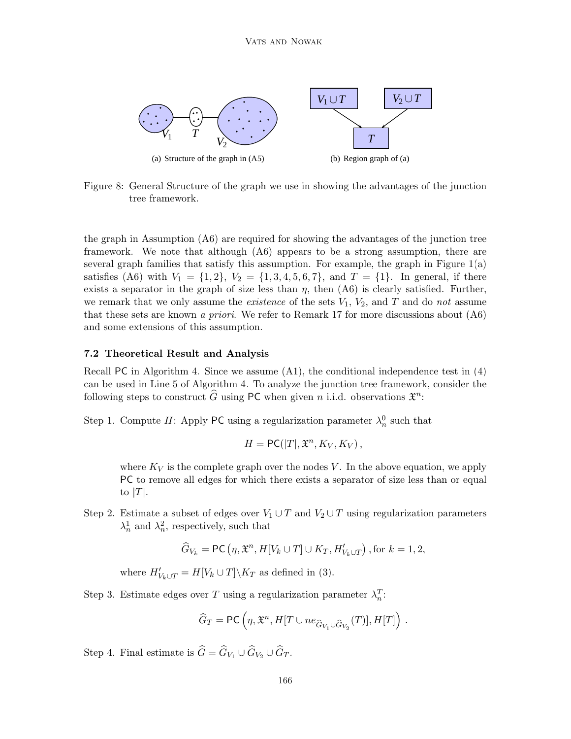(a) Structure of the graph in (A5)

(b) Region graph of (a)

Figure 8: General Structure of the graph we use in showing the advantages of the junction tree framework.

the graph in Assumption (A6) are required for showing the advantages of the junction tree framework. We note that although (A6) appears to be a strong assumption, there are several graph families that satisfy this assumption. For example, the graph in Figure 1(a) satisfies (A6) with $V_1 = \{1,2\}$, $V_2 = \{1,3,4,5,6,7\}$, and $T = \{1\}$. In general, if there exists a separator in the graph of size less than $\eta$, then (A6) is clearly satisfied. Further, we remark that we only assume the *existence* of the sets $V_1$, $V_2$, and $T$ and do *not* assume that these sets are known *a priori*. We refer to Remark 17 for more discussions about (A6) and some extensions of this assumption.

### 7.2 Theoretical Result and Analysis

Recall PC in Algorithm 4. Since we assume (A1), the conditional independence test in (4) can be used in Line 5 of Algorithm 4. To analyze the junction tree framework, consider the following steps to construct $\widehat{G}$ using PC when given $n$ i.i.d. observations $\mathfrak{X}^n$:

Step 1. Compute $H$: Apply PC using a regularization parameter $\lambda_n^0$ such that

$$H = \mathsf{PC}(|T|, \mathfrak{X}^n, K_V, K_V)\,,$$

where $K_V$ is the complete graph over the nodes $V$. In the above equation, we apply PC to remove all edges for which there exists a separator of size less than or equal to $|T|$.

Step 2. Estimate a subset of edges over $V_1 \cup T$ and $V_2 \cup T$ using regularization parameters $\lambda_n^1$ and $\lambda_n^2$, respectively, such that

$$\widehat{G}_{V_k} = \mathsf{PC}\left(\eta, \mathfrak{X}^n, H[V_k \cup T] \cup K_T, H'_{V_k \cup T}\right), \text{for } k = 1,2,$$

where $H'_{V_k \cup T} = H[V_k \cup T] \backslash K_T$ as defined in (3).

Step 3. Estimate edges over $T$ using a regularization parameter $\lambda_n^T$:

$$\widehat{G}_T = \mathsf{PC}\left(\eta, \mathfrak{X}^n, H[T \cup ne_{\widehat{G}_{V_1} \cup \widehat{G}_{V_2}}(T)], H[T]\right).$$

Step 4. Final estimate is $\widehat{G} = \widehat{G}_{V_1} \cup \widehat{G}_{V_2} \cup \widehat{G}_T$.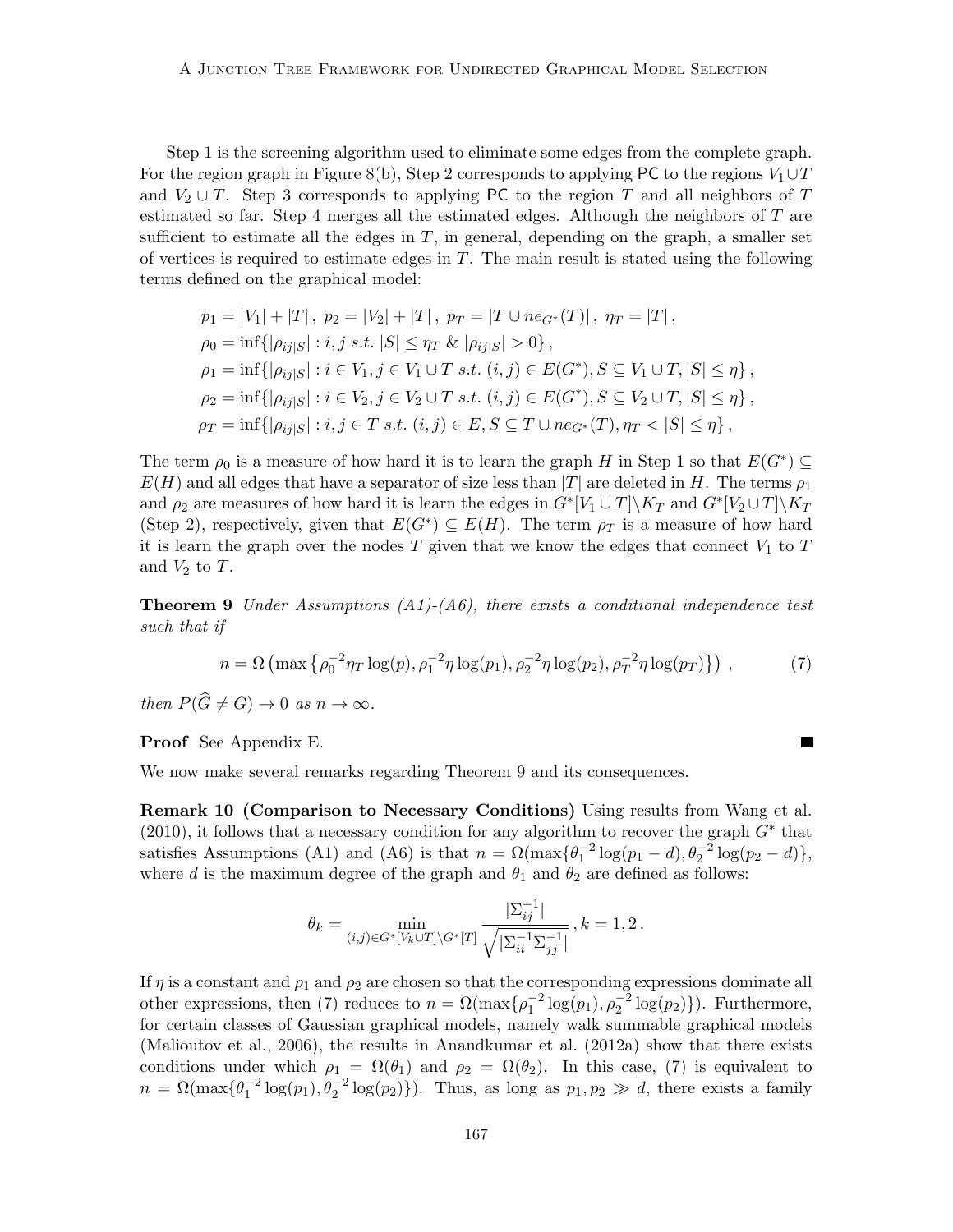Step 1 is the screening algorithm used to eliminate some edges from the complete graph. For the region graph in Figure 8(b), Step 2 corresponds to applying PC to the regions $V_1 \cup T$ and $V_2 \cup T$. Step 3 corresponds to applying PC to the region $T$ and all neighbors of $T$ estimated so far. Step 4 merges all the estimated edges. Although the neighbors of $T$ are sufficient to estimate all the edges in $T$, in general, depending on the graph, a smaller set of vertices is required to estimate edges in $T$. The main result is stated using the following terms defined on the graphical model:

$$
\begin{aligned}
& p_1 = |V_1| + |T|\,,\; p_2 = |V_2| + |T|\,,\; p_T = |T \cup ne_{G^*}(T)|\,,\; \eta_T = |T|\,, \\
& \rho_0 = \inf\{|\rho_{ij|S}| : i,j \text{ s.t. } |S| \leq \eta_T \,\&\, |\rho_{ij|S}| > 0\}\,, \\
& \rho_1 = \inf\{|\rho_{ij|S}| : i \in V_1, j \in V_1 \cup T \text{ s.t. } (i,j) \in E(G^*), S \subseteq V_1 \cup T, |S| \leq \eta\}\,, \\
& \rho_2 = \inf\{|\rho_{ij|S}| : i \in V_2, j \in V_2 \cup T \text{ s.t. } (i,j) \in E(G^*), S \subseteq V_2 \cup T, |S| \leq \eta\}\,, \\
& \rho_T = \inf\{|\rho_{ij|S}| : i,j \in T \text{ s.t. } (i,j) \in E, S \subseteq T \cup ne_{G^*}(T), \eta_T < |S| \leq \eta\}\,,
\end{aligned}
$$

The term $\rho_0$ is a measure of how hard it is to learn the graph $H$ in Step 1 so that $E(G^*) \subseteq E(H)$ and all edges that have a separator of size less than $|T|$ are deleted in $H$. The terms $\rho_1$ and $\rho_2$ are measures of how hard it is learn the edges in $G^*[V_1 \cup T]\backslash K_T$ and $G^*[V_2 \cup T]\backslash K_T$ (Step 2), respectively, given that $E(G^*) \subseteq E(H)$. The term $\rho_T$ is a measure of how hard it is learn the graph over the nodes $T$ given that we know the edges that connect $V_1$ to $T$ and $V_2$ to $T$.

**Theorem 9** *Under Assumptions (A1)-(A6), there exists a conditional independence test such that if*

$$
n = \Omega\left(\max\left\{\rho_0^{-2}\eta_T \log(p), \rho_1^{-2}\eta \log(p_1), \rho_2^{-2}\eta\log(p_2), \rho_T^{-2}\eta\log(p_T)\right\}\right)\,, \tag{7}
$$

*then $P(\widehat{G} \neq G) \to 0$ as $n \to \infty$.*

**Proof** See Appendix E. ∎

We now make several remarks regarding Theorem 9 and its consequences.

**Remark 10 (Comparison to Necessary Conditions)** Using results from Wang et al. (2010), it follows that a necessary condition for any algorithm to recover the graph $G^*$ that satisfies Assumptions (A1) and (A6) is that $n = \Omega(\max\{\theta_1^{-2}\log(p_1 - d), \theta_2^{-2}\log(p_2 - d)\}$, where $d$ is the maximum degree of the graph and $\theta_1$ and $\theta_2$ are defined as follows:

$$
\theta_k = \min_{(i,j) \in G^*[V_k \cup T]\backslash G^*[T]} \frac{|\Sigma_{ij}^{-1}|}{\sqrt{|\Sigma_{ii}^{-1}\Sigma_{jj}^{-1}|}}\,, k = 1,2\,.
$$

If $\eta$ is a constant and $\rho_1$ and $\rho_2$ are chosen so that the corresponding expressions dominate all other expressions, then (7) reduces to $n = \Omega(\max\{\rho_1^{-2}\log(p_1), \rho_2^{-2}\log(p_2)\})$. Furthermore, for certain classes of Gaussian graphical models, namely walk summable graphical models (Malioutov et al., 2006), the results in Anandkumar et al. (2012a) show that there exists conditions under which $\rho_1 = \Omega(\theta_1)$ and $\rho_2 = \Omega(\theta_2)$. In this case, (7) is equivalent to $n = \Omega(\max\{\theta_1^{-2}\log(p_1), \theta_2^{-2}\log(p_2)\})$. Thus, as long as $p_1, p_2 \gg d$, there exists a family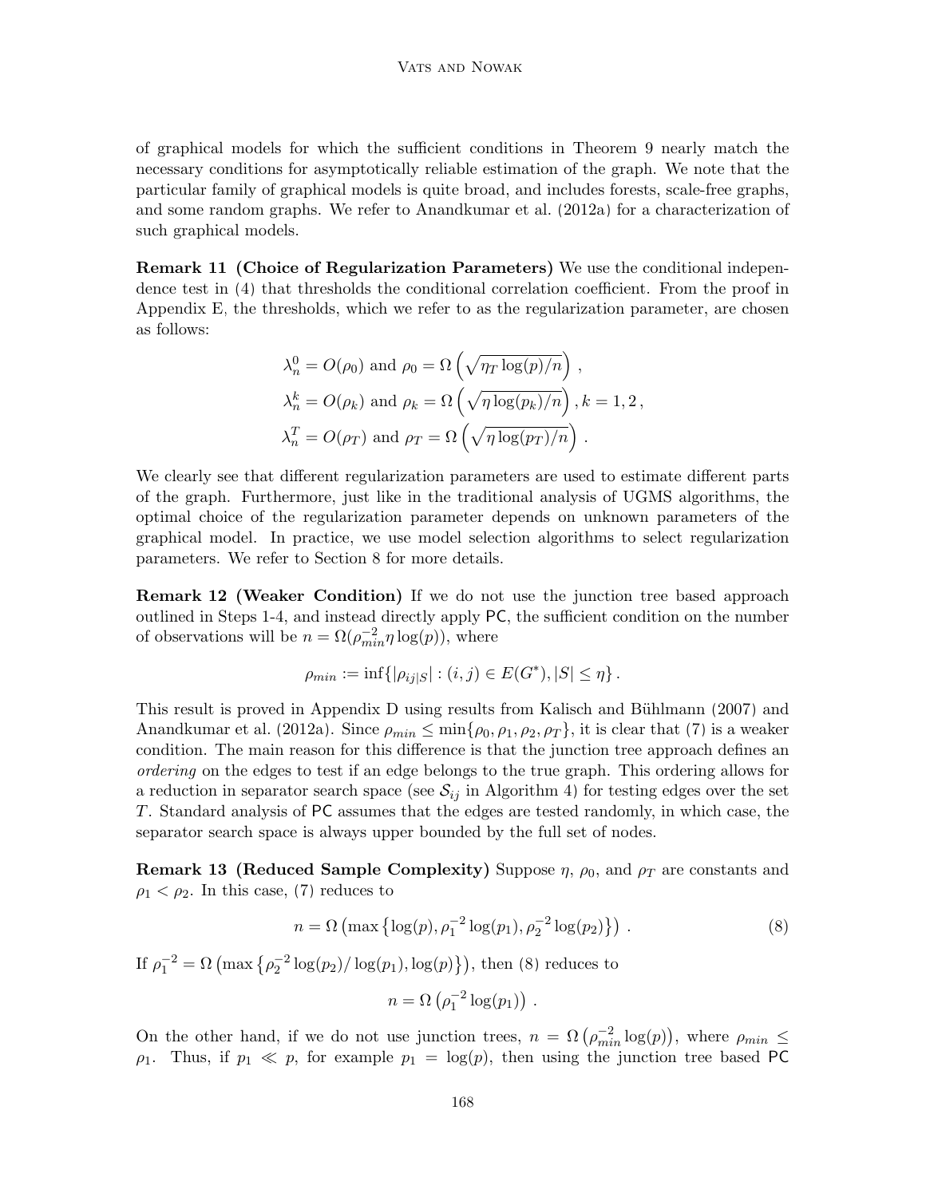of graphical models for which the sufficient conditions in Theorem 9 nearly match the necessary conditions for asymptotically reliable estimation of the graph. We note that the particular family of graphical models is quite broad, and includes forests, scale-free graphs, and some random graphs. We refer to Anandkumar et al. (2012a) for a characterization of such graphical models.

**Remark 11 (Choice of Regularization Parameters)** We use the conditional independence test in (4) that thresholds the conditional correlation coefficient. From the proof in Appendix E, the thresholds, which we refer to as the regularization parameter, are chosen as follows:

$$
\begin{aligned}
&\lambda_n^0 = O(\rho_0) \text{ and } \rho_0 = \Omega\left(\sqrt{\eta_T \log(p)/n}\right)\,, \\
&\lambda_n^k = O(\rho_k) \text{ and } \rho_k = \Omega\left(\sqrt{\eta \log(p_k)/n}\right), k = 1, 2\,, \\
&\lambda_n^T = O(\rho_T) \text{ and } \rho_T = \Omega\left(\sqrt{\eta \log(p_T)/n}\right)\,.
\end{aligned}
$$

We clearly see that different regularization parameters are used to estimate different parts of the graph. Furthermore, just like in the traditional analysis of UGMS algorithms, the optimal choice of the regularization parameter depends on unknown parameters of the graphical model. In practice, we use model selection algorithms to select regularization parameters. We refer to Section 8 for more details.

**Remark 12 (Weaker Condition)** If we do not use the junction tree based approach outlined in Steps 1-4, and instead directly apply PC, the sufficient condition on the number of observations will be $n = \Omega(\rho_{min}^{-2} \eta \log(p))$, where

$$
\rho_{min} := \inf\{|\rho_{ij|S}| : (i,j) \in E(G^*), |S| \leq \eta\}\,.
$$

This result is proved in Appendix D using results from Kalisch and Bühlmann (2007) and Anandkumar et al. (2012a). Since $\rho_{min} \leq \min\{\rho_0, \rho_1, \rho_2, \rho_T\}$, it is clear that (7) is a weaker condition. The main reason for this difference is that the junction tree approach defines an *ordering* on the edges to test if an edge belongs to the true graph. This ordering allows for a reduction in separator search space (see $\mathcal{S}_{ij}$ in Algorithm 4) for testing edges over the set $T$. Standard analysis of PC assumes that the edges are tested randomly, in which case, the separator search space is always upper bounded by the full set of nodes.

**Remark 13 (Reduced Sample Complexity)** Suppose $\eta$, $\rho_0$, and $\rho_T$ are constants and $\rho_1 < \rho_2$. In this case, (7) reduces to

$$
n = \Omega\left(\max\left\{\log(p), \rho_1^{-2}\log(p_1), \rho_2^{-2}\log(p_2)\right\}\right)\,. \tag{8}
$$

If $\rho_1^{-2} = \Omega\left(\max\left\{\rho_2^{-2}\log(p_2)/\log(p_1), \log(p)\right\}\right)$, then (8) reduces to

$$
n = \Omega\left(\rho_1^{-2}\log(p_1)\right)\,.
$$

On the other hand, if we do not use junction trees, $n = \Omega\left(\rho_{min}^{-2}\log(p)\right)$, where $\rho_{min} \leq \rho_1$. Thus, if $p_1 \ll p$, for example $p_1 = \log(p)$, then using the junction tree based PC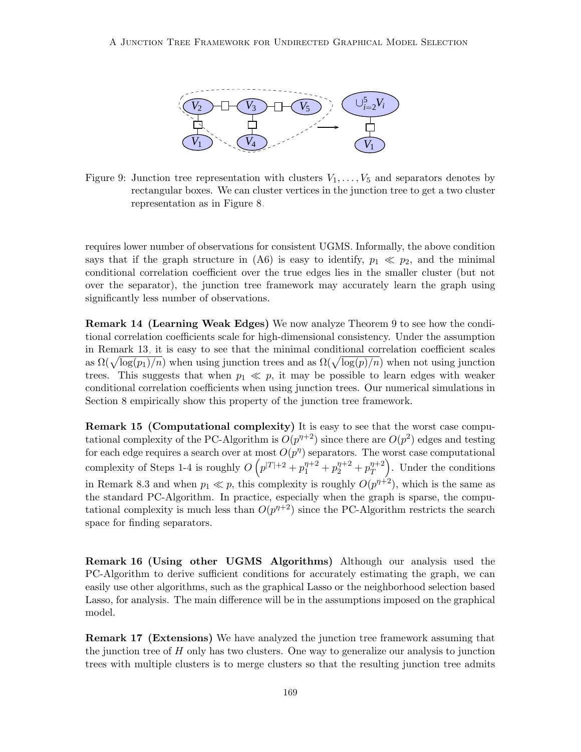Figure 9: Junction tree representation with clusters $V_1, \ldots, V_5$ and separators denotes by rectangular boxes. We can cluster vertices in the junction tree to get a two cluster representation as in Figure 8.

requires lower number of observations for consistent UGMS. Informally, the above condition says that if the graph structure in (A6) is easy to identify, $p_1 \ll p_2$, and the minimal conditional correlation coefficient over the true edges lies in the smaller cluster (but not over the separator), the junction tree framework may accurately learn the graph using significantly less number of observations.

**Remark 14 (Learning Weak Edges)** We now analyze Theorem 9 to see how the conditional correlation coefficients scale for high-dimensional consistency. Under the assumption in Remark 13, it is easy to see that the minimal conditional correlation coefficient scales as $\Omega(\sqrt{\log(p_1)/n})$ when using junction trees and as $\Omega(\sqrt{\log(p)/n})$ when not using junction trees. This suggests that when $p_1 \ll p$, it may be possible to learn edges with weaker conditional correlation coefficients when using junction trees. Our numerical simulations in Section 8 empirically show this property of the junction tree framework.

**Remark 15 (Computational complexity)** It is easy to see that the worst case computational complexity of the PC-Algorithm is $O(p^{\eta+2})$ since there are $O(p^2)$ edges and testing for each edge requires a search over at most $O(p^\eta)$ separators. The worst case computational complexity of Steps 1-4 is roughly $O\left(p^{|T|+2} + p_1^{\eta+2} + p_2^{\eta+2} + p_T^{\eta+2}\right)$. Under the conditions in Remark 8.3 and when $p_1 \ll p$, this complexity is roughly $O(p^{\eta+2})$, which is the same as the standard PC-Algorithm. In practice, especially when the graph is sparse, the computational complexity is much less than $O(p^{\eta+2})$ since the PC-Algorithm restricts the search space for finding separators.

**Remark 16 (Using other UGMS Algorithms)** Although our analysis used the PC-Algorithm to derive sufficient conditions for accurately estimating the graph, we can easily use other algorithms, such as the graphical Lasso or the neighborhood selection based Lasso, for analysis. The main difference will be in the assumptions imposed on the graphical model.

**Remark 17 (Extensions)** We have analyzed the junction tree framework assuming that the junction tree of $H$ only has two clusters. One way to generalize our analysis to junction trees with multiple clusters is to merge clusters so that the resulting junction tree admits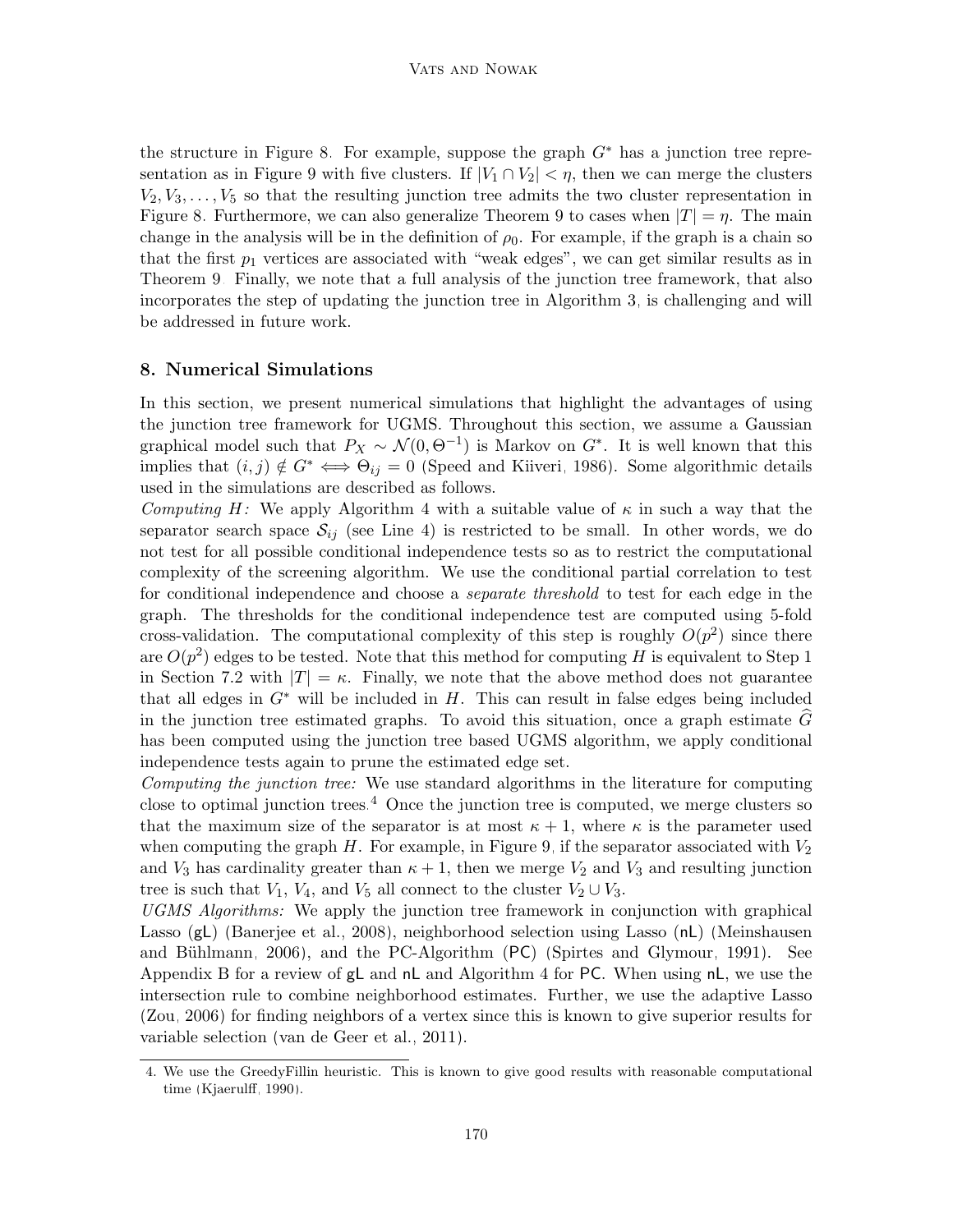the structure in Figure 8. For example, suppose the graph $G^*$ has a junction tree representation as in Figure 9 with five clusters. If $|V_1 \cap V_2| < \eta$, then we can merge the clusters $V_2, V_3, \ldots, V_5$ so that the resulting junction tree admits the two cluster representation in Figure 8. Furthermore, we can also generalize Theorem 9 to cases when $|T| = \eta$. The main change in the analysis will be in the definition of $\rho_0$. For example, if the graph is a chain so that the first $p_1$ vertices are associated with "weak edges", we can get similar results as in Theorem 9. Finally, we note that a full analysis of the junction tree framework, that also incorporates the step of updating the junction tree in Algorithm 3, is challenging and will be addressed in future work.

## 8. Numerical Simulations

In this section, we present numerical simulations that highlight the advantages of using the junction tree framework for UGMS. Throughout this section, we assume a Gaussian graphical model such that $P_X \sim \mathcal{N}(0, \Theta^{-1})$ is Markov on $G^*$. It is well known that this implies that $(i,j) \notin G^* \iff \Theta_{ij} = 0$ (Speed and Kiiveri, 1986). Some algorithmic details used in the simulations are described as follows.

*Computing $H$:* We apply Algorithm 4 with a suitable value of $\kappa$ in such a way that the separator search space $\mathcal{S}_{ij}$ (see Line 4) is restricted to be small. In other words, we do not test for all possible conditional independence tests so as to restrict the computational complexity of the screening algorithm. We use the conditional partial correlation to test for conditional independence and choose a *separate threshold* to test for each edge in the graph. The thresholds for the conditional independence test are computed using 5-fold cross-validation. The computational complexity of this step is roughly $O(p^2)$ since there are $O(p^2)$ edges to be tested. Note that this method for computing $H$ is equivalent to Step 1 in Section 7.2 with $|T| = \kappa$. Finally, we note that the above method does not guarantee that all edges in $G^*$ will be included in $H$. This can result in false edges being included in the junction tree estimated graphs. To avoid this situation, once a graph estimate $\widehat{G}$ has been computed using the junction tree based UGMS algorithm, we apply conditional independence tests again to prune the estimated edge set.

*Computing the junction tree:* We use standard algorithms in the literature for computing close to optimal junction trees.[4] Once the junction tree is computed, we merge clusters so that the maximum size of the separator is at most $\kappa + 1$, where $\kappa$ is the parameter used when computing the graph $H$. For example, in Figure 9, if the separator associated with $V_2$ and $V_3$ has cardinality greater than $\kappa + 1$, then we merge $V_2$ and $V_3$ and resulting junction tree is such that $V_1$, $V_4$, and $V_5$ all connect to the cluster $V_2 \cup V_3$.

*UGMS Algorithms:* We apply the junction tree framework in conjunction with graphical Lasso (gL) (Banerjee et al., 2008), neighborhood selection using Lasso (nL) (Meinshausen and Bühlmann, 2006), and the PC-Algorithm (PC) (Spirtes and Glymour, 1991). See Appendix B for a review of gL and nL and Algorithm 4 for PC. When using nL, we use the intersection rule to combine neighborhood estimates. Further, we use the adaptive Lasso (Zou, 2006) for finding neighbors of a vertex since this is known to give superior results for variable selection (van de Geer et al., 2011).

4. We use the GreedyFillin heuristic. This is known to give good results with reasonable computational time (Kjaerulff, 1990).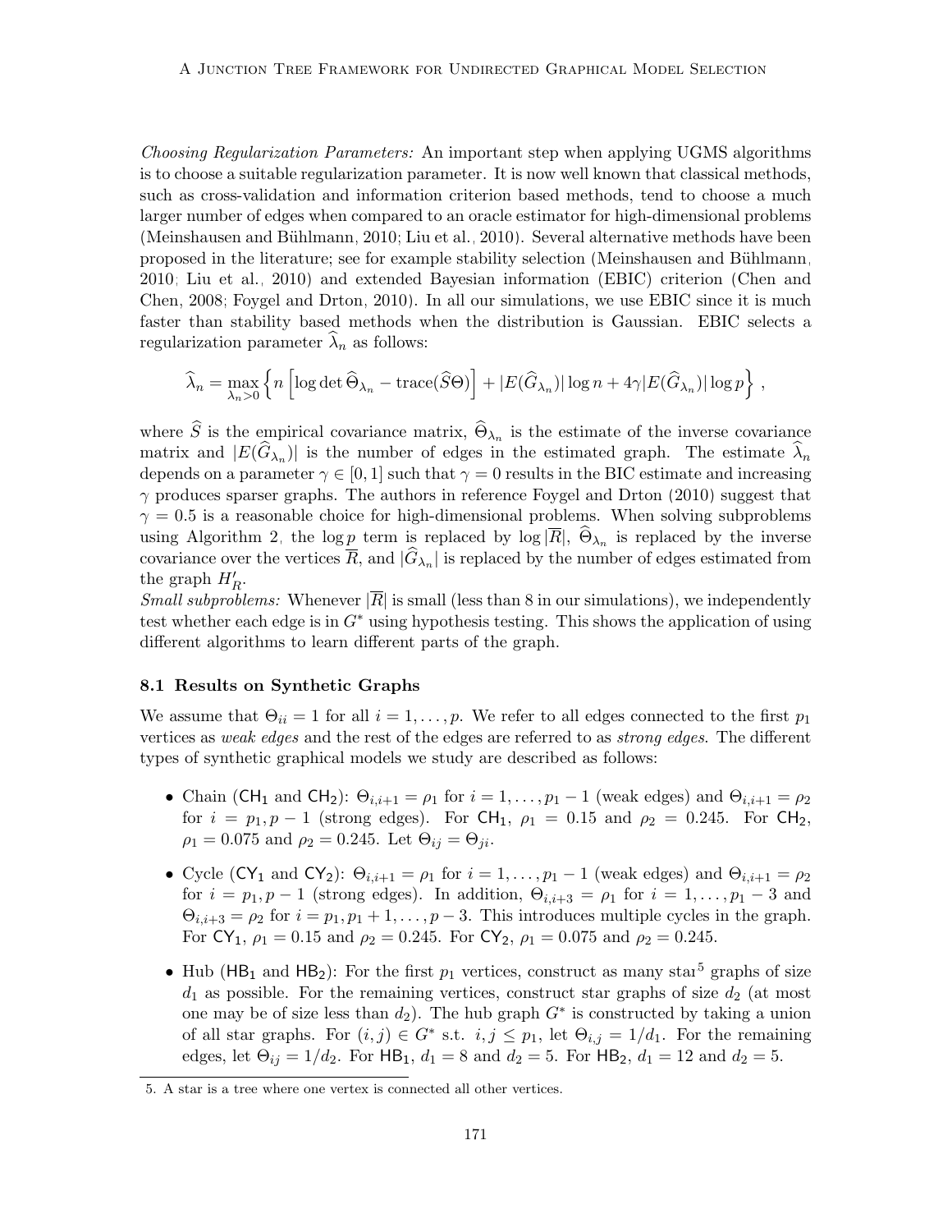*Choosing Regularization Parameters:* An important step when applying UGMS algorithms is to choose a suitable regularization parameter. It is now well known that classical methods, such as cross-validation and information criterion based methods, tend to choose a much larger number of edges when compared to an oracle estimator for high-dimensional problems (Meinshausen and Bühlmann, 2010; Liu et al., 2010). Several alternative methods have been proposed in the literature; see for example stability selection (Meinshausen and Bühlmann, 2010; Liu et al., 2010) and extended Bayesian information (EBIC) criterion (Chen and Chen, 2008; Foygel and Drton, 2010). In all our simulations, we use EBIC since it is much faster than stability based methods when the distribution is Gaussian. EBIC selects a regularization parameter $\widehat{\lambda}_n$ as follows:

$$\widehat{\lambda}_n = \max_{\lambda_n > 0} \left\{ n \left[ \log \det \widehat{\Theta}_{\lambda_n} - \text{trace}(\widehat{S}\Theta) \right] + |E(\widehat{G}_{\lambda_n})| \log n + 4\gamma |E(\widehat{G}_{\lambda_n})| \log p \right\} ,$$

where $\widehat{S}$ is the empirical covariance matrix, $\widehat{\Theta}_{\lambda_n}$ is the estimate of the inverse covariance matrix and $|E(\widehat{G}_{\lambda_n})|$ is the number of edges in the estimated graph. The estimate $\widehat{\lambda}_n$ depends on a parameter $\gamma \in [0,1]$ such that $\gamma = 0$ results in the BIC estimate and increasing $\gamma$ produces sparser graphs. The authors in reference Foygel and Drton (2010) suggest that $\gamma = 0.5$ is a reasonable choice for high-dimensional problems. When solving subproblems using Algorithm 2, the $\log p$ term is replaced by $\log |\overline{R}|$, $\widehat{\Theta}_{\lambda_n}$ is replaced by the inverse covariance over the vertices $\overline{R}$, and $|\widehat{G}_{\lambda_n}|$ is replaced by the number of edges estimated from the graph $H'_R$.

*Small subproblems:* Whenever $|\overline{R}|$ is small (less than 8 in our simulations), we independently test whether each edge is in $G^*$ using hypothesis testing. This shows the application of using different algorithms to learn different parts of the graph.

### 8.1 Results on Synthetic Graphs

We assume that $\Theta_{ii} = 1$ for all $i = 1, \ldots, p$. We refer to all edges connected to the first $p_1$ vertices as *weak edges* and the rest of the edges are referred to as *strong edges*. The different types of synthetic graphical models we study are described as follows:

- Chain ($\mathsf{CH}_1$ and $\mathsf{CH}_2$): $\Theta_{i,i+1} = \rho_1$ for $i = 1, \ldots, p_1 - 1$ (weak edges) and $\Theta_{i,i+1} = \rho_2$ for $i = p_1, p-1$ (strong edges). For $\mathsf{CH}_1$, $\rho_1 = 0.15$ and $\rho_2 = 0.245$. For $\mathsf{CH}_2$, $\rho_1 = 0.075$ and $\rho_2 = 0.245$. Let $\Theta_{ij} = \Theta_{ji}$.
- Cycle ($\mathsf{CY}_1$ and $\mathsf{CY}_2$): $\Theta_{i,i+1} = \rho_1$ for $i = 1, \ldots, p_1 - 1$ (weak edges) and $\Theta_{i,i+1} = \rho_2$ for $i = p_1, p-1$ (strong edges). In addition, $\Theta_{i,i+3} = \rho_1$ for $i = 1, \ldots, p_1 - 3$ and $\Theta_{i,i+3} = \rho_2$ for $i = p_1, p_1+1, \ldots, p-3$. This introduces multiple cycles in the graph. For $\mathsf{CY}_1$, $\rho_1 = 0.15$ and $\rho_2 = 0.245$. For $\mathsf{CY}_2$, $\rho_1 = 0.075$ and $\rho_2 = 0.245$.
- Hub ($\mathsf{HB}_1$ and $\mathsf{HB}_2$): For the first $p_1$ vertices, construct as many star[5] graphs of size $d_1$ as possible. For the remaining vertices, construct star graphs of size $d_2$ (at most one may be of size less than $d_2$). The hub graph $G^*$ is constructed by taking a union of all star graphs. For $(i,j) \in G^*$ s.t. $i,j \le p_1$, let $\Theta_{i,j} = 1/d_1$. For the remaining edges, let $\Theta_{ij} = 1/d_2$. For $\mathsf{HB}_1$, $d_1 = 8$ and $d_2 = 5$. For $\mathsf{HB}_2$, $d_1 = 12$ and $d_2 = 5$.

5. A star is a tree where one vertex is connected all other vertices.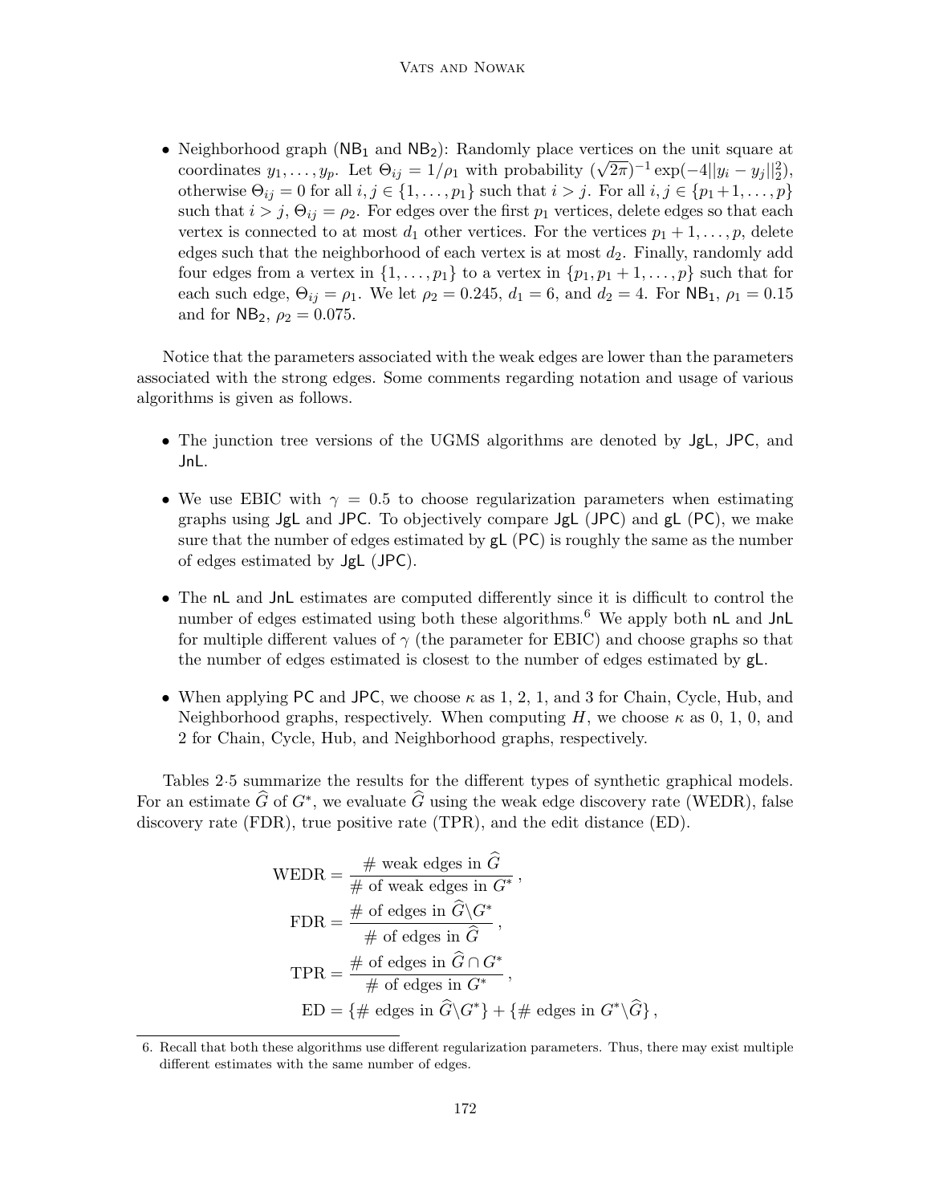- Neighborhood graph ($\mathsf{NB}_1$ and $\mathsf{NB}_2$): Randomly place vertices on the unit square at coordinates $y_1, \ldots, y_p$. Let $\Theta_{ij} = 1/\rho_1$ with probability $(\sqrt{2\pi})^{-1} \exp(-4||y_i - y_j||_2^2)$, otherwise $\Theta_{ij} = 0$ for all $i, j \in \{1, \ldots, p_1\}$ such that $i > j$. For all $i, j \in \{p_1+1, \ldots, p\}$ such that $i > j$, $\Theta_{ij} = \rho_2$. For edges over the first $p_1$ vertices, delete edges so that each vertex is connected to at most $d_1$ other vertices. For the vertices $p_1 + 1, \ldots, p$, delete edges such that the neighborhood of each vertex is at most $d_2$. Finally, randomly add four edges from a vertex in $\{1, \ldots, p_1\}$ to a vertex in $\{p_1, p_1 + 1, \ldots, p\}$ such that for each such edge, $\Theta_{ij} = \rho_1$. We let $\rho_2 = 0.245$, $d_1 = 6$, and $d_2 = 4$. For $\mathsf{NB}_1$, $\rho_1 = 0.15$ and for $\mathsf{NB}_2$, $\rho_2 = 0.075$.

Notice that the parameters associated with the weak edges are lower than the parameters associated with the strong edges. Some comments regarding notation and usage of various algorithms is given as follows.

- The junction tree versions of the UGMS algorithms are denoted by JgL, JPC, and JnL.
- We use EBIC with $\gamma = 0.5$ to choose regularization parameters when estimating graphs using JgL and JPC. To objectively compare JgL (JPC) and gL (PC), we make sure that the number of edges estimated by gL (PC) is roughly the same as the number of edges estimated by JgL (JPC).
- The nL and JnL estimates are computed differently since it is difficult to control the number of edges estimated using both these algorithms.[6] We apply both nL and JnL for multiple different values of $\gamma$ (the parameter for EBIC) and choose graphs so that the number of edges estimated is closest to the number of edges estimated by gL.
- When applying PC and JPC, we choose $\kappa$ as 1, 2, 1, and 3 for Chain, Cycle, Hub, and Neighborhood graphs, respectively. When computing $H$, we choose $\kappa$ as 0, 1, 0, and 2 for Chain, Cycle, Hub, and Neighborhood graphs, respectively.

Tables 2-5 summarize the results for the different types of synthetic graphical models. For an estimate $\widehat{G}$ of $G^*$, we evaluate $\widehat{G}$ using the weak edge discovery rate (WEDR), false discovery rate (FDR), true positive rate (TPR), and the edit distance (ED).

$$
\begin{aligned}
\text{WEDR} &= \frac{\#\text{ weak edges in } \widehat{G}}{\#\text{ of weak edges in } G^*}\,, \\
\text{FDR} &= \frac{\#\text{ of edges in } \widehat{G}\backslash G^*}{\#\text{ of edges in } \widehat{G}}\,, \\
\text{TPR} &= \frac{\#\text{ of edges in } \widehat{G} \cap G^*}{\#\text{ of edges in } G^*}\,, \\
\text{ED} &= \{\#\text{ edges in } \widehat{G}\backslash G^*\} + \{\#\text{ edges in } G^*\backslash \widehat{G}\}\,,
\end{aligned}
$$

6. Recall that both these algorithms use different regularization parameters. Thus, there may exist multiple different estimates with the same number of edges.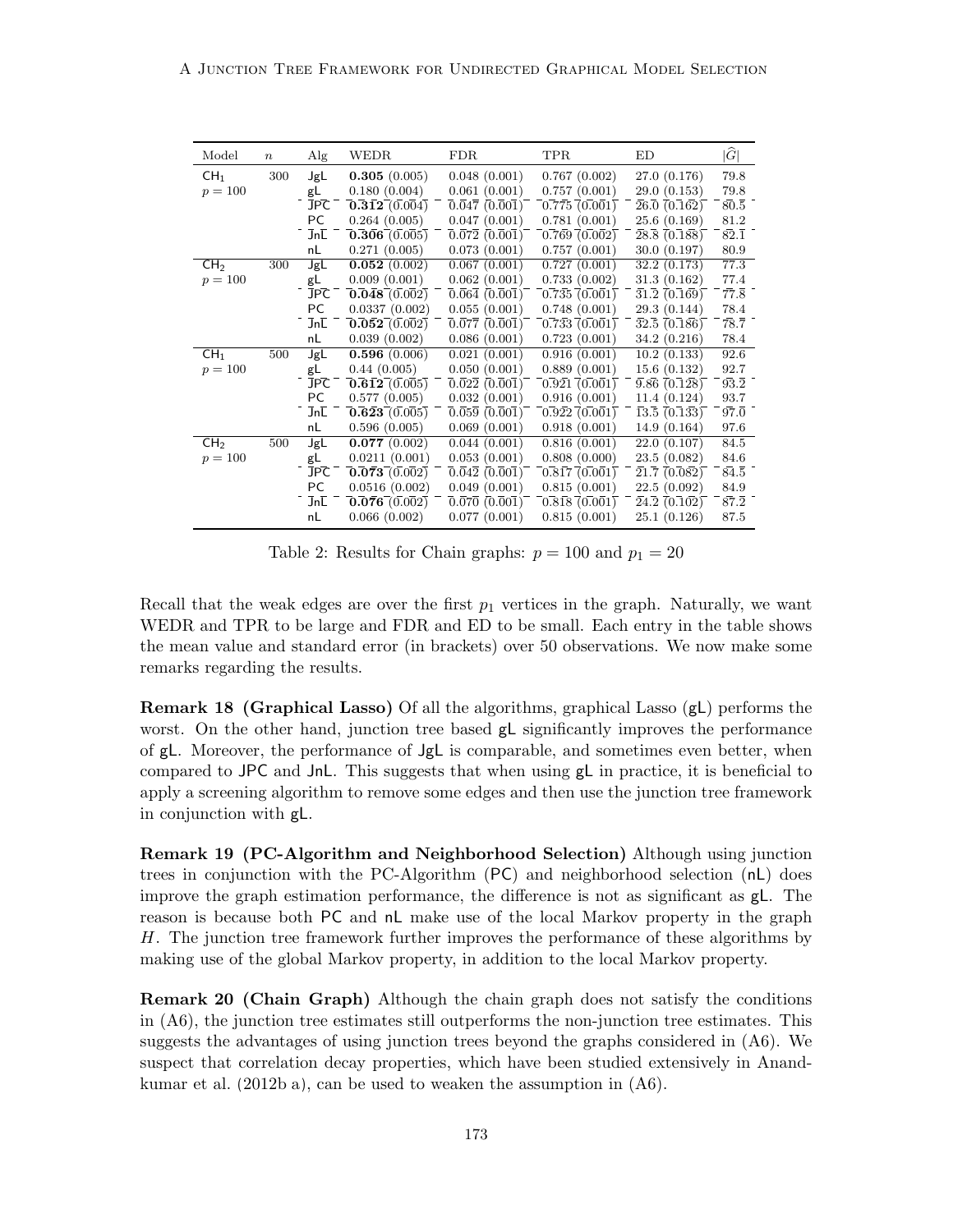| Model | $n$ | Alg | WEDR | FDR | TPR | ED | $\lvert\widehat{G}\rvert$ |
|---|---|---|---|---|---|---|---|
| $\mathsf{CH}_1$ | 300 | JgL | **0.305** (0.005) | 0.048 (0.001) | 0.767 (0.002) | 27.0 (0.176) | 79.8 |
| $p = 100$ | | gL | 0.180 (0.004) | 0.061 (0.001) | 0.757 (0.001) | 29.0 (0.153) | 79.8 |
| | | JPC | **0.312** (0.004) | 0.047 (0.001) | 0.775 (0.001) | 26.0 (0.162) | 80.5 |
| | | PC | 0.264 (0.005) | 0.047 (0.001) | 0.781 (0.001) | 25.6 (0.169) | 81.2 |
| | | JnL | **0.306** (0.005) | 0.072 (0.001) | 0.769 (0.002) | 28.8 (0.188) | 82.1 |
| | | nL | 0.271 (0.005) | 0.073 (0.001) | 0.757 (0.001) | 30.0 (0.197) | 80.9 |
| $\mathsf{CH}_2$ | 300 | JgL | **0.052** (0.002) | 0.067 (0.001) | 0.727 (0.001) | 32.2 (0.173) | 77.3 |
| $p = 100$ | | gL | 0.009 (0.001) | 0.062 (0.001) | 0.733 (0.002) | 31.3 (0.162) | 77.4 |
| | | JPC | **0.048** (0.002) | 0.064 (0.001) | 0.735 (0.001) | 31.2 (0.169) | 77.8 |
| | | PC | 0.0337 (0.002) | 0.055 (0.001) | 0.748 (0.001) | 29.3 (0.144) | 78.4 |
| | | JnL | **0.052** (0.002) | 0.077 (0.001) | 0.733 (0.001) | 32.5 (0.186) | 78.7 |
| | | nL | 0.039 (0.002) | 0.086 (0.001) | 0.723 (0.001) | 34.2 (0.216) | 78.4 |
| $\mathsf{CH}_1$ | 500 | JgL | **0.596** (0.006) | 0.021 (0.001) | 0.916 (0.001) | 10.2 (0.133) | 92.6 |
| $p = 100$ | | gL | 0.44 (0.005) | 0.050 (0.001) | 0.889 (0.001) | 15.6 (0.132) | 92.7 |
| | | JPC | **0.612** (0.005) | 0.022 (0.001) | 0.921 (0.001) | 9.86 (0.128) | 93.2 |
| | | PC | 0.577 (0.005) | 0.032 (0.001) | 0.916 (0.001) | 11.4 (0.124) | 93.7 |
| | | JnL | **0.623** (0.005) | 0.059 (0.001) | 0.922 (0.001) | 13.5 (0.133) | 97.0 |
| | | nL | 0.596 (0.005) | 0.069 (0.001) | 0.918 (0.001) | 14.9 (0.164) | 97.6 |
| $\mathsf{CH}_2$ | 500 | JgL | **0.077** (0.002) | 0.044 (0.001) | 0.816 (0.001) | 22.0 (0.107) | 84.5 |
| $p = 100$ | | gL | 0.0211 (0.001) | 0.053 (0.001) | 0.808 (0.000) | 23.5 (0.082) | 84.6 |
| | | JPC | **0.073** (0.002) | 0.042 (0.001) | 0.817 (0.001) | 21.7 (0.082) | 84.5 |
| | | PC | 0.0516 (0.002) | 0.049 (0.001) | 0.815 (0.001) | 22.5 (0.092) | 84.9 |
| | | JnL | **0.076** (0.002) | 0.070 (0.001) | 0.818 (0.001) | 24.2 (0.102) | 87.2 |
| | | nL | 0.066 (0.002) | 0.077 (0.001) | 0.815 (0.001) | 25.1 (0.126) | 87.5 |

Table 2: Results for Chain graphs: $p = 100$ and $p_1 = 20$

Recall that the weak edges are over the first $p_1$ vertices in the graph. Naturally, we want WEDR and TPR to be large and FDR and ED to be small. Each entry in the table shows the mean value and standard error (in brackets) over 50 observations. We now make some remarks regarding the results.

**Remark 18 (Graphical Lasso)** Of all the algorithms, graphical Lasso (gL) performs the worst. On the other hand, junction tree based gL significantly improves the performance of gL. Moreover, the performance of JgL is comparable, and sometimes even better, when compared to JPC and JnL. This suggests that when using gL in practice, it is beneficial to apply a screening algorithm to remove some edges and then use the junction tree framework in conjunction with gL.

**Remark 19 (PC-Algorithm and Neighborhood Selection)** Although using junction trees in conjunction with the PC-Algorithm (PC) and neighborhood selection (nL) does improve the graph estimation performance, the difference is not as significant as gL. The reason is because both PC and nL make use of the local Markov property in the graph $H$. The junction tree framework further improves the performance of these algorithms by making use of the global Markov property, in addition to the local Markov property.

**Remark 20 (Chain Graph)** Although the chain graph does not satisfy the conditions in (A6), the junction tree estimates still outperforms the non-junction tree estimates. This suggests the advantages of using junction trees beyond the graphs considered in (A6). We suspect that correlation decay properties, which have been studied extensively in Anandkumar et al. (2012b a), can be used to weaken the assumption in (A6).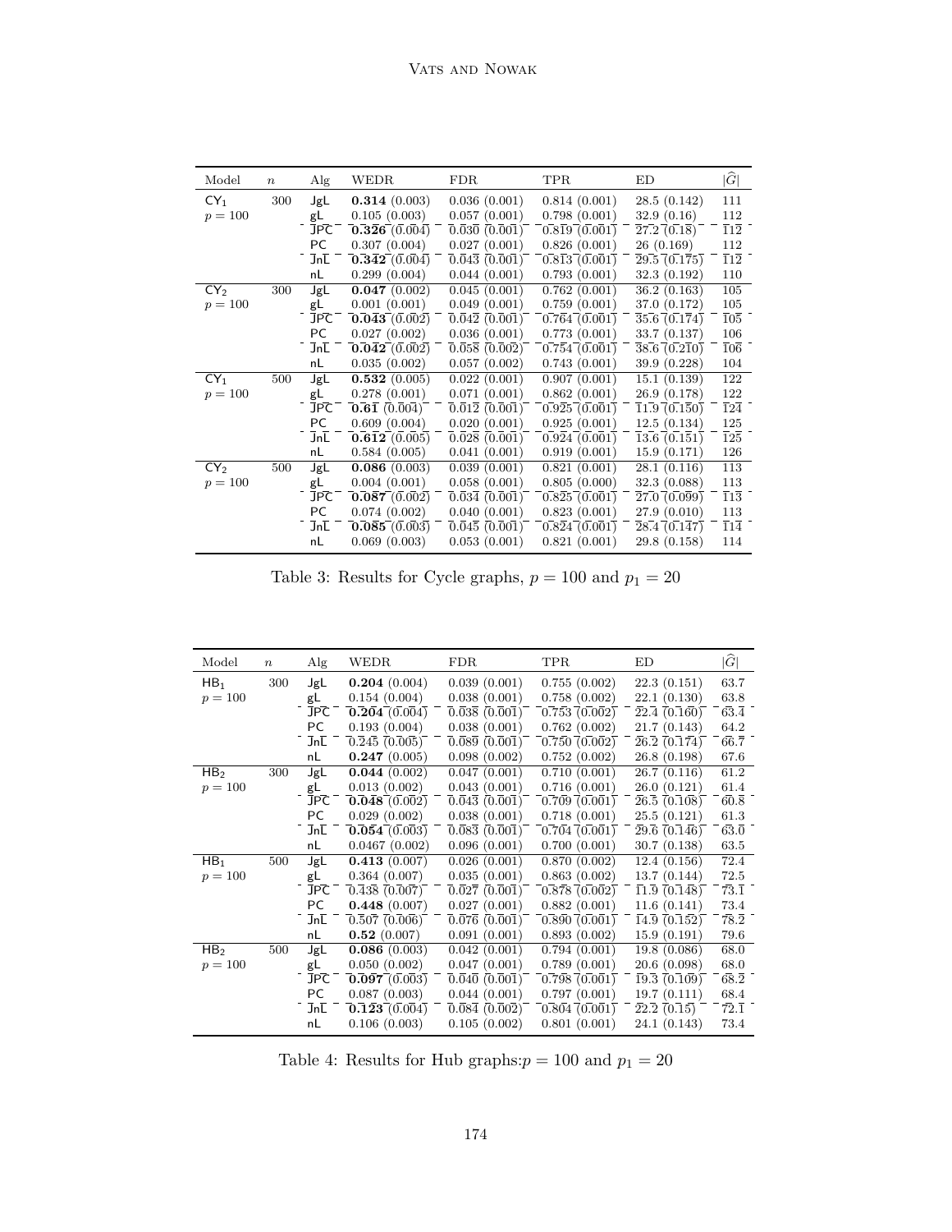| Model | $n$ | Alg | WEDR | FDR | TPR | ED | $\|\widehat{G}\|$ |
|---|---|---|---|---|---|---|---|
| $\mathsf{CY}_1$ | 300 | JgL | **0.314** (0.003) | 0.036 (0.001) | 0.814 (0.001) | 28.5 (0.142) | 111 |
| $p = 100$ | | gL | 0.105 (0.003) | 0.057 (0.001) | 0.798 (0.001) | 32.9 (0.16) | 112 |
| | | JPC | **0.326** (0.004) | 0.030 (0.001) | 0.819 (0.001) | 27.2 (0.18) | 112 |
| | | PC | 0.307 (0.004) | 0.027 (0.001) | 0.826 (0.001) | 26 (0.169) | 112 |
| | | JnL | **0.342** (0.004) | 0.043 (0.001) | 0.813 (0.001) | 29.5 (0.175) | 112 |
| | | nL | 0.299 (0.004) | 0.044 (0.001) | 0.793 (0.001) | 32.3 (0.192) | 110 |
| $\mathsf{CY}_2$ | 300 | JgL | **0.047** (0.002) | 0.045 (0.001) | 0.762 (0.001) | 36.2 (0.163) | 105 |
| $p = 100$ | | gL | 0.001 (0.001) | 0.049 (0.001) | 0.759 (0.001) | 37.0 (0.172) | 105 |
| | | JPC | **0.043** (0.002) | 0.042 (0.001) | 0.764 (0.001) | 35.6 (0.174) | 105 |
| | | PC | 0.027 (0.002) | 0.036 (0.001) | 0.773 (0.001) | 33.7 (0.137) | 106 |
| | | JnL | **0.042** (0.002) | 0.058 (0.002) | 0.754 (0.001) | 38.6 (0.210) | 106 |
| | | nL | 0.035 (0.002) | 0.057 (0.002) | 0.743 (0.001) | 39.9 (0.228) | 104 |
| $\mathsf{CY}_1$ | 500 | JgL | **0.532** (0.005) | 0.022 (0.001) | 0.907 (0.001) | 15.1 (0.139) | 122 |
| $p = 100$ | | gL | 0.278 (0.001) | 0.071 (0.001) | 0.862 (0.001) | 26.9 (0.178) | 122 |
| | | JPC | **0.61** (0.004) | 0.012 (0.001) | 0.925 (0.001) | 11.9 (0.150) | 124 |
| | | PC | 0.609 (0.004) | 0.020 (0.001) | 0.925 (0.001) | 12.5 (0.134) | 125 |
| | | JnL | **0.612** (0.005) | 0.028 (0.001) | 0.924 (0.001) | 13.6 (0.151) | 125 |
| | | nL | 0.584 (0.005) | 0.041 (0.001) | 0.919 (0.001) | 15.9 (0.171) | 126 |
| $\mathsf{CY}_2$ | 500 | JgL | **0.086** (0.003) | 0.039 (0.001) | 0.821 (0.001) | 28.1 (0.116) | 113 |
| $p = 100$ | | gL | 0.004 (0.001) | 0.058 (0.001) | 0.805 (0.000) | 32.3 (0.088) | 113 |
| | | JPC | **0.087** (0.002) | 0.034 (0.001) | 0.825 (0.001) | 27.0 (0.099) | 113 |
| | | PC | 0.074 (0.002) | 0.040 (0.001) | 0.823 (0.001) | 27.9 (0.010) | 113 |
| | | JnL | **0.085** (0.003) | 0.045 (0.001) | 0.824 (0.001) | 28.4 (0.147) | 114 |
| | | nL | 0.069 (0.003) | 0.053 (0.001) | 0.821 (0.001) | 29.8 (0.158) | 114 |

Table 3: Results for Cycle graphs, $p = 100$ and $p_1 = 20$

| Model | $n$ | Alg | WEDR | FDR | TPR | ED | $\|\widehat{G}\|$ |
|---|---|---|---|---|---|---|---|
| $\mathsf{HB}_1$ | 300 | JgL | **0.204** (0.004) | 0.039 (0.001) | 0.755 (0.002) | 22.3 (0.151) | 63.7 |
| $p = 100$ | | gL | 0.154 (0.004) | 0.038 (0.001) | 0.758 (0.002) | 22.1 (0.130) | 63.8 |
| | | JPC | **0.204** (0.004) | 0.038 (0.001) | 0.753 (0.002) | 22.4 (0.160) | 63.4 |
| | | PC | 0.193 (0.004) | 0.038 (0.001) | 0.762 (0.002) | 21.7 (0.143) | 64.2 |
| | | JnL | 0.245 (0.005) | 0.089 (0.001) | 0.750 (0.002) | 26.2 (0.174) | 66.7 |
| | | nL | **0.247** (0.005) | 0.098 (0.002) | 0.752 (0.002) | 26.8 (0.198) | 67.6 |
| $\mathsf{HB}_2$ | 300 | JgL | **0.044** (0.002) | 0.047 (0.001) | 0.710 (0.001) | 26.7 (0.116) | 61.2 |
| $p = 100$ | | gL | 0.013 (0.002) | 0.043 (0.001) | 0.716 (0.001) | 26.0 (0.121) | 61.4 |
| | | JPC | **0.048** (0.002) | 0.043 (0.001) | 0.709 (0.001) | 26.5 (0.108) | 60.8 |
| | | PC | 0.029 (0.002) | 0.038 (0.001) | 0.718 (0.001) | 25.5 (0.121) | 61.3 |
| | | JnL | **0.054** (0.003) | 0.083 (0.001) | 0.704 (0.001) | 29.6 (0.146) | 63.0 |
| | | nL | 0.0467 (0.002) | 0.096 (0.001) | 0.700 (0.001) | 30.7 (0.138) | 63.5 |
| $\mathsf{HB}_1$ | 500 | JgL | **0.413** (0.007) | 0.026 (0.001) | 0.870 (0.002) | 12.4 (0.156) | 72.4 |
| $p = 100$ | | gL | 0.364 (0.007) | 0.035 (0.001) | 0.863 (0.002) | 13.7 (0.144) | 72.5 |
| | | JPC | 0.438 (0.007) | 0.027 (0.001) | 0.878 (0.002) | 11.9 (0.148) | 73.1 |
| | | PC | **0.448** (0.007) | 0.027 (0.001) | 0.882 (0.001) | 11.6 (0.141) | 73.4 |
| | | JnL | 0.507 (0.006) | 0.076 (0.001) | 0.890 (0.001) | 14.9 (0.152) | 78.2 |
| | | nL | **0.52** (0.007) | 0.091 (0.001) | 0.893 (0.002) | 15.9 (0.191) | 79.6 |
| $\mathsf{HB}_2$ | 500 | JgL | **0.086** (0.003) | 0.042 (0.001) | 0.794 (0.001) | 19.8 (0.086) | 68.0 |
| $p = 100$ | | gL | 0.050 (0.002) | 0.047 (0.001) | 0.789 (0.001) | 20.6 (0.098) | 68.0 |
| | | JPC | **0.097** (0.003) | 0.040 (0.001) | 0.798 (0.001) | 19.3 (0.109) | 68.2 |
| | | PC | 0.087 (0.003) | 0.044 (0.001) | 0.797 (0.001) | 19.7 (0.111) | 68.4 |
| | | JnL | **0.123** (0.004) | 0.084 (0.002) | 0.804 (0.001) | 22.2 (0.15) | 72.1 |
| | | nL | 0.106 (0.003) | 0.105 (0.002) | 0.801 (0.001) | 24.1 (0.143) | 73.4 |

Table 4: Results for Hub graphs:$p = 100$ and $p_1 = 20$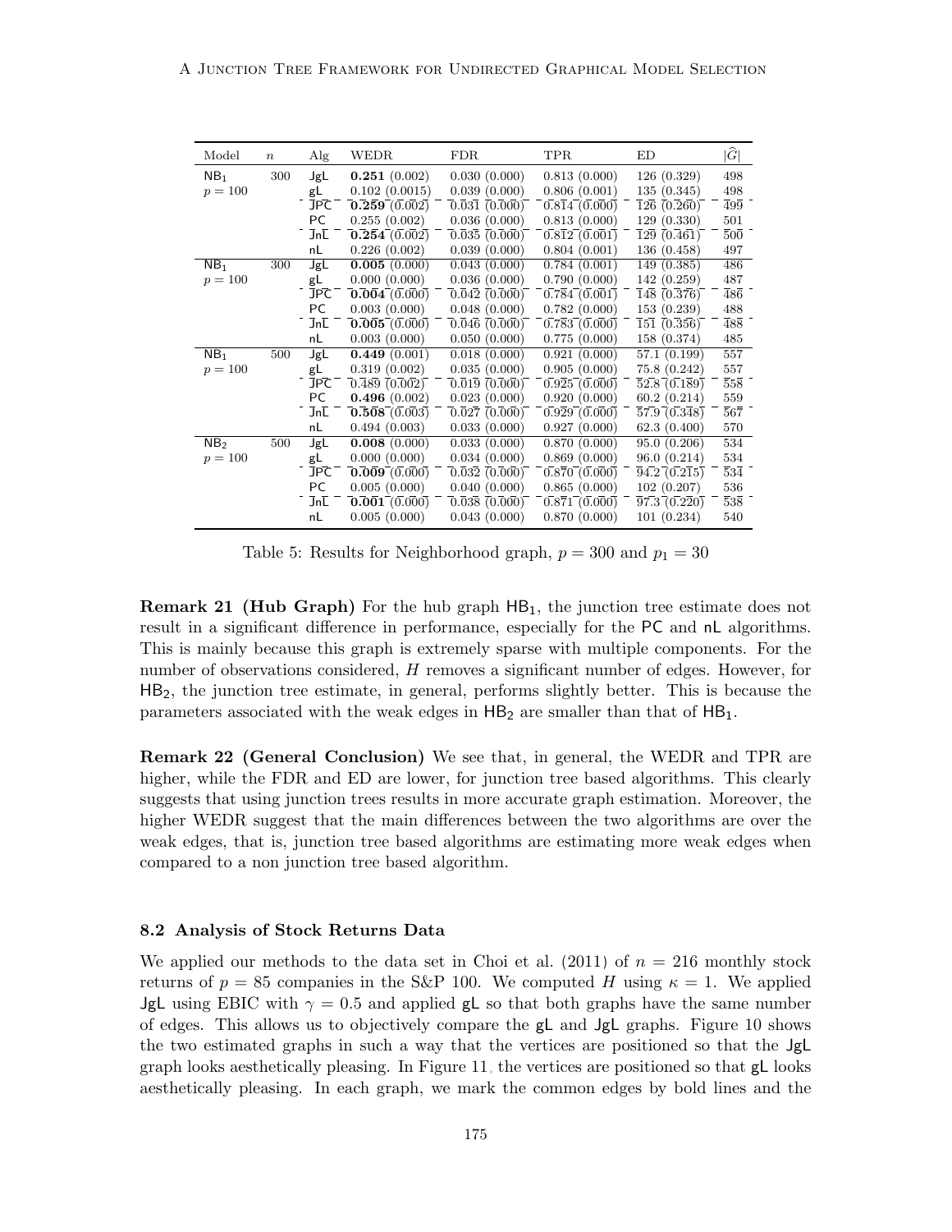| Model | $n$ | Alg | WEDR | FDR | TPR | ED | $\|\widehat{G}\|$ |
|---|---|---|---|---|---|---|---|
| $\mathsf{NB}_1$ | 300 | JgL | **0.251** (0.002) | 0.030 (0.000) | 0.813 (0.000) | 126 (0.329) | 498 |
| $p = 100$ | | gL | 0.102 (0.0015) | 0.039 (0.000) | 0.806 (0.001) | 135 (0.345) | 498 |
| | | JPC | **0.259** (0.002) | 0.031 (0.000) | 0.814 (0.000) | 126 (0.260) | 499 |
| | | PC | 0.255 (0.002) | 0.036 (0.000) | 0.813 (0.000) | 129 (0.330) | 501 |
| | | JnL | **0.254** (0.002) | 0.035 (0.000) | 0.812 (0.001) | 129 (0.461) | 500 |
| | | nL | 0.226 (0.002) | 0.039 (0.000) | 0.804 (0.001) | 136 (0.458) | 497 |
| $\mathsf{NB}_1$ | 300 | JgL | **0.005** (0.000) | 0.043 (0.000) | 0.784 (0.001) | 149 (0.385) | 486 |
| $p = 100$ | | gL | 0.000 (0.000) | 0.036 (0.000) | 0.790 (0.000) | 142 (0.259) | 487 |
| | | JPC | **0.004** (0.000) | 0.042 (0.000) | 0.784 (0.001) | 148 (0.376) | 486 |
| | | PC | 0.003 (0.000) | 0.048 (0.000) | 0.782 (0.000) | 153 (0.239) | 488 |
| | | JnL | **0.005** (0.000) | 0.046 (0.000) | 0.783 (0.000) | 151 (0.356) | 488 |
| | | nL | 0.003 (0.000) | 0.050 (0.000) | 0.775 (0.000) | 158 (0.374) | 485 |
| $\mathsf{NB}_1$ | 500 | JgL | **0.449** (0.001) | 0.018 (0.000) | 0.921 (0.000) | 57.1 (0.199) | 557 |
| $p = 100$ | | gL | 0.319 (0.002) | 0.035 (0.000) | 0.905 (0.000) | 75.8 (0.242) | 557 |
| | | JPC | 0.489 (0.002) | 0.019 (0.000) | 0.925 (0.000) | 52.8 (0.189) | 558 |
| | | PC | **0.496** (0.002) | 0.023 (0.000) | 0.920 (0.000) | 60.2 (0.214) | 559 |
| | | JnL | **0.508** (0.003) | 0.027 (0.000) | 0.929 (0.000) | 57.9 (0.348) | 567 |
| | | nL | 0.494 (0.003) | 0.033 (0.000) | 0.927 (0.000) | 62.3 (0.400) | 570 |
| $\mathsf{NB}_2$ | 500 | JgL | **0.008** (0.000) | 0.033 (0.000) | 0.870 (0.000) | 95.0 (0.206) | 534 |
| $p = 100$ | | gL | 0.000 (0.000) | 0.034 (0.000) | 0.869 (0.000) | 96.0 (0.214) | 534 |
| | | JPC | **0.009** (0.000) | 0.032 (0.000) | 0.870 (0.000) | 94.2 (0.215) | 534 |
| | | PC | 0.005 (0.000) | 0.040 (0.000) | 0.865 (0.000) | 102 (0.207) | 536 |
| | | JnL | **0.001** (0.000) | 0.038 (0.000) | 0.871 (0.000) | 97.3 (0.220) | 538 |
| | | nL | 0.005 (0.000) | 0.043 (0.000) | 0.870 (0.000) | 101 (0.234) | 540 |

Table 5: Results for Neighborhood graph, $p = 300$ and $p_1 = 30$

**Remark 21 (Hub Graph)** For the hub graph $\mathsf{HB}_1$, the junction tree estimate does not result in a significant difference in performance, especially for the PC and nL algorithms. This is mainly because this graph is extremely sparse with multiple components. For the number of observations considered, $H$ removes a significant number of edges. However, for $\mathsf{HB}_2$, the junction tree estimate, in general, performs slightly better. This is because the parameters associated with the weak edges in $\mathsf{HB}_2$ are smaller than that of $\mathsf{HB}_1$.

**Remark 22 (General Conclusion)** We see that, in general, the WEDR and TPR are higher, while the FDR and ED are lower, for junction tree based algorithms. This clearly suggests that using junction trees results in more accurate graph estimation. Moreover, the higher WEDR suggest that the main differences between the two algorithms are over the weak edges, that is, junction tree based algorithms are estimating more weak edges when compared to a non junction tree based algorithm.

### 8.2 Analysis of Stock Returns Data

We applied our methods to the data set in Choi et al. (2011) of $n = 216$ monthly stock returns of $p = 85$ companies in the S&P 100. We computed $H$ using $\kappa = 1$. We applied JgL using EBIC with $\gamma = 0.5$ and applied gL so that both graphs have the same number of edges. This allows us to objectively compare the gL and JgL graphs. Figure 10 shows the two estimated graphs in such a way that the vertices are positioned so that the JgL graph looks aesthetically pleasing. In Figure 11, the vertices are positioned so that gL looks aesthetically pleasing. In each graph, we mark the common edges by bold lines and the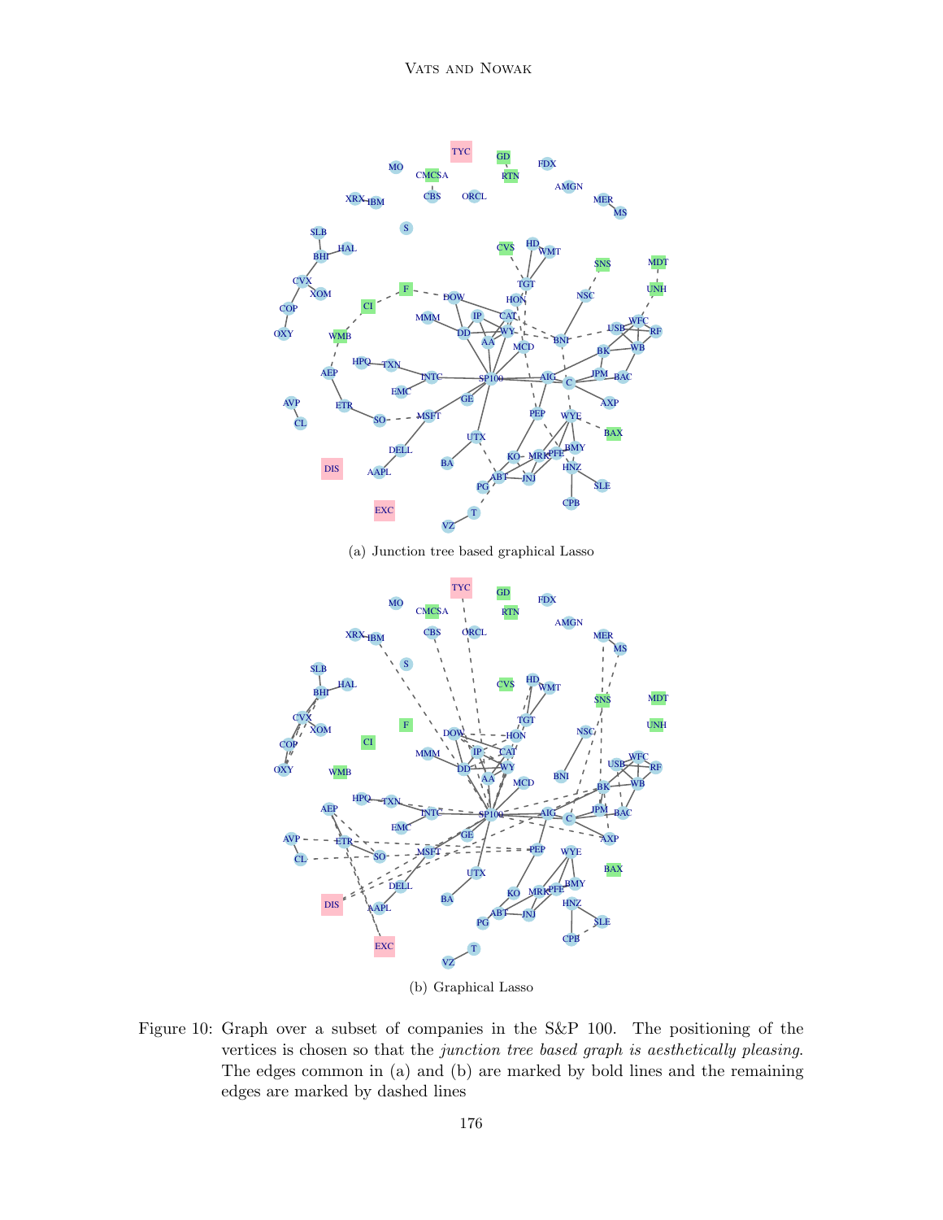(a) Junction tree based graphical Lasso

(b) Graphical Lasso

Figure 10: Graph over a subset of companies in the S&P 100. The positioning of the vertices is chosen so that the *junction tree based graph is aesthetically pleasing*. The edges common in (a) and (b) are marked by bold lines and the remaining edges are marked by dashed lines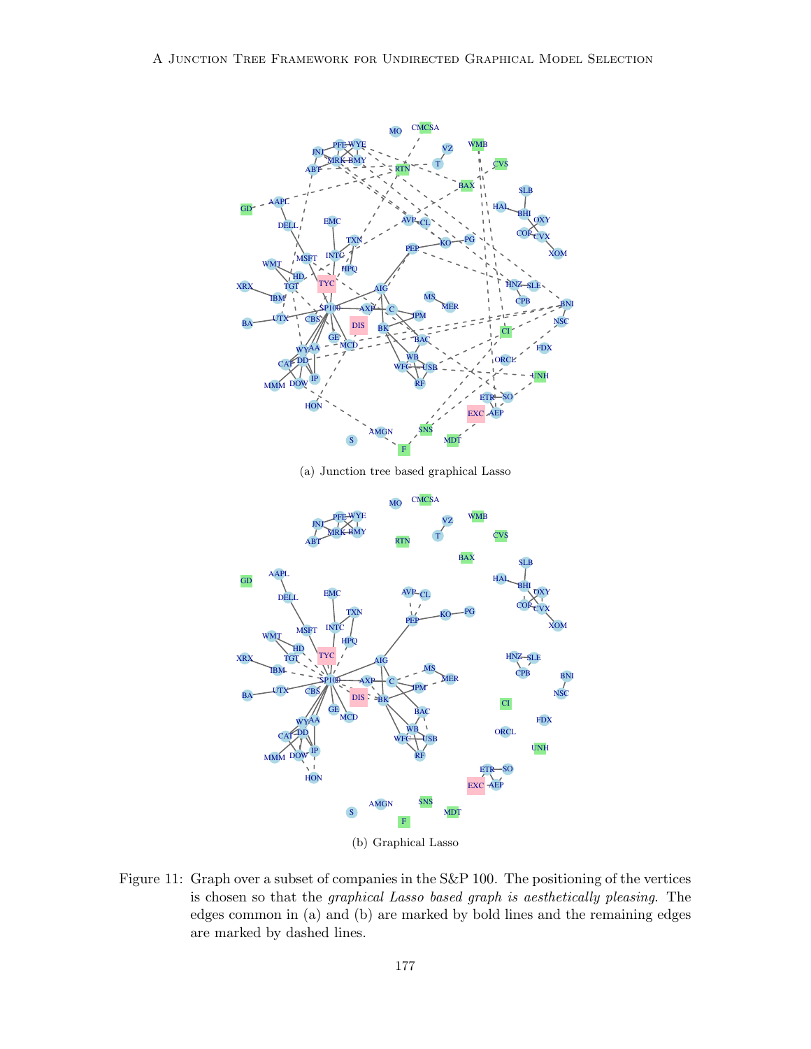(a) Junction tree based graphical Lasso

(b) Graphical Lasso

Figure 11: Graph over a subset of companies in the S&P 100. The positioning of the vertices is chosen so that the *graphical Lasso based graph is aesthetically pleasing*. The edges common in (a) and (b) are marked by bold lines and the remaining edges are marked by dashed lines.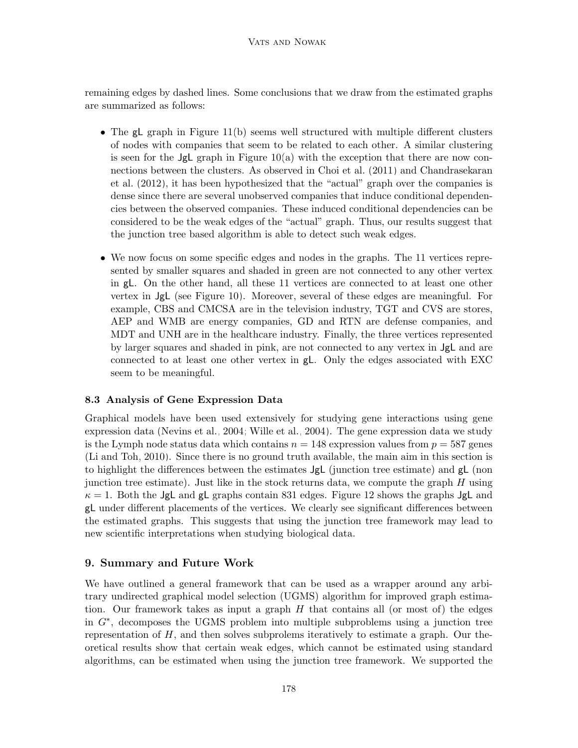remaining edges by dashed lines. Some conclusions that we draw from the estimated graphs are summarized as follows:

- The gL graph in Figure 11(b) seems well structured with multiple different clusters of nodes with companies that seem to be related to each other. A similar clustering is seen for the JgL graph in Figure 10(a) with the exception that there are now connections between the clusters. As observed in Choi et al. (2011) and Chandrasekaran et al. (2012), it has been hypothesized that the "actual" graph over the companies is dense since there are several unobserved companies that induce conditional dependencies between the observed companies. These induced conditional dependencies can be considered to be the weak edges of the "actual" graph. Thus, our results suggest that the junction tree based algorithm is able to detect such weak edges.

- We now focus on some specific edges and nodes in the graphs. The 11 vertices represented by smaller squares and shaded in green are not connected to any other vertex in gL. On the other hand, all these 11 vertices are connected to at least one other vertex in JgL (see Figure 10). Moreover, several of these edges are meaningful. For example, CBS and CMCSA are in the television industry, TGT and CVS are stores, AEP and WMB are energy companies, GD and RTN are defense companies, and MDT and UNH are in the healthcare industry. Finally, the three vertices represented by larger squares and shaded in pink, are not connected to any vertex in JgL and are connected to at least one other vertex in gL. Only the edges associated with EXC seem to be meaningful.

### 8.3 Analysis of Gene Expression Data

Graphical models have been used extensively for studying gene interactions using gene expression data (Nevins et al., 2004; Wille et al., 2004). The gene expression data we study is the Lymph node status data which contains $n = 148$ expression values from $p = 587$ genes (Li and Toh, 2010). Since there is no ground truth available, the main aim in this section is to highlight the differences between the estimates JgL (junction tree estimate) and gL (non junction tree estimate). Just like in the stock returns data, we compute the graph $H$ using $\kappa = 1$. Both the JgL and gL graphs contain 831 edges. Figure 12 shows the graphs JgL and gL under different placements of the vertices. We clearly see significant differences between the estimated graphs. This suggests that using the junction tree framework may lead to new scientific interpretations when studying biological data.

## 9. Summary and Future Work

We have outlined a general framework that can be used as a wrapper around any arbitrary undirected graphical model selection (UGMS) algorithm for improved graph estimation. Our framework takes as input a graph $H$ that contains all (or most of) the edges in $G^*$, decomposes the UGMS problem into multiple subproblems using a junction tree representation of $H$, and then solves subprolems iteratively to estimate a graph. Our theoretical results show that certain weak edges, which cannot be estimated using standard algorithms, can be estimated when using the junction tree framework. We supported the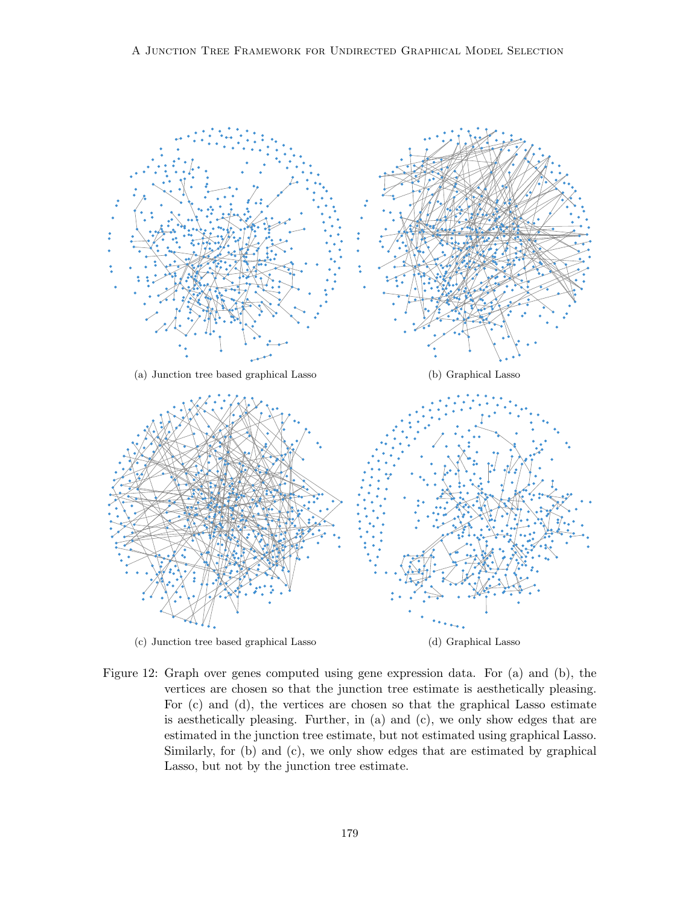(a) Junction tree based graphical Lasso

(b) Graphical Lasso

(c) Junction tree based graphical Lasso

(d) Graphical Lasso

Figure 12: Graph over genes computed using gene expression data. For (a) and (b), the vertices are chosen so that the junction tree estimate is aesthetically pleasing. For (c) and (d), the vertices are chosen so that the graphical Lasso estimate is aesthetically pleasing. Further, in (a) and (c), we only show edges that are estimated in the junction tree estimate, but not estimated using graphical Lasso. Similarly, for (b) and (c), we only show edges that are estimated by graphical Lasso, but not by the junction tree estimate.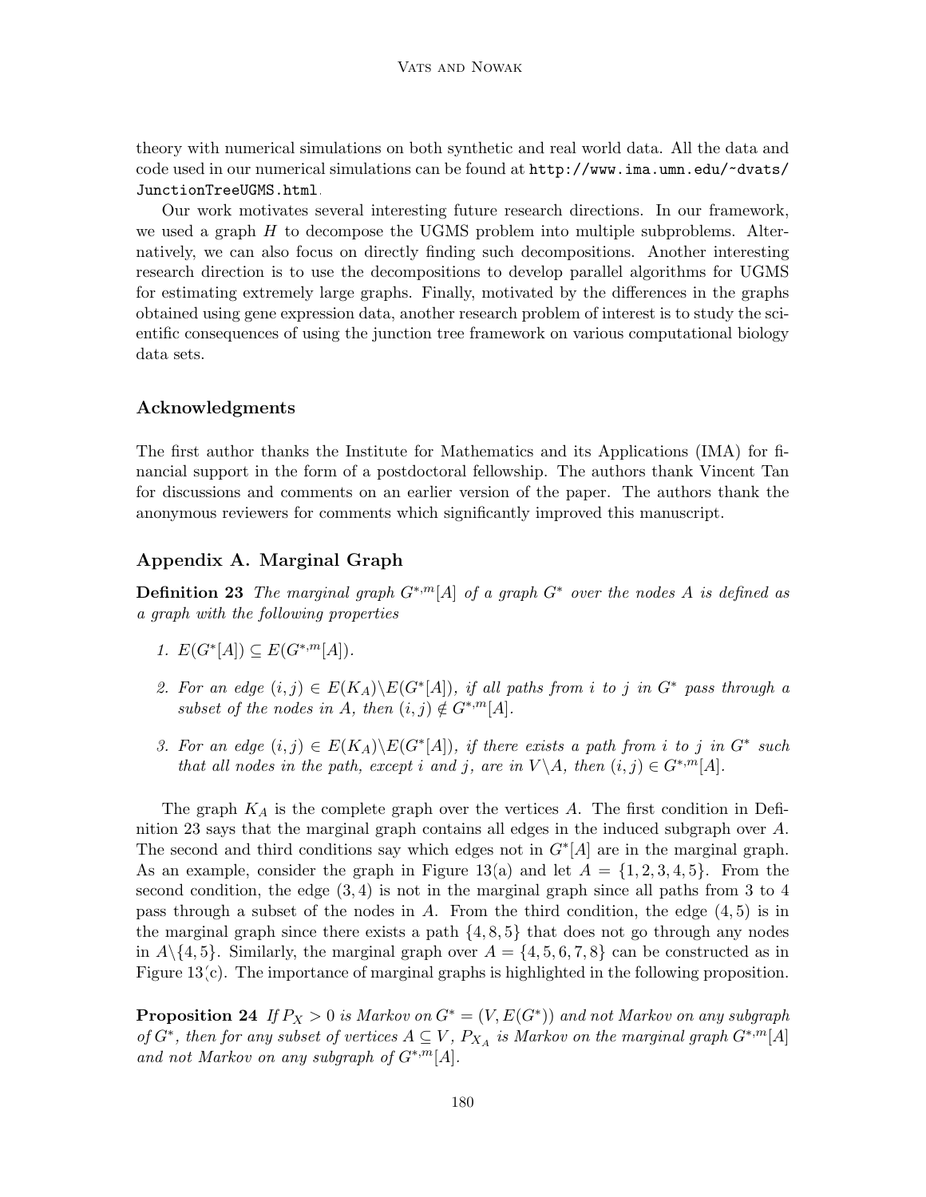theory with numerical simulations on both synthetic and real world data. All the data and code used in our numerical simulations can be found at `http://www.ima.umn.edu/~dvats/JunctionTreeUGMS.html`.

Our work motivates several interesting future research directions. In our framework, we used a graph $H$ to decompose the UGMS problem into multiple subproblems. Alternatively, we can also focus on directly finding such decompositions. Another interesting research direction is to use the decompositions to develop parallel algorithms for UGMS for estimating extremely large graphs. Finally, motivated by the differences in the graphs obtained using gene expression data, another research problem of interest is to study the scientific consequences of using the junction tree framework on various computational biology data sets.

## Acknowledgments

The first author thanks the Institute for Mathematics and its Applications (IMA) for financial support in the form of a postdoctoral fellowship. The authors thank Vincent Tan for discussions and comments on an earlier version of the paper. The authors thank the anonymous reviewers for comments which significantly improved this manuscript.

## Appendix A. Marginal Graph

**Definition 23** *The marginal graph $G^{*,m}[A]$ of a graph $G^*$ over the nodes $A$ is defined as a graph with the following properties*

1. $E(G^*[A]) \subseteq E(G^{*,m}[A])$.
2. *For an edge $(i,j) \in E(K_A)\backslash E(G^*[A])$, if all paths from $i$ to $j$ in $G^*$ pass through a subset of the nodes in $A$, then $(i,j) \notin G^{*,m}[A]$.*
3. *For an edge $(i,j) \in E(K_A)\backslash E(G^*[A])$, if there exists a path from $i$ to $j$ in $G^*$ such that all nodes in the path, except $i$ and $j$, are in $V\backslash A$, then $(i,j) \in G^{*,m}[A]$.*

The graph $K_A$ is the complete graph over the vertices $A$. The first condition in Definition 23 says that the marginal graph contains all edges in the induced subgraph over $A$. The second and third conditions say which edges not in $G^*[A]$ are in the marginal graph. As an example, consider the graph in Figure 13(a) and let $A = \{1,2,3,4,5\}$. From the second condition, the edge $(3,4)$ is not in the marginal graph since all paths from 3 to 4 pass through a subset of the nodes in $A$. From the third condition, the edge $(4,5)$ is in the marginal graph since there exists a path $\{4,8,5\}$ that does not go through any nodes in $A\backslash\{4,5\}$. Similarly, the marginal graph over $A = \{4,5,6,7,8\}$ can be constructed as in Figure 13(c). The importance of marginal graphs is highlighted in the following proposition.

**Proposition 24** *If $P_X > 0$ is Markov on $G^* = (V, E(G^*))$ and not Markov on any subgraph of $G^*$, then for any subset of vertices $A \subseteq V$, $P_{X_A}$ is Markov on the marginal graph $G^{*,m}[A]$ and not Markov on any subgraph of $G^{*,m}[A]$.*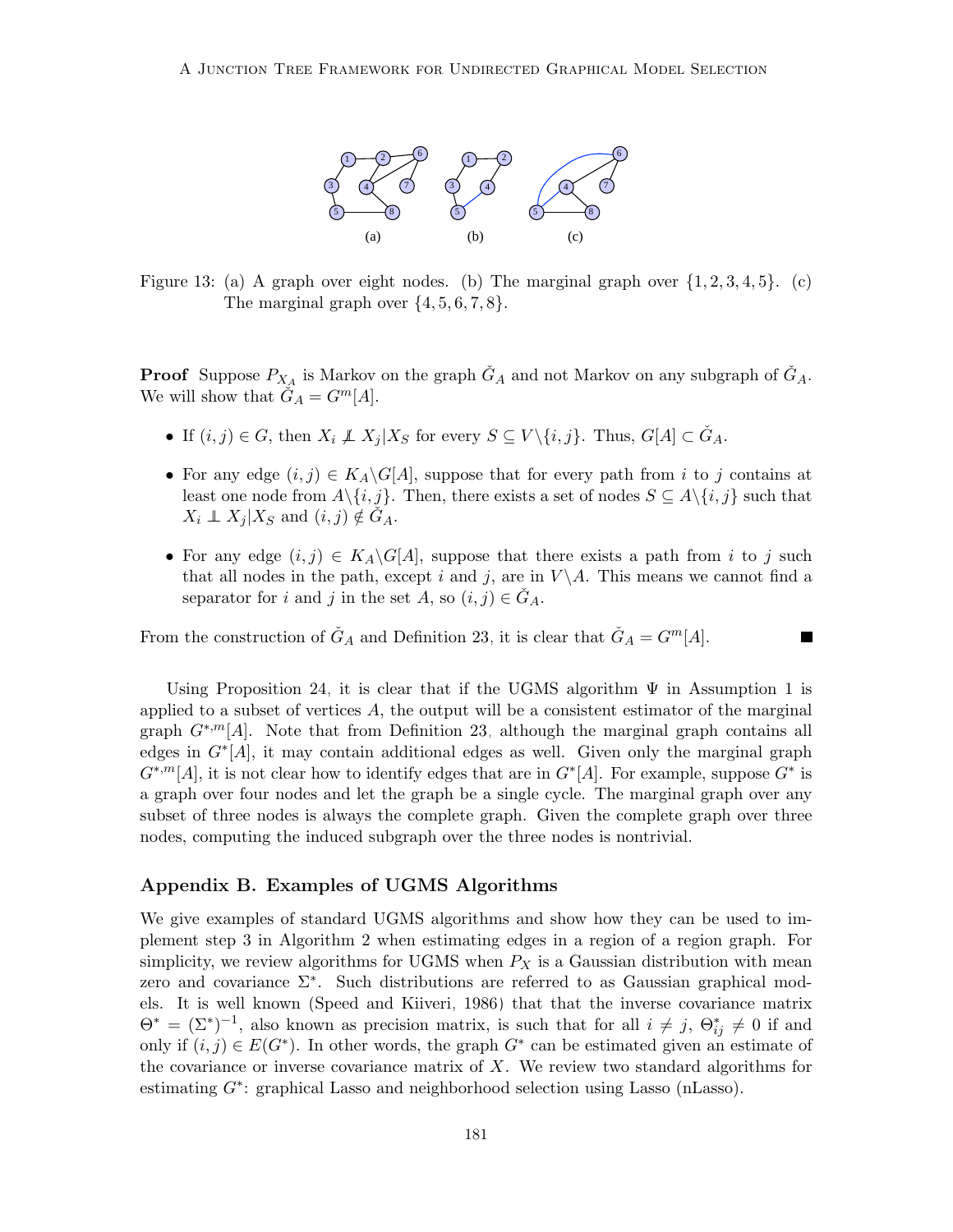Figure 13: (a) A graph over eight nodes. (b) The marginal graph over $\{1, 2, 3, 4, 5\}$. (c) The marginal graph over $\{4, 5, 6, 7, 8\}$.

**Proof** Suppose $P_{X_A}$ is Markov on the graph $\check{G}_A$ and not Markov on any subgraph of $\check{G}_A$. We will show that $\check{G}_A = G^m[A]$.

- If $(i, j) \in G$, then $X_i \not\perp\!\!\!\perp X_j | X_S$ for every $S \subseteq V \backslash \{i, j\}$. Thus, $G[A] \subset \check{G}_A$.
- For any edge $(i, j) \in K_A \backslash G[A]$, suppose that for every path from $i$ to $j$ contains at least one node from $A \backslash \{i, j\}$. Then, there exists a set of nodes $S \subseteq A \backslash \{i, j\}$ such that $X_i \perp\!\!\!\perp X_j | X_S$ and $(i, j) \notin \check{G}_A$.
- For any edge $(i, j) \in K_A \backslash G[A]$, suppose that there exists a path from $i$ to $j$ such that all nodes in the path, except $i$ and $j$, are in $V \backslash A$. This means we cannot find a separator for $i$ and $j$ in the set $A$, so $(i, j) \in \check{G}_A$.

From the construction of $\check{G}_A$ and Definition 23, it is clear that $\check{G}_A = G^m[A]$. ■

Using Proposition 24, it is clear that if the UGMS algorithm $\Psi$ in Assumption 1 is applied to a subset of vertices $A$, the output will be a consistent estimator of the marginal graph $G^{*,m}[A]$. Note that from Definition 23, although the marginal graph contains all edges in $G^*[A]$, it may contain additional edges as well. Given only the marginal graph $G^{*,m}[A]$, it is not clear how to identify edges that are in $G^*[A]$. For example, suppose $G^*$ is a graph over four nodes and let the graph be a single cycle. The marginal graph over any subset of three nodes is always the complete graph. Given the complete graph over three nodes, computing the induced subgraph over the three nodes is nontrivial.

## Appendix B. Examples of UGMS Algorithms

We give examples of standard UGMS algorithms and show how they can be used to implement step 3 in Algorithm 2 when estimating edges in a region of a region graph. For simplicity, we review algorithms for UGMS when $P_X$ is a Gaussian distribution with mean zero and covariance $\Sigma^*$. Such distributions are referred to as Gaussian graphical models. It is well known (Speed and Kiiveri, 1986) that that the inverse covariance matrix $\Theta^* = (\Sigma^*)^{-1}$, also known as precision matrix, is such that for all $i \neq j$, $\Theta^*_{ij} \neq 0$ if and only if $(i, j) \in E(G^*)$. In other words, the graph $G^*$ can be estimated given an estimate of the covariance or inverse covariance matrix of $X$. We review two standard algorithms for estimating $G^*$: graphical Lasso and neighborhood selection using Lasso (nLasso).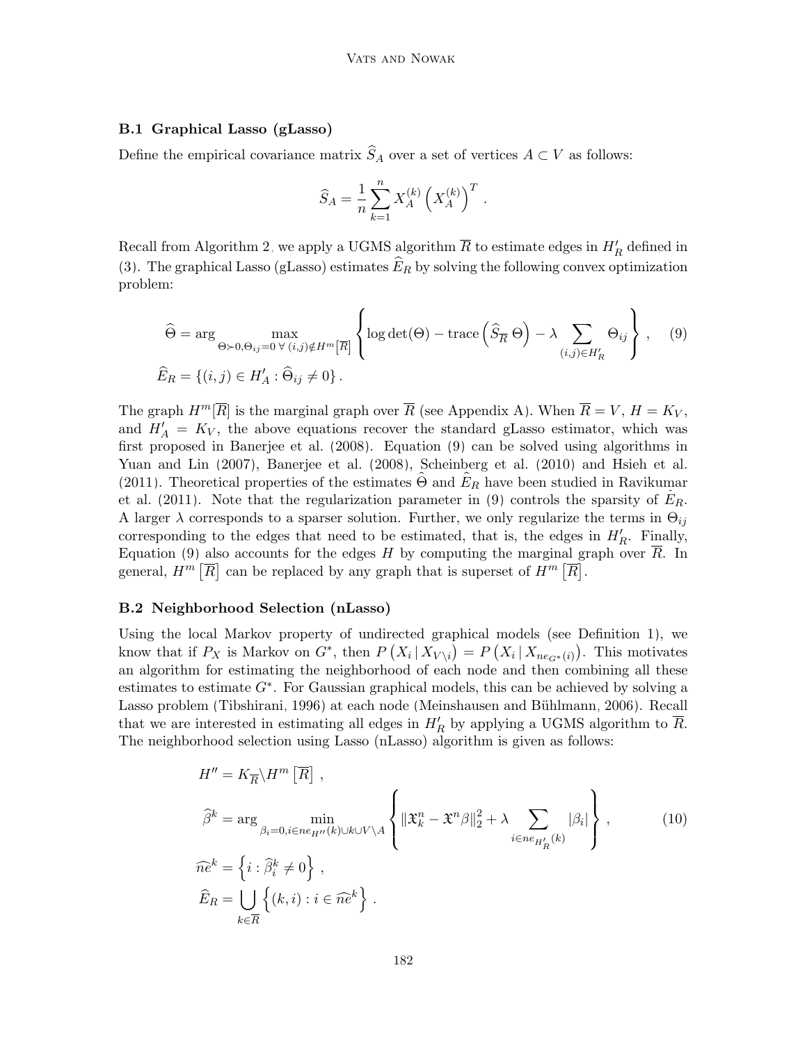### B.1 Graphical Lasso (gLasso)

Define the empirical covariance matrix $\widehat{S}_A$ over a set of vertices $A \subset V$ as follows:

$$\widehat{S}_A = \frac{1}{n} \sum_{k=1}^{n} X_A^{(k)} \left( X_A^{(k)} \right)^T .$$

Recall from Algorithm 2, we apply a UGMS algorithm $\overline{R}$ to estimate edges in $H'_R$ defined in (3). The graphical Lasso (gLasso) estimates $\widehat{E}_R$ by solving the following convex optimization problem:

$$\widehat{\Theta} = \arg \max_{\Theta \succ 0, \Theta_{ij} = 0 \; \forall \, (i,j) \notin H^m\left[\overline{R}\right]} \left\{ \log\det(\Theta) - \operatorname{trace}\left( \widehat{S}_{\overline{R}} \, \Theta \right) - \lambda \sum_{(i,j) \in H'_R} \Theta_{ij} \right\} , \quad (9)$$

$$\widehat{E}_R = \left\{ (i,j) \in H'_A : \widehat{\Theta}_{ij} \neq 0 \right\} .$$

The graph $H^m[\overline{R}]$ is the marginal graph over $\overline{R}$ (see Appendix A). When $\overline{R} = V$, $H = K_V$, and $H'_A = K_V$, the above equations recover the standard gLasso estimator, which was first proposed in Banerjee et al. (2008). Equation (9) can be solved using algorithms in Yuan and Lin (2007), Banerjee et al. (2008), Scheinberg et al. (2010) and Hsieh et al. (2011). Theoretical properties of the estimates $\widehat{\Theta}$ and $\widehat{E}_R$ have been studied in Ravikumar et al. (2011). Note that the regularization parameter in (9) controls the sparsity of $\widehat{E}_R$. A larger $\lambda$ corresponds to a sparser solution. Further, we only regularize the terms in $\Theta_{ij}$ corresponding to the edges that need to be estimated, that is, the edges in $H'_R$. Finally, Equation (9) also accounts for the edges $H$ by computing the marginal graph over $\overline{R}$. In general, $H^m\left[\overline{R}\right]$ can be replaced by any graph that is superset of $H^m\left[\overline{R}\right]$.

### B.2 Neighborhood Selection (nLasso)

Using the local Markov property of undirected graphical models (see Definition 1), we know that if $P_X$ is Markov on $G^*$, then $P\left(X_i \,|\, X_{V\backslash i}\right) = P\left(X_i \,|\, X_{ne_{G^*}(i)}\right)$. This motivates an algorithm for estimating the neighborhood of each node and then combining all these estimates to estimate $G^*$. For Gaussian graphical models, this can be achieved by solving a Lasso problem (Tibshirani, 1996) at each node (Meinshausen and Bühlmann, 2006). Recall that we are interested in estimating all edges in $H'_R$ by applying a UGMS algorithm to $\overline{R}$. The neighborhood selection using Lasso (nLasso) algorithm is given as follows:

$$H'' = K_{\overline{R}} \backslash H^m\left[\overline{R}\right] ,$$

$$\widehat{\beta}^k = \arg \min_{\beta_i = 0, i \in ne_{H''}(k) \cup k \cup V \backslash A} \left\{ \|\mathfrak{X}_k^n - \mathfrak{X}^n \beta\|_2^2 + \lambda \sum_{i \in ne_{H'_R}(k)} |\beta_i| \right\} , \quad (10)$$

$$\widehat{ne}^k = \left\{ i : \widehat{\beta}_i^k \neq 0 \right\} ,$$

$$\widehat{E}_R = \bigcup_{k \in \overline{R}} \left\{ (k,i) : i \in \widehat{ne}^k \right\} .$$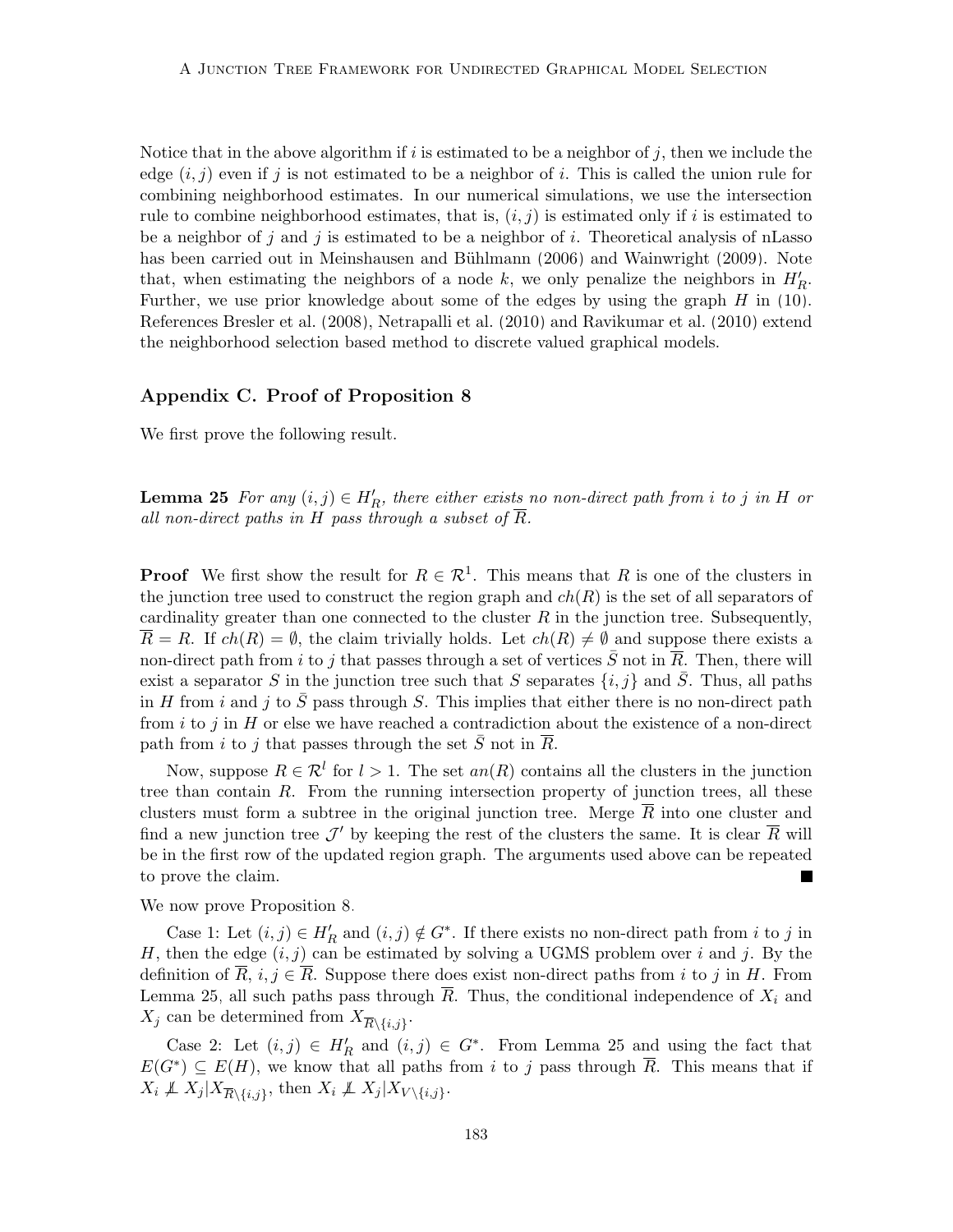Notice that in the above algorithm if $i$ is estimated to be a neighbor of $j$, then we include the edge $(i, j)$ even if $j$ is not estimated to be a neighbor of $i$. This is called the union rule for combining neighborhood estimates. In our numerical simulations, we use the intersection rule to combine neighborhood estimates, that is, $(i, j)$ is estimated only if $i$ is estimated to be a neighbor of $j$ and $j$ is estimated to be a neighbor of $i$. Theoretical analysis of nLasso has been carried out in Meinshausen and Bühlmann (2006) and Wainwright (2009). Note that, when estimating the neighbors of a node $k$, we only penalize the neighbors in $H'_R$. Further, we use prior knowledge about some of the edges by using the graph $H$ in (10). References Bresler et al. (2008), Netrapalli et al. (2010) and Ravikumar et al. (2010) extend the neighborhood selection based method to discrete valued graphical models.

## Appendix C. Proof of Proposition 8

We first prove the following result.

**Lemma 25** *For any $(i, j) \in H'_R$, there either exists no non-direct path from $i$ to $j$ in $H$ or all non-direct paths in $H$ pass through a subset of $\overline{R}$.*

**Proof** We first show the result for $R \in \mathcal{R}^1$. This means that $R$ is one of the clusters in the junction tree used to construct the region graph and $ch(R)$ is the set of all separators of cardinality greater than one connected to the cluster $R$ in the junction tree. Subsequently, $\overline{R} = R$. If $ch(R) = \emptyset$, the claim trivially holds. Let $ch(R) \neq \emptyset$ and suppose there exists a non-direct path from $i$ to $j$ that passes through a set of vertices $\bar{S}$ not in $\overline{R}$. Then, there will exist a separator $S$ in the junction tree such that $S$ separates $\{i, j\}$ and $\bar{S}$. Thus, all paths in $H$ from $i$ and $j$ to $\bar{S}$ pass through $S$. This implies that either there is no non-direct path from $i$ to $j$ in $H$ or else we have reached a contradiction about the existence of a non-direct path from $i$ to $j$ that passes through the set $\bar{S}$ not in $\overline{R}$.

Now, suppose $R \in \mathcal{R}^l$ for $l > 1$. The set $an(R)$ contains all the clusters in the junction tree than contain $R$. From the running intersection property of junction trees, all these clusters must form a subtree in the original junction tree. Merge $\overline{R}$ into one cluster and find a new junction tree $\mathcal{J}'$ by keeping the rest of the clusters the same. It is clear $\overline{R}$ will be in the first row of the updated region graph. The arguments used above can be repeated to prove the claim. ■

We now prove Proposition 8.

Case 1: Let $(i, j) \in H'_R$ and $(i, j) \notin G^*$. If there exists no non-direct path from $i$ to $j$ in $H$, then the edge $(i, j)$ can be estimated by solving a UGMS problem over $i$ and $j$. By the definition of $\overline{R}$, $i, j \in \overline{R}$. Suppose there does exist non-direct paths from $i$ to $j$ in $H$. From Lemma 25, all such paths pass through $\overline{R}$. Thus, the conditional independence of $X_i$ and $X_j$ can be determined from $X_{\overline{R}\backslash\{i,j\}}$.

Case 2: Let $(i, j) \in H'_R$ and $(i, j) \in G^*$. From Lemma 25 and using the fact that $E(G^*) \subseteq E(H)$, we know that all paths from $i$ to $j$ pass through $\overline{R}$. This means that if $X_i \not\perp\!\!\!\perp X_j | X_{\overline{R}\backslash\{i,j\}}$, then $X_i \not\perp\!\!\!\perp X_j | X_{V\backslash\{i,j\}}$.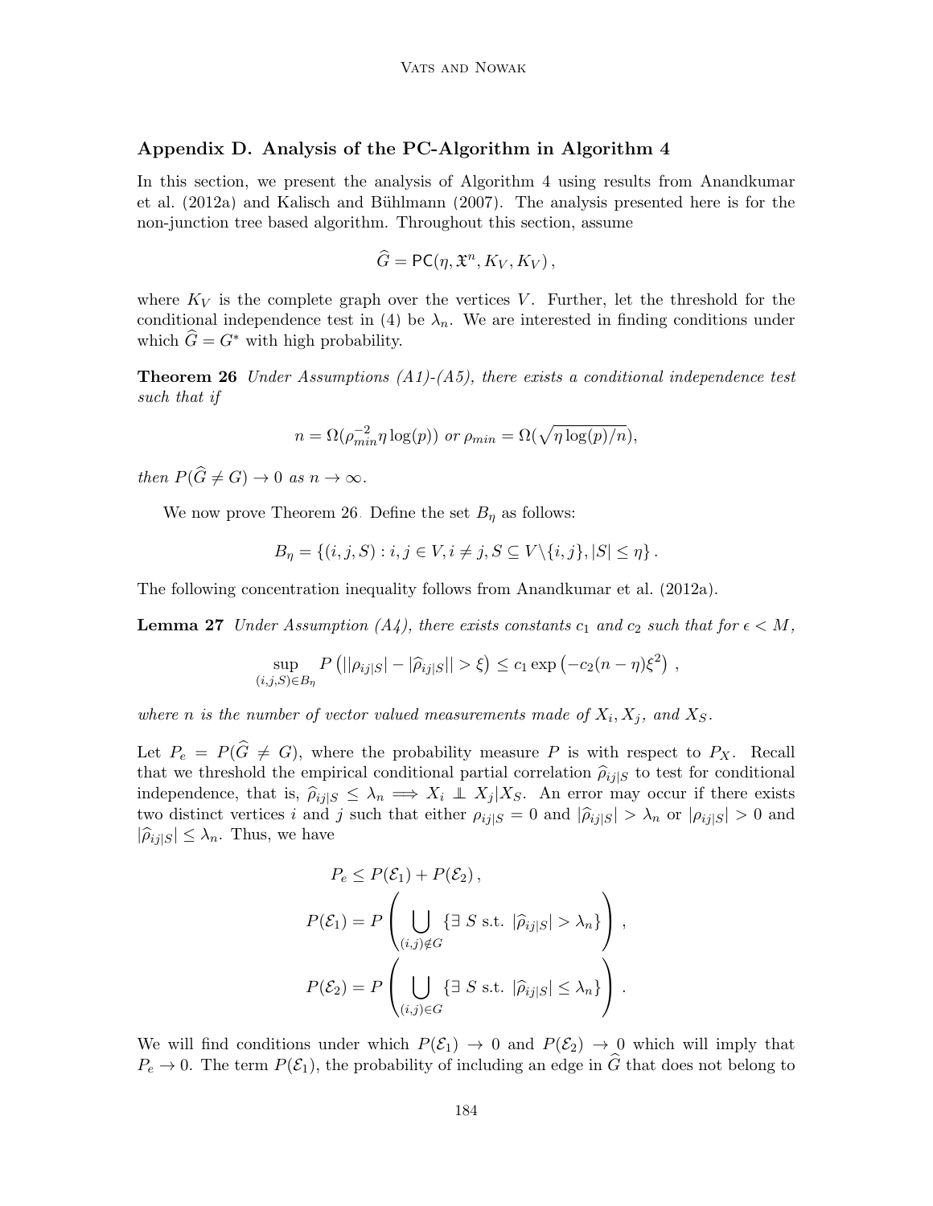## Appendix D. Analysis of the PC-Algorithm in Algorithm 4

In this section, we present the analysis of Algorithm 4 using results from Anandkumar et al. (2012a) and Kalisch and Bühlmann (2007). The analysis presented here is for the non-junction tree based algorithm. Throughout this section, assume

$$\widehat{G} = \mathsf{PC}(\eta, \mathfrak{X}^n, K_V, K_V)\,,$$

where $K_V$ is the complete graph over the vertices $V$. Further, let the threshold for the conditional independence test in (4) be $\lambda_n$. We are interested in finding conditions under which $\widehat{G} = G^*$ with high probability.

**Theorem 26** *Under Assumptions (A1)-(A5), there exists a conditional independence test such that if*

$$n = \Omega(\rho_{min}^{-2} \eta \log(p)) \text{ or } \rho_{min} = \Omega(\sqrt{\eta \log(p)/n}),$$

*then $P(\widehat{G} \neq G) \to 0$ as $n \to \infty$.*

We now prove Theorem 26. Define the set $B_\eta$ as follows:

$$B_\eta = \{(i,j,S) : i,j \in V, i \neq j, S \subseteq V \backslash \{i,j\}, |S| \leq \eta\}\,.$$

The following concentration inequality follows from Anandkumar et al. (2012a).

**Lemma 27** *Under Assumption (A4), there exists constants $c_1$ and $c_2$ such that for $\epsilon < M$,*

$$\sup_{(i,j,S) \in B_\eta} P\left(||\rho_{ij|S}| - |\widehat{\rho}_{ij|S}|| > \xi\right) \leq c_1 \exp\left(-c_2 (n - \eta) \xi^2\right)\,,$$

*where $n$ is the number of vector valued measurements made of $X_i, X_j$, and $X_S$.*

Let $P_e = P(\widehat{G} \neq G)$, where the probability measure $P$ is with respect to $P_X$. Recall that we threshold the empirical conditional partial correlation $\widehat{\rho}_{ij|S}$ to test for conditional independence, that is, $\widehat{\rho}_{ij|S} \leq \lambda_n \implies X_i \perp\!\!\!\perp X_j | X_S$. An error may occur if there exists two distinct vertices $i$ and $j$ such that either $\rho_{ij|S} = 0$ and $|\widehat{\rho}_{ij|S}| > \lambda_n$ or $|\rho_{ij|S}| > 0$ and $|\widehat{\rho}_{ij|S}| \leq \lambda_n$. Thus, we have

$$P_e \leq P(\mathcal{E}_1) + P(\mathcal{E}_2)\,,$$

$$P(\mathcal{E}_1) = P\left(\bigcup_{(i,j) \notin G} \{\exists\, S \text{ s.t. } |\widehat{\rho}_{ij|S}| > \lambda_n\}\right)\,,$$

$$P(\mathcal{E}_2) = P\left(\bigcup_{(i,j) \in G} \{\exists\, S \text{ s.t. } |\widehat{\rho}_{ij|S}| \leq \lambda_n\}\right)\,.$$

We will find conditions under which $P(\mathcal{E}_1) \to 0$ and $P(\mathcal{E}_2) \to 0$ which will imply that $P_e \to 0$. The term $P(\mathcal{E}_1)$, the probability of including an edge in $\widehat{G}$ that does not belong to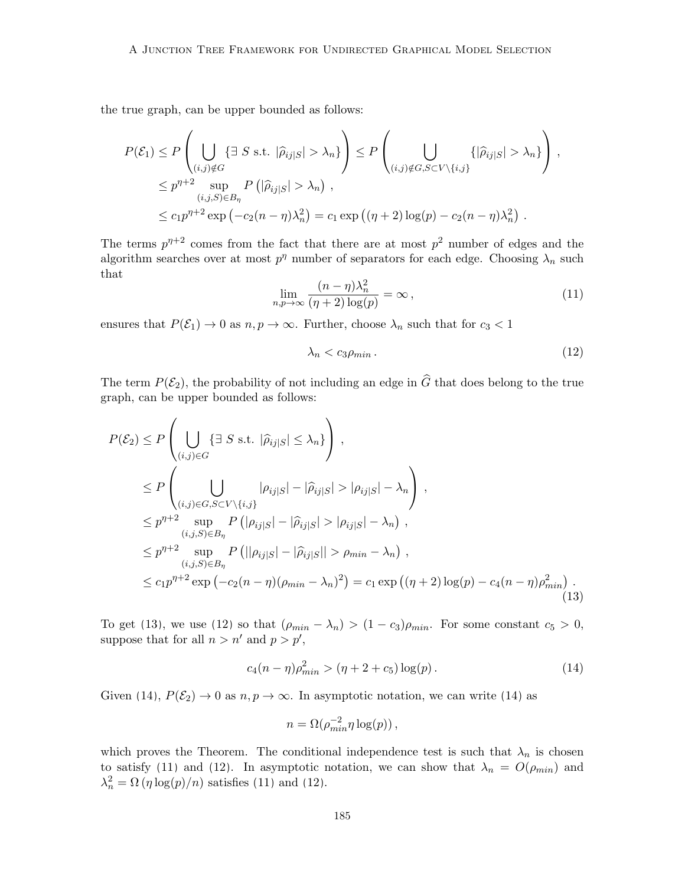the true graph, can be upper bounded as follows:

$$
\begin{aligned}
P(\mathcal{E}_1) &\leq P\left(\bigcup_{(i,j)\notin G} \{\exists\, S \text{ s.t. } |\widehat{\rho}_{ij|S}| > \lambda_n\}\right) \leq P\left(\bigcup_{(i,j)\notin G, S\subset V\setminus\{i,j\}} \{|\widehat{\rho}_{ij|S}| > \lambda_n\}\right), \\
&\leq p^{\eta+2} \sup_{(i,j,S)\in B_\eta} P\left(|\widehat{\rho}_{ij|S}| > \lambda_n\right), \\
&\leq c_1 p^{\eta+2} \exp\left(-c_2(n-\eta)\lambda_n^2\right) = c_1 \exp\left((\eta+2)\log(p) - c_2(n-\eta)\lambda_n^2\right).
\end{aligned}
$$

The terms $p^{\eta+2}$ comes from the fact that there are at most $p^2$ number of edges and the algorithm searches over at most $p^\eta$ number of separators for each edge. Choosing $\lambda_n$ such that

$$
\lim_{n,p\to\infty} \frac{(n-\eta)\lambda_n^2}{(\eta+2)\log(p)} = \infty\,, \tag{11}
$$

ensures that $P(\mathcal{E}_1) \to 0$ as $n, p \to \infty$. Further, choose $\lambda_n$ such that for $c_3 < 1$

$$
\lambda_n < c_3 \rho_{min}\,. \tag{12}
$$

The term $P(\mathcal{E}_2)$, the probability of not including an edge in $\widehat{G}$ that does belong to the true graph, can be upper bounded as follows:

$$
\begin{aligned}
P(\mathcal{E}_2) &\leq P\left(\bigcup_{(i,j)\in G} \{\exists\, S \text{ s.t. } |\widehat{\rho}_{ij|S}| \leq \lambda_n\}\right), \\
&\leq P\left(\bigcup_{(i,j)\in G, S\subset V\setminus\{i,j\}} |\rho_{ij|S}| - |\widehat{\rho}_{ij|S}| > |\rho_{ij|S}| - \lambda_n\right), \\
&\leq p^{\eta+2} \sup_{(i,j,S)\in B_\eta} P\left(|\rho_{ij|S}| - |\widehat{\rho}_{ij|S}| > |\rho_{ij|S}| - \lambda_n\right), \\
&\leq p^{\eta+2} \sup_{(i,j,S)\in B_\eta} P\left(||\rho_{ij|S}| - |\widehat{\rho}_{ij|S}|| > \rho_{min} - \lambda_n\right), \\
&\leq c_1 p^{\eta+2} \exp\left(-c_2(n-\eta)(\rho_{min} - \lambda_n)^2\right) = c_1 \exp\left((\eta+2)\log(p) - c_4(n-\eta)\rho_{min}^2\right).
\end{aligned} \tag{13}
$$

To get (13), we use (12) so that $(\rho_{min} - \lambda_n) > (1-c_3)\rho_{min}$. For some constant $c_5 > 0$, suppose that for all $n > n'$ and $p > p'$,

$$
c_4(n-\eta)\rho_{min}^2 > (\eta + 2 + c_5)\log(p)\,. \tag{14}
$$

Given (14), $P(\mathcal{E}_2) \to 0$ as $n, p \to \infty$. In asymptotic notation, we can write (14) as

$$
n = \Omega(\rho_{min}^{-2}\eta\log(p))\,,
$$

which proves the Theorem. The conditional independence test is such that $\lambda_n$ is chosen to satisfy (11) and (12). In asymptotic notation, we can show that $\lambda_n = O(\rho_{min})$ and $\lambda_n^2 = \Omega\left(\eta\log(p)/n\right)$ satisfies (11) and (12).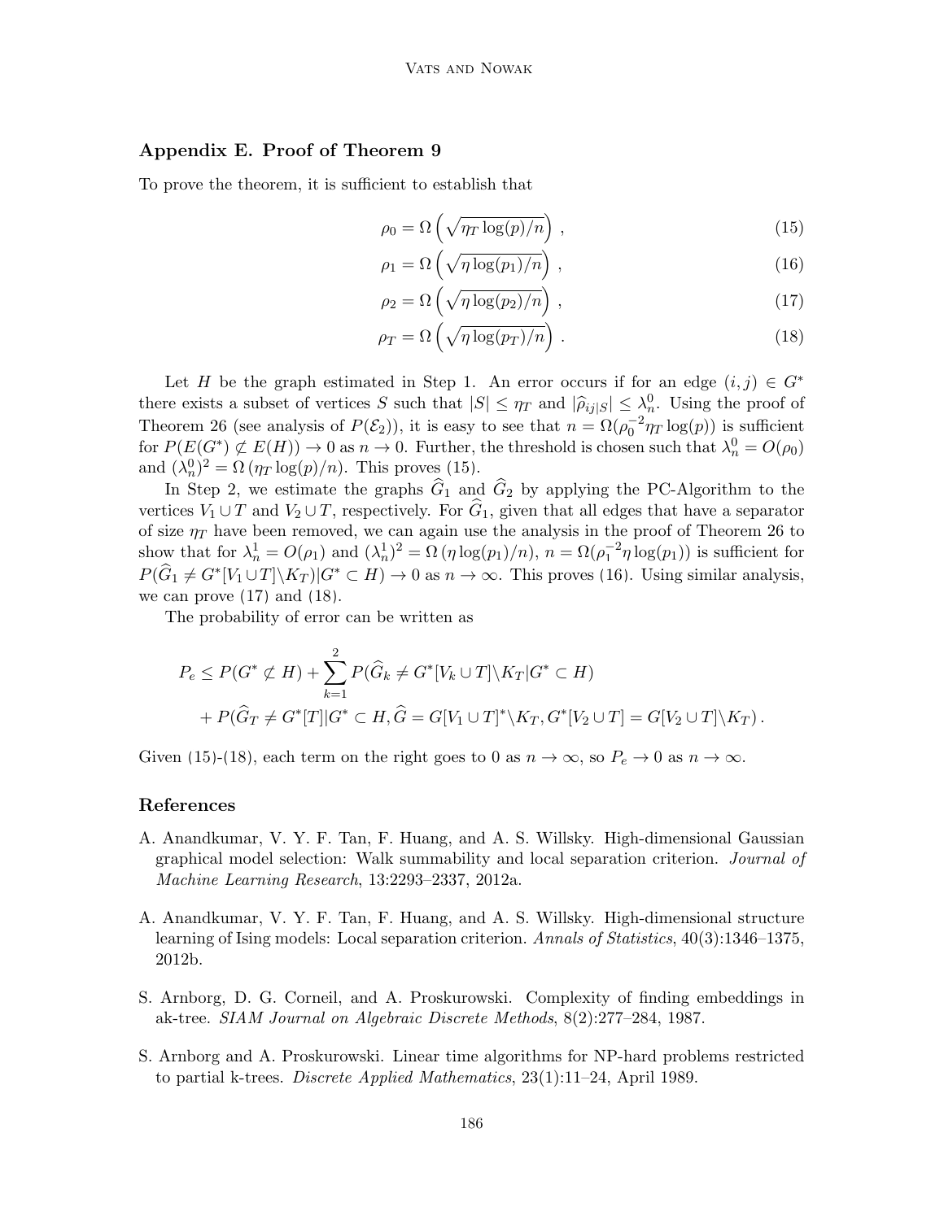## Appendix E. Proof of Theorem 9

To prove the theorem, it is sufficient to establish that

$$\rho_0 = \Omega\left(\sqrt{\eta_T \log(p)/n}\right) , \tag{15}$$

$$\rho_1 = \Omega\left(\sqrt{\eta \log(p_1)/n}\right) , \tag{16}$$

$$\rho_2 = \Omega\left(\sqrt{\eta \log(p_2)/n}\right) , \tag{17}$$

$$\rho_T = \Omega\left(\sqrt{\eta \log(p_T)/n}\right) . \tag{18}$$

Let $H$ be the graph estimated in Step 1. An error occurs if for an edge $(i,j) \in G^*$ there exists a subset of vertices $S$ such that $|S| \leq \eta_T$ and $|\widehat{\rho}_{ij|S}| \leq \lambda_n^0$. Using the proof of Theorem 26 (see analysis of $P(\mathcal{E}_2)$), it is easy to see that $n = \Omega(\rho_0^{-2}\eta_T \log(p))$ is sufficient for $P(E(G^*) \not\subset E(H)) \to 0$ as $n \to 0$. Further, the threshold is chosen such that $\lambda_n^0 = O(\rho_0)$ and $(\lambda_n^0)^2 = \Omega\left(\eta_T \log(p)/n\right)$. This proves (15).

In Step 2, we estimate the graphs $\widehat{G}_1$ and $\widehat{G}_2$ by applying the PC-Algorithm to the vertices $V_1 \cup T$ and $V_2 \cup T$, respectively. For $\widehat{G}_1$, given that all edges that have a separator of size $\eta_T$ have been removed, we can again use the analysis in the proof of Theorem 26 to show that for $\lambda_n^1 = O(\rho_1)$ and $(\lambda_n^1)^2 = \Omega\left(\eta \log(p_1)/n\right)$, $n = \Omega(\rho_1^{-2}\eta \log(p_1))$ is sufficient for $P(\widehat{G}_1 \neq G^*[V_1 \cup T]\backslash K_T)|G^* \subset H) \to 0$ as $n \to \infty$. This proves (16). Using similar analysis, we can prove (17) and (18).

The probability of error can be written as

$$\begin{aligned} P_e &\leq P(G^* \not\subset H) + \sum_{k=1}^{2} P(\widehat{G}_k \neq G^*[V_k \cup T]\backslash K_T | G^* \subset H) \\ &\quad + P(\widehat{G}_T \neq G^*[T] | G^* \subset H, \widehat{G} = G[V_1 \cup T]^* \backslash K_T, G^*[V_2 \cup T] = G[V_2 \cup T]\backslash K_T)\,. \end{aligned}$$

Given (15)-(18), each term on the right goes to 0 as $n \to \infty$, so $P_e \to 0$ as $n \to \infty$.

## References

A. Anandkumar, V. Y. F. Tan, F. Huang, and A. S. Willsky. High-dimensional Gaussian graphical model selection: Walk summability and local separation criterion. *Journal of Machine Learning Research*, 13:2293–2337, 2012a.

A. Anandkumar, V. Y. F. Tan, F. Huang, and A. S. Willsky. High-dimensional structure learning of Ising models: Local separation criterion. *Annals of Statistics*, 40(3):1346–1375, 2012b.

S. Arnborg, D. G. Corneil, and A. Proskurowski. Complexity of finding embeddings in ak-tree. *SIAM Journal on Algebraic Discrete Methods*, 8(2):277–284, 1987.

S. Arnborg and A. Proskurowski. Linear time algorithms for NP-hard problems restricted to partial k-trees. *Discrete Applied Mathematics*, 23(1):11–24, April 1989.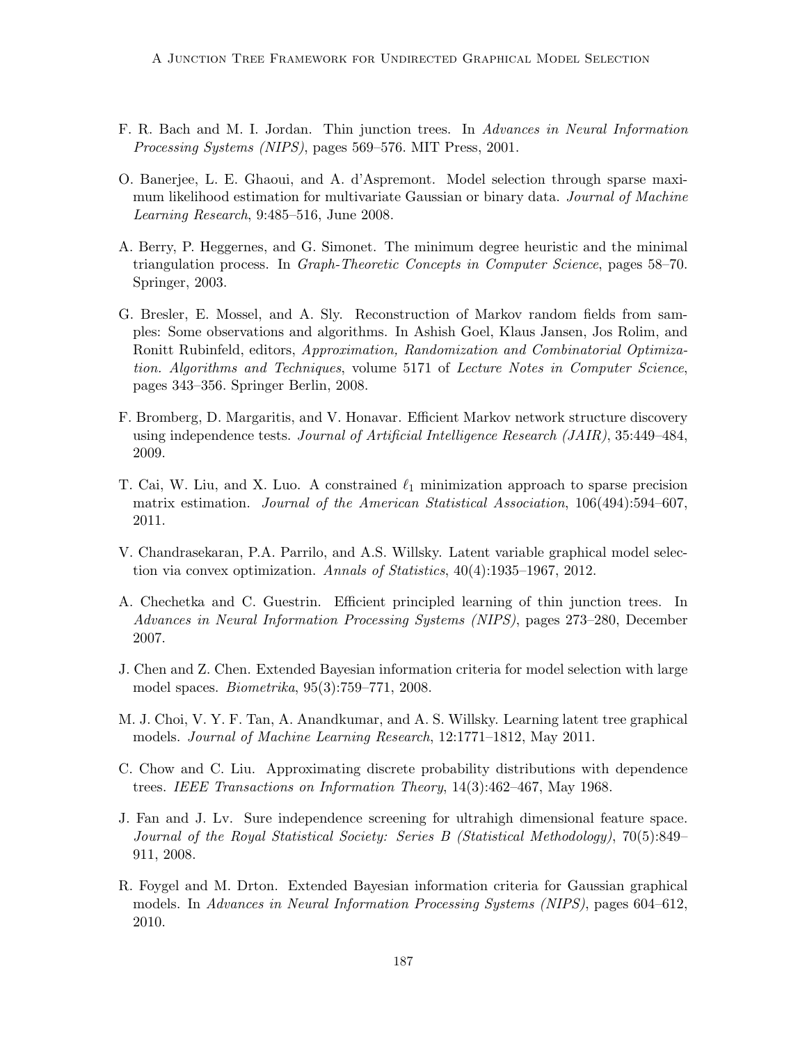F. R. Bach and M. I. Jordan. Thin junction trees. In *Advances in Neural Information Processing Systems (NIPS)*, pages 569–576. MIT Press, 2001.

O. Banerjee, L. E. Ghaoui, and A. d'Aspremont. Model selection through sparse maximum likelihood estimation for multivariate Gaussian or binary data. *Journal of Machine Learning Research*, 9:485–516, June 2008.

A. Berry, P. Heggernes, and G. Simonet. The minimum degree heuristic and the minimal triangulation process. In *Graph-Theoretic Concepts in Computer Science*, pages 58–70. Springer, 2003.

G. Bresler, E. Mossel, and A. Sly. Reconstruction of Markov random fields from samples: Some observations and algorithms. In Ashish Goel, Klaus Jansen, Jos Rolim, and Ronitt Rubinfeld, editors, *Approximation, Randomization and Combinatorial Optimization. Algorithms and Techniques*, volume 5171 of *Lecture Notes in Computer Science*, pages 343–356. Springer Berlin, 2008.

F. Bromberg, D. Margaritis, and V. Honavar. Efficient Markov network structure discovery using independence tests. *Journal of Artificial Intelligence Research (JAIR)*, 35:449–484, 2009.

T. Cai, W. Liu, and X. Luo. A constrained $\ell_1$ minimization approach to sparse precision matrix estimation. *Journal of the American Statistical Association*, 106(494):594–607, 2011.

V. Chandrasekaran, P.A. Parrilo, and A.S. Willsky. Latent variable graphical model selection via convex optimization. *Annals of Statistics*, 40(4):1935–1967, 2012.

A. Chechetka and C. Guestrin. Efficient principled learning of thin junction trees. In *Advances in Neural Information Processing Systems (NIPS)*, pages 273–280, December 2007.

J. Chen and Z. Chen. Extended Bayesian information criteria for model selection with large model spaces. *Biometrika*, 95(3):759–771, 2008.

M. J. Choi, V. Y. F. Tan, A. Anandkumar, and A. S. Willsky. Learning latent tree graphical models. *Journal of Machine Learning Research*, 12:1771–1812, May 2011.

C. Chow and C. Liu. Approximating discrete probability distributions with dependence trees. *IEEE Transactions on Information Theory*, 14(3):462–467, May 1968.

J. Fan and J. Lv. Sure independence screening for ultrahigh dimensional feature space. *Journal of the Royal Statistical Society: Series B (Statistical Methodology)*, 70(5):849–911, 2008.

R. Foygel and M. Drton. Extended Bayesian information criteria for Gaussian graphical models. In *Advances in Neural Information Processing Systems (NIPS)*, pages 604–612, 2010.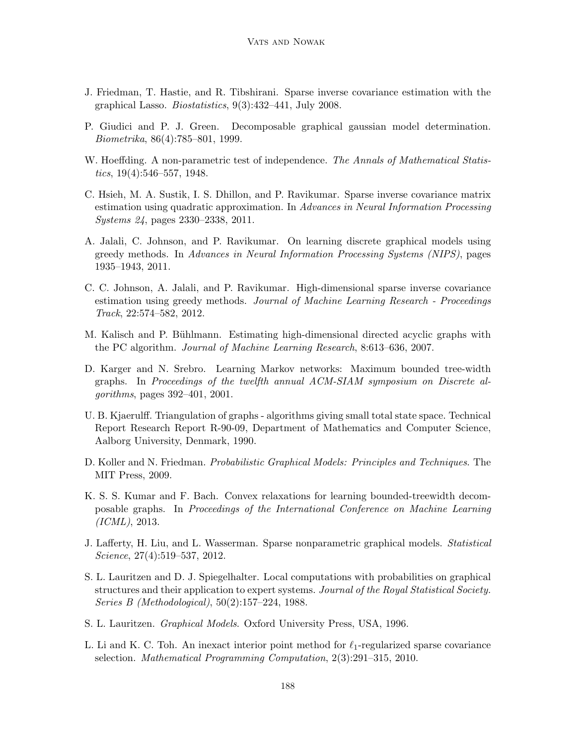J. Friedman, T. Hastie, and R. Tibshirani. Sparse inverse covariance estimation with the graphical Lasso. *Biostatistics*, 9(3):432–441, July 2008.

P. Giudici and P. J. Green. Decomposable graphical gaussian model determination. *Biometrika*, 86(4):785–801, 1999.

W. Hoeffding. A non-parametric test of independence. *The Annals of Mathematical Statistics*, 19(4):546–557, 1948.

C. Hsieh, M. A. Sustik, I. S. Dhillon, and P. Ravikumar. Sparse inverse covariance matrix estimation using quadratic approximation. In *Advances in Neural Information Processing Systems 24*, pages 2330–2338, 2011.

A. Jalali, C. Johnson, and P. Ravikumar. On learning discrete graphical models using greedy methods. In *Advances in Neural Information Processing Systems (NIPS)*, pages 1935–1943, 2011.

C. C. Johnson, A. Jalali, and P. Ravikumar. High-dimensional sparse inverse covariance estimation using greedy methods. *Journal of Machine Learning Research - Proceedings Track*, 22:574–582, 2012.

M. Kalisch and P. Bühlmann. Estimating high-dimensional directed acyclic graphs with the PC algorithm. *Journal of Machine Learning Research*, 8:613–636, 2007.

D. Karger and N. Srebro. Learning Markov networks: Maximum bounded tree-width graphs. In *Proceedings of the twelfth annual ACM-SIAM symposium on Discrete algorithms*, pages 392–401, 2001.

U. B. Kjaerulff. Triangulation of graphs - algorithms giving small total state space. Technical Report Research Report R-90-09, Department of Mathematics and Computer Science, Aalborg University, Denmark, 1990.

D. Koller and N. Friedman. *Probabilistic Graphical Models: Principles and Techniques*. The MIT Press, 2009.

K. S. S. Kumar and F. Bach. Convex relaxations for learning bounded-treewidth decomposable graphs. In *Proceedings of the International Conference on Machine Learning (ICML)*, 2013.

J. Lafferty, H. Liu, and L. Wasserman. Sparse nonparametric graphical models. *Statistical Science*, 27(4):519–537, 2012.

S. L. Lauritzen and D. J. Spiegelhalter. Local computations with probabilities on graphical structures and their application to expert systems. *Journal of the Royal Statistical Society. Series B (Methodological)*, 50(2):157–224, 1988.

S. L. Lauritzen. *Graphical Models*. Oxford University Press, USA, 1996.

L. Li and K. C. Toh. An inexact interior point method for $\ell_1$-regularized sparse covariance selection. *Mathematical Programming Computation*, 2(3):291–315, 2010.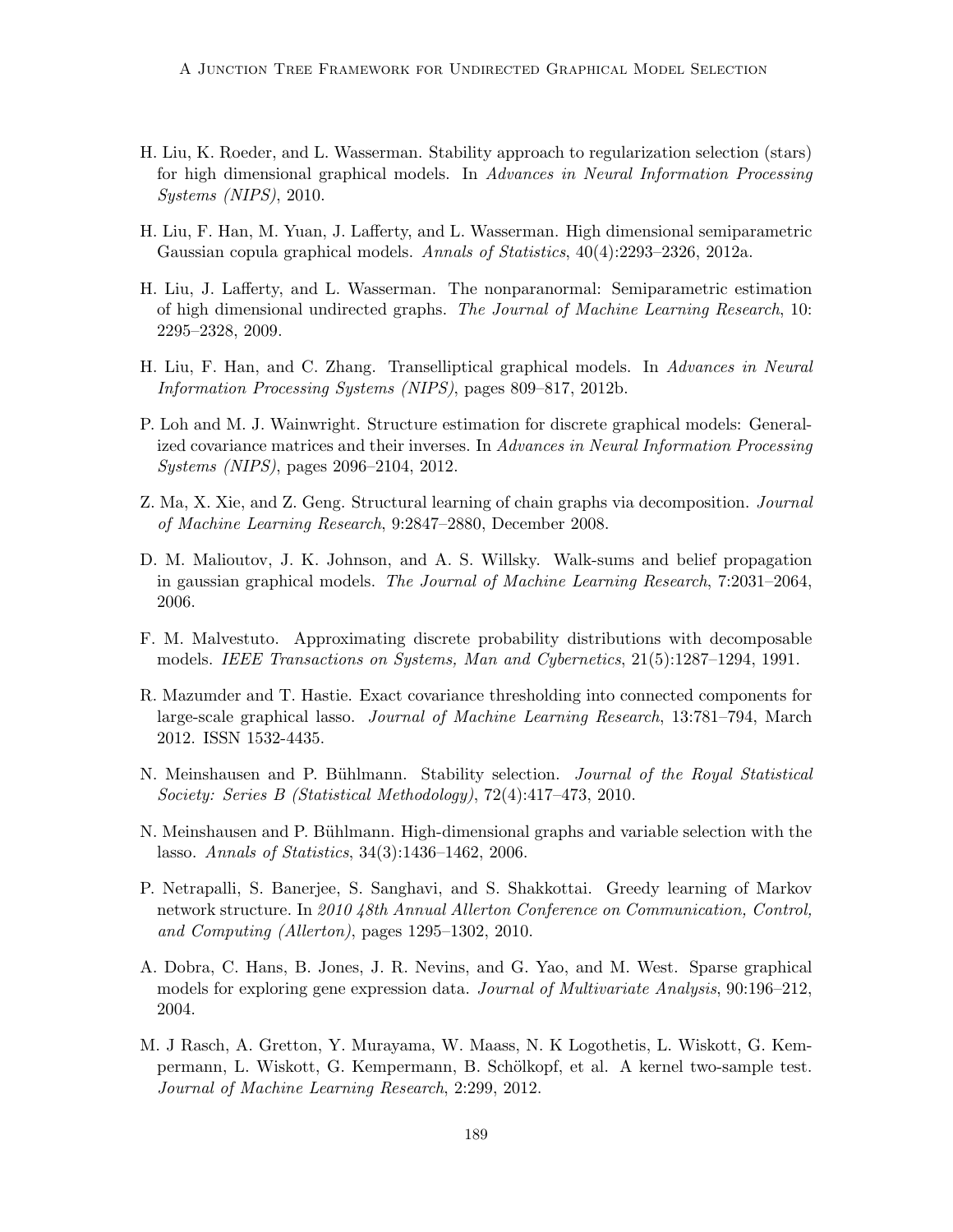H. Liu, K. Roeder, and L. Wasserman. Stability approach to regularization selection (stars) for high dimensional graphical models. In *Advances in Neural Information Processing Systems (NIPS)*, 2010.

H. Liu, F. Han, M. Yuan, J. Lafferty, and L. Wasserman. High dimensional semiparametric Gaussian copula graphical models. *Annals of Statistics*, 40(4):2293–2326, 2012a.

H. Liu, J. Lafferty, and L. Wasserman. The nonparanormal: Semiparametric estimation of high dimensional undirected graphs. *The Journal of Machine Learning Research*, 10: 2295–2328, 2009.

H. Liu, F. Han, and C. Zhang. Transelliptical graphical models. In *Advances in Neural Information Processing Systems (NIPS)*, pages 809–817, 2012b.

P. Loh and M. J. Wainwright. Structure estimation for discrete graphical models: Generalized covariance matrices and their inverses. In *Advances in Neural Information Processing Systems (NIPS)*, pages 2096–2104, 2012.

Z. Ma, X. Xie, and Z. Geng. Structural learning of chain graphs via decomposition. *Journal of Machine Learning Research*, 9:2847–2880, December 2008.

D. M. Malioutov, J. K. Johnson, and A. S. Willsky. Walk-sums and belief propagation in gaussian graphical models. *The Journal of Machine Learning Research*, 7:2031–2064, 2006.

F. M. Malvestuto. Approximating discrete probability distributions with decomposable models. *IEEE Transactions on Systems, Man and Cybernetics*, 21(5):1287–1294, 1991.

R. Mazumder and T. Hastie. Exact covariance thresholding into connected components for large-scale graphical lasso. *Journal of Machine Learning Research*, 13:781–794, March 2012. ISSN 1532-4435.

N. Meinshausen and P. Bühlmann. Stability selection. *Journal of the Royal Statistical Society: Series B (Statistical Methodology)*, 72(4):417–473, 2010.

N. Meinshausen and P. Bühlmann. High-dimensional graphs and variable selection with the lasso. *Annals of Statistics*, 34(3):1436–1462, 2006.

P. Netrapalli, S. Banerjee, S. Sanghavi, and S. Shakkottai. Greedy learning of Markov network structure. In *2010 48th Annual Allerton Conference on Communication, Control, and Computing (Allerton)*, pages 1295–1302, 2010.

A. Dobra, C. Hans, B. Jones, J. R. Nevins, and G. Yao, and M. West. Sparse graphical models for exploring gene expression data. *Journal of Multivariate Analysis*, 90:196–212, 2004.

M. J Rasch, A. Gretton, Y. Murayama, W. Maass, N. K Logothetis, L. Wiskott, G. Kempermann, L. Wiskott, G. Kempermann, B. Schölkopf, et al. A kernel two-sample test. *Journal of Machine Learning Research*, 2:299, 2012.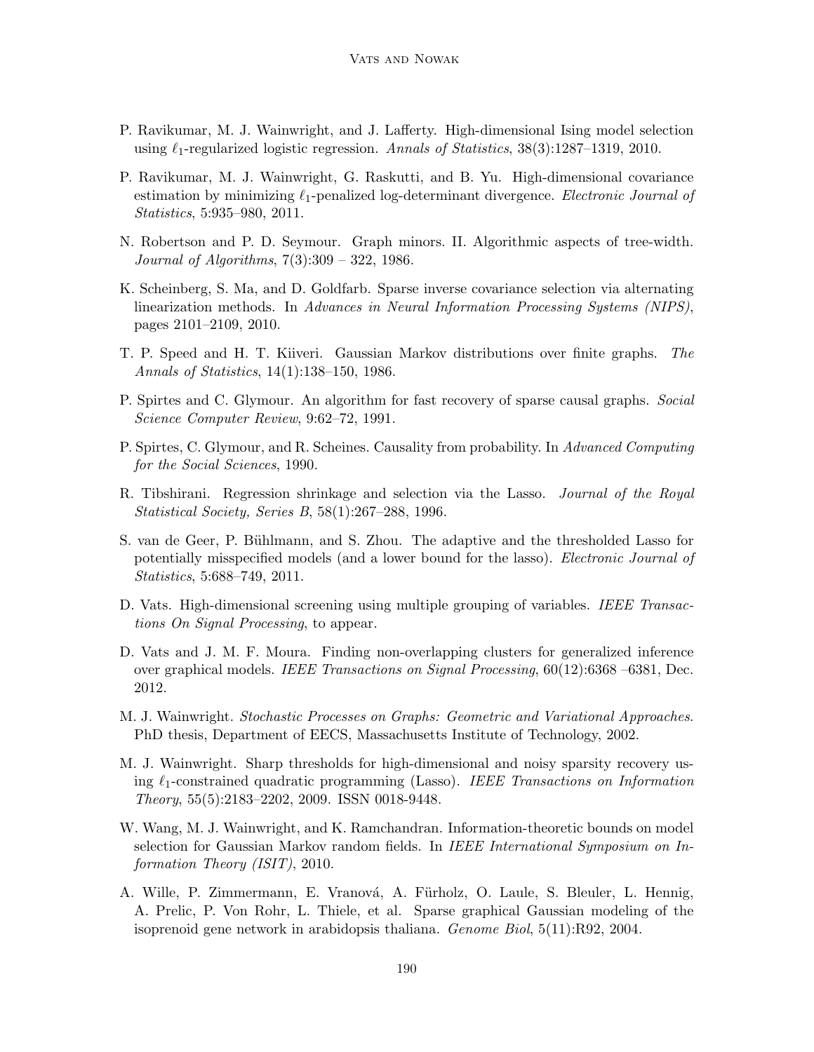P. Ravikumar, M. J. Wainwright, and J. Lafferty. High-dimensional Ising model selection using $\ell_1$-regularized logistic regression. *Annals of Statistics*, 38(3):1287–1319, 2010.

P. Ravikumar, M. J. Wainwright, G. Raskutti, and B. Yu. High-dimensional covariance estimation by minimizing $\ell_1$-penalized log-determinant divergence. *Electronic Journal of Statistics*, 5:935–980, 2011.

N. Robertson and P. D. Seymour. Graph minors. II. Algorithmic aspects of tree-width. *Journal of Algorithms*, 7(3):309 – 322, 1986.

K. Scheinberg, S. Ma, and D. Goldfarb. Sparse inverse covariance selection via alternating linearization methods. In *Advances in Neural Information Processing Systems (NIPS)*, pages 2101–2109, 2010.

T. P. Speed and H. T. Kiiveri. Gaussian Markov distributions over finite graphs. *The Annals of Statistics*, 14(1):138–150, 1986.

P. Spirtes and C. Glymour. An algorithm for fast recovery of sparse causal graphs. *Social Science Computer Review*, 9:62–72, 1991.

P. Spirtes, C. Glymour, and R. Scheines. Causality from probability. In *Advanced Computing for the Social Sciences*, 1990.

R. Tibshirani. Regression shrinkage and selection via the Lasso. *Journal of the Royal Statistical Society, Series B*, 58(1):267–288, 1996.

S. van de Geer, P. Bühlmann, and S. Zhou. The adaptive and the thresholded Lasso for potentially misspecified models (and a lower bound for the lasso). *Electronic Journal of Statistics*, 5:688–749, 2011.

D. Vats. High-dimensional screening using multiple grouping of variables. *IEEE Transactions On Signal Processing*, to appear.

D. Vats and J. M. F. Moura. Finding non-overlapping clusters for generalized inference over graphical models. *IEEE Transactions on Signal Processing*, 60(12):6368 –6381, Dec. 2012.

M. J. Wainwright. *Stochastic Processes on Graphs: Geometric and Variational Approaches*. PhD thesis, Department of EECS, Massachusetts Institute of Technology, 2002.

M. J. Wainwright. Sharp thresholds for high-dimensional and noisy sparsity recovery using $\ell_1$-constrained quadratic programming (Lasso). *IEEE Transactions on Information Theory*, 55(5):2183–2202, 2009. ISSN 0018-9448.

W. Wang, M. J. Wainwright, and K. Ramchandran. Information-theoretic bounds on model selection for Gaussian Markov random fields. In *IEEE International Symposium on Information Theory (ISIT)*, 2010.

A. Wille, P. Zimmermann, E. Vranová, A. Fürholz, O. Laule, S. Bleuler, L. Hennig, A. Prelic, P. Von Rohr, L. Thiele, et al. Sparse graphical Gaussian modeling of the isoprenoid gene network in arabidopsis thaliana. *Genome Biol*, 5(11):R92, 2004.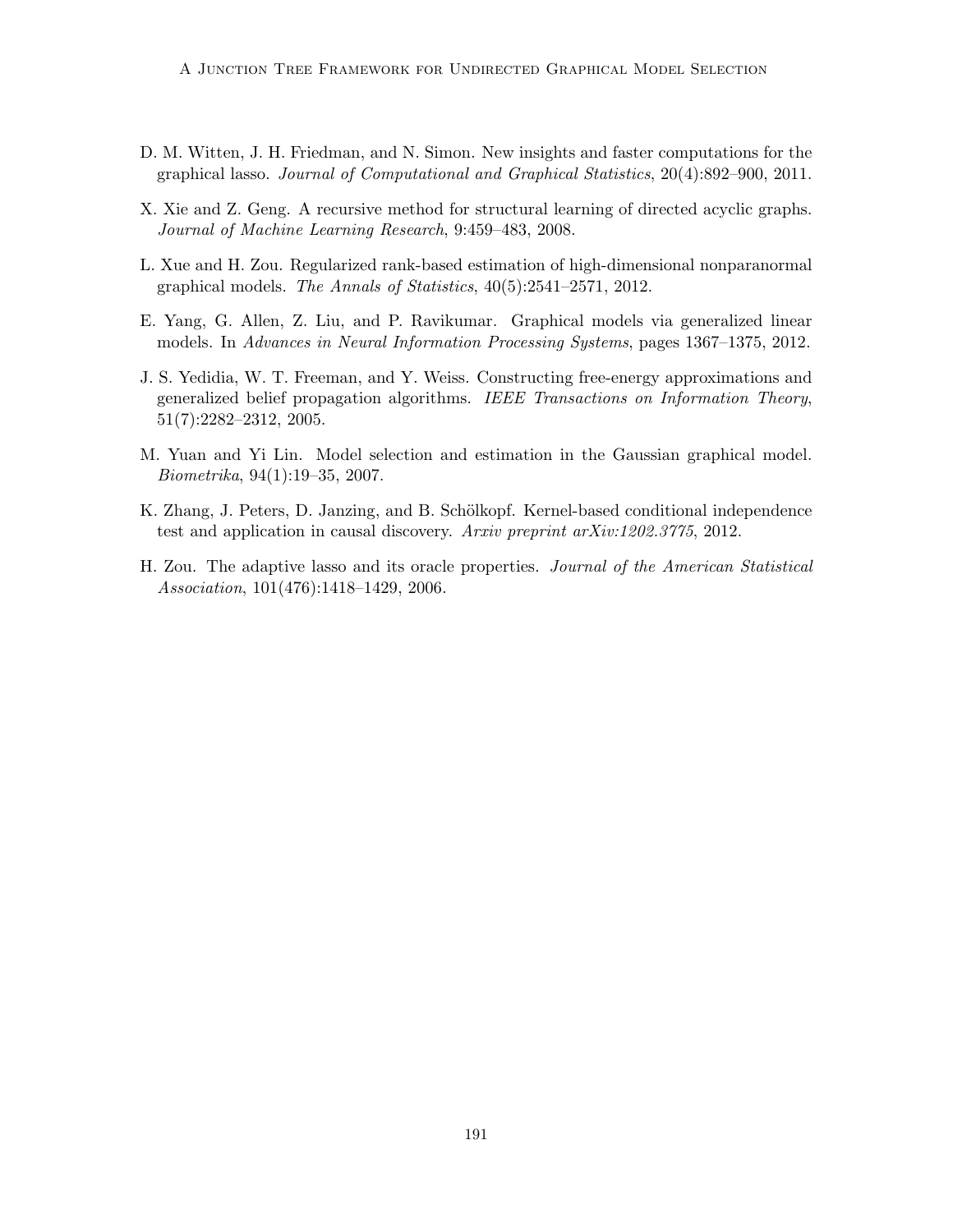D. M. Witten, J. H. Friedman, and N. Simon. New insights and faster computations for the graphical lasso. *Journal of Computational and Graphical Statistics*, 20(4):892–900, 2011.

X. Xie and Z. Geng. A recursive method for structural learning of directed acyclic graphs. *Journal of Machine Learning Research*, 9:459–483, 2008.

L. Xue and H. Zou. Regularized rank-based estimation of high-dimensional nonparanormal graphical models. *The Annals of Statistics*, 40(5):2541–2571, 2012.

E. Yang, G. Allen, Z. Liu, and P. Ravikumar. Graphical models via generalized linear models. In *Advances in Neural Information Processing Systems*, pages 1367–1375, 2012.

J. S. Yedidia, W. T. Freeman, and Y. Weiss. Constructing free-energy approximations and generalized belief propagation algorithms. *IEEE Transactions on Information Theory*, 51(7):2282–2312, 2005.

M. Yuan and Yi Lin. Model selection and estimation in the Gaussian graphical model. *Biometrika*, 94(1):19–35, 2007.

K. Zhang, J. Peters, D. Janzing, and B. Schölkopf. Kernel-based conditional independence test and application in causal discovery. *Arxiv preprint arXiv:1202.3775*, 2012.

H. Zou. The adaptive lasso and its oracle properties. *Journal of the American Statistical Association*, 101(476):1418–1429, 2006.